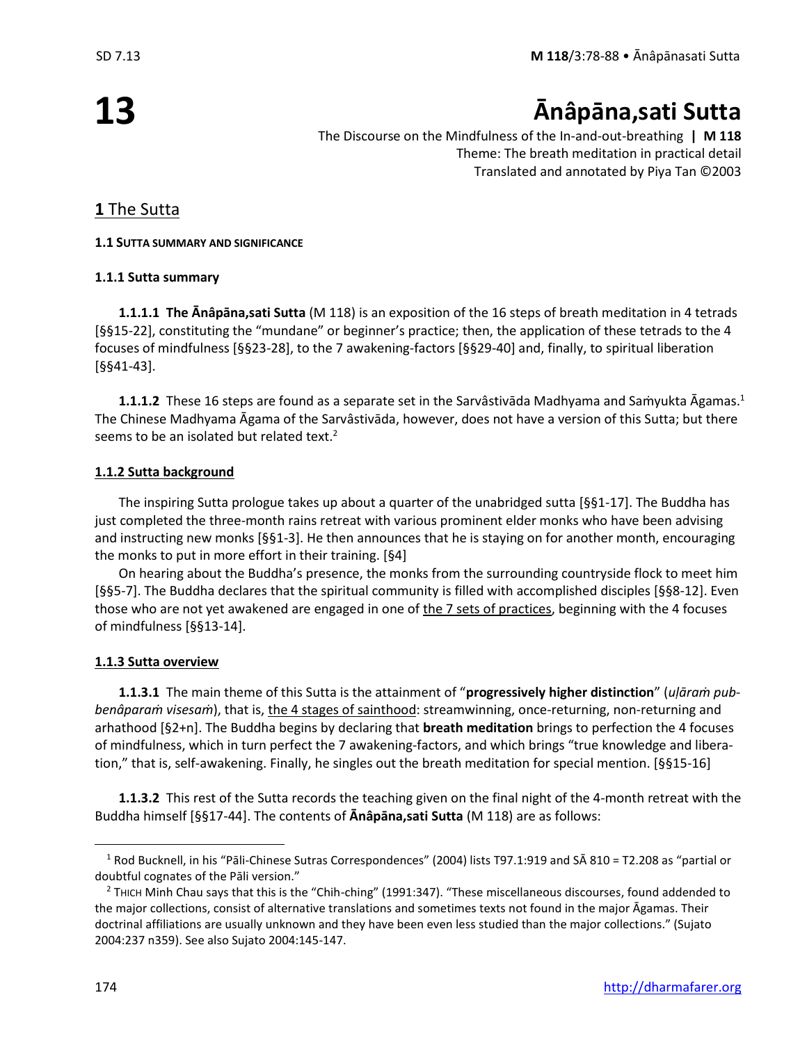# 13 Ānâpāna,sati Sutta

The Discourse on the Mindfulness of the In-and-out-breathing **| M 118**
Theme: The breath meditation in practical detail
Translated and annotated by Piya Tan ©2003

## 1 The Sutta

### 1.1 SUTTA SUMMARY AND SIGNIFICANCE

#### 1.1.1 Sutta summary

**1.1.1.1 The Ānâpāna,sati Sutta** (M 118) is an exposition of the 16 steps of breath meditation in 4 tetrads [§§15-22], constituting the "mundane" or beginner's practice; then, the application of these tetrads to the 4 focuses of mindfulness [§§23-28], to the 7 awakening-factors [§§29-40] and, finally, to spiritual liberation [§§41-43].

**1.1.1.2** These 16 steps are found as a separate set in the Sarvâstivāda Madhyama and Saṁyukta Āgamas.[1] The Chinese Madhyama Āgama of the Sarvâstivāda, however, does not have a version of this Sutta; but there seems to be an isolated but related text.[2]

#### 1.1.2 Sutta background

The inspiring Sutta prologue takes up about a quarter of the unabridged sutta [§§1-17]. The Buddha has just completed the three-month rains retreat with various prominent elder monks who have been advising and instructing new monks [§§1-3]. He then announces that he is staying on for another month, encouraging the monks to put in more effort in their training. [§4]

On hearing about the Buddha's presence, the monks from the surrounding countryside flock to meet him [§§5-7]. The Buddha declares that the spiritual community is filled with accomplished disciples [§§8-12]. Even those who are not yet awakened are engaged in one of the 7 sets of practices, beginning with the 4 focuses of mindfulness [§§13-14].

#### 1.1.3 Sutta overview

**1.1.3.1** The main theme of this Sutta is the attainment of "**progressively higher distinction**" (*uḷāraṁ pubbenâparaṁ visesaṁ*), that is, the 4 stages of sainthood: streamwinning, once-returning, non-returning and arhathood [§2+n]. The Buddha begins by declaring that **breath meditation** brings to perfection the 4 focuses of mindfulness, which in turn perfect the 7 awakening-factors, and which brings "true knowledge and liberation," that is, self-awakening. Finally, he singles out the breath meditation for special mention. [§§15-16]

**1.1.3.2** This rest of the Sutta records the teaching given on the final night of the 4-month retreat with the Buddha himself [§§17-44]. The contents of **Ānâpāna,sati Sutta** (M 118) are as follows:

---

[1] Rod Bucknell, in his "Pāli-Chinese Sutras Correspondences" (2004) lists T97.1:919 and SĀ 810 = T2.208 as "partial or doubtful cognates of the Pāli version."

[2] THICH Minh Chau says that this is the "Chih-ching" (1991:347). "These miscellaneous discourses, found addended to the major collections, consist of alternative translations and sometimes texts not found in the major Āgamas. Their doctrinal affiliations are usually unknown and they have been even less studied than the major collections." (Sujato 2004:237 n359). See also Sujato 2004:145-147.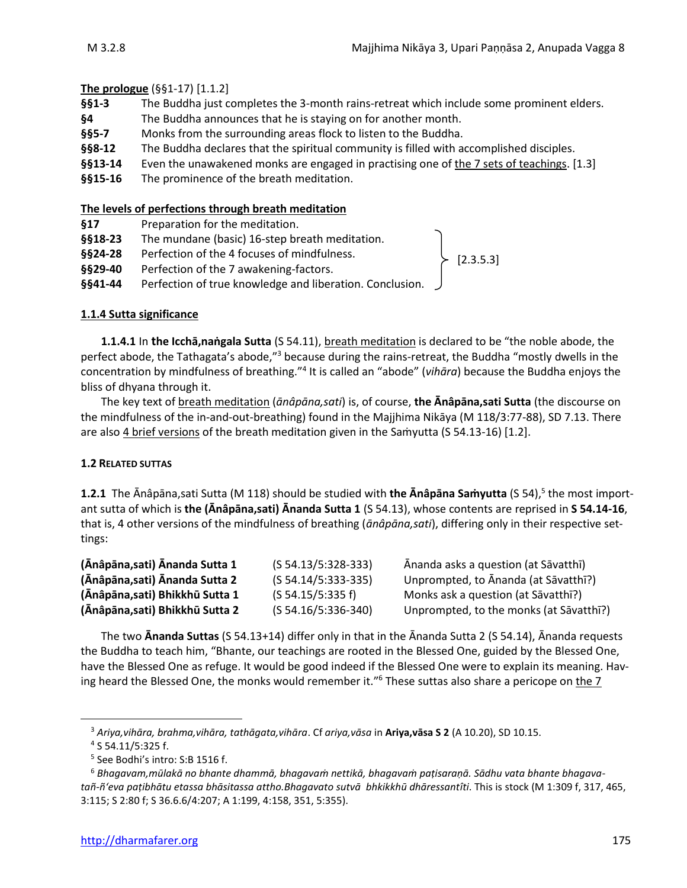**The prologue** (§§1-17) [1.1.2]

| | |
|---|---|
| **§§1-3** | The Buddha just completes the 3-month rains-retreat which include some prominent elders. |
| **§4** | The Buddha announces that he is staying on for another month. |
| **§§5-7** | Monks from the surrounding areas flock to listen to the Buddha. |
| **§§8-12** | The Buddha declares that the spiritual community is filled with accomplished disciples. |
| **§§13-14** | Even the unawakened monks are engaged in practising one of the 7 sets of teachings. [1.3] |
| **§§15-16** | The prominence of the breath meditation. |

**The levels of perfections through breath meditation**

| | | |
|---|---|---|
| **§17** | Preparation for the meditation. | [2.3.5.3] |
| **§§18-23** | The mundane (basic) 16-step breath meditation. | |
| **§§24-28** | Perfection of the 4 focuses of mindfulness. | |
| **§§29-40** | Perfection of the 7 awakening-factors. | |
| **§§41-44** | Perfection of true knowledge and liberation. Conclusion. | |

### 1.1.4 Sutta significance

**1.1.4.1** In **the Icchā,naṅgala Sutta** (S 54.11), breath meditation is declared to be "the noble abode, the perfect abode, the Tathagata's abode,"[3] because during the rains-retreat, the Buddha "mostly dwells in the concentration by mindfulness of breathing."[4] It is called an "abode" (*vihāra*) because the Buddha enjoys the bliss of dhyana through it.

The key text of breath meditation (*ānâpāna,sati*) is, of course, **the Ānâpāna,sati Sutta** (the discourse on the mindfulness of the in-and-out-breathing) found in the Majjhima Nikāya (M 118/3:77-88), SD 7.13. There are also 4 brief versions of the breath meditation given in the Saṁyutta (S 54.13-16) [1.2].

### 1.2 Related suttas

**1.2.1** The Ānâpāna,sati Sutta (M 118) should be studied with **the Ānâpāna Saṁyutta** (S 54),[5] the most important sutta of which is **the (Ānâpāna,sati) Ānanda Sutta 1** (S 54.13), whose contents are reprised in **S 54.14-16**, that is, 4 other versions of the mindfulness of breathing (*ānâpāna,sati*), differing only in their respective settings:

| | | |
|---|---|---|
| **(Ānâpāna,sati) Ānanda Sutta 1** | (S 54.13/5:328-333) | Ānanda asks a question (at Sāvatthī) |
| **(Ānâpāna,sati) Ānanda Sutta 2** | (S 54.14/5:333-335) | Unprompted, to Ānanda (at Sāvatthī?) |
| **(Ānâpāna,sati) Bhikkhū Sutta 1** | (S 54.15/5:335 f) | Monks ask a question (at Sāvatthī?) |
| **(Ānâpāna,sati) Bhikkhū Sutta 2** | (S 54.16/5:336-340) | Unprompted, to the monks (at Sāvatthī?) |

The two **Ānanda Suttas** (S 54.13+14) differ only in that in the Ānanda Sutta 2 (S 54.14), Ānanda requests the Buddha to teach him, "Bhante, our teachings are rooted in the Blessed One, guided by the Blessed One, have the Blessed One as refuge. It would be good indeed if the Blessed One were to explain its meaning. Having heard the Blessed One, the monks would remember it."[6] These suttas also share a pericope on the 7

---

[3] *Ariya,vihāra, brahma,vihāra, tathāgata,vihāra*. Cf *ariya,vāsa* in **Ariya,vāsa S 2** (A 10.20), SD 10.15.

[4] S 54.11/5:325 f.

[5] See Bodhi's intro: S:B 1516 f.

[6] *Bhagavam,mūlakā no bhante dhammā, bhagavaṁ nettikā, bhagavaṁ paṭisaraṇā. Sādhu vata bhante bhagavatañ-ñ'eva paṭibhātu etassa bhāsitassa attho.Bhagavato sutvā bhkikkhū dhāressantîti*. This is stock (M 1:309 f, 317, 465, 3:115; S 2:80 f; S 36.6.6/4:207; A 1:199, 4:158, 351, 5:355).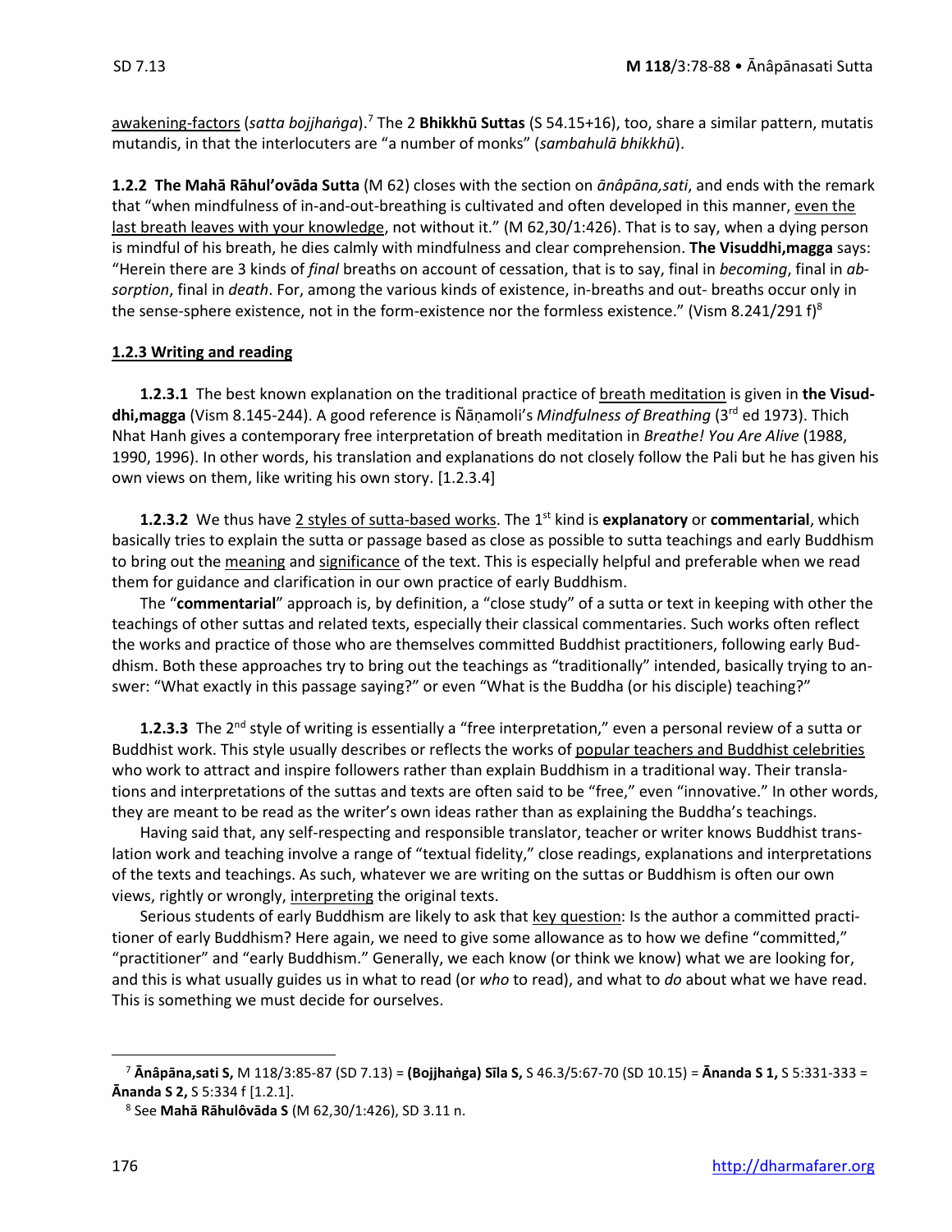awakening-factors (*satta bojjhaṅga*).[7] The 2 **Bhikkhū Suttas** (S 54.15+16), too, share a similar pattern, mutatis mutandis, in that the interlocuters are "a number of monks" (*sambahulā bhikkhū*).

**1.2.2 The Mahā Rāhul'ovāda Sutta** (M 62) closes with the section on *ānâpāna,sati*, and ends with the remark that "when mindfulness of in-and-out-breathing is cultivated and often developed in this manner, even the last breath leaves with your knowledge, not without it." (M 62,30/1:426). That is to say, when a dying person is mindful of his breath, he dies calmly with mindfulness and clear comprehension. **The Visuddhi,magga** says: "Herein there are 3 kinds of *final* breaths on account of cessation, that is to say, final in *becoming*, final in *absorption*, final in *death*. For, among the various kinds of existence, in-breaths and out- breaths occur only in the sense-sphere existence, not in the form-existence nor the formless existence." (Vism 8.241/291 f)[8]

**1.2.3 Writing and reading**

**1.2.3.1** The best known explanation on the traditional practice of breath meditation is given in **the Visuddhi,magga** (Vism 8.145-244). A good reference is Ñāṇamoli's *Mindfulness of Breathing* (3rd ed 1973). Thich Nhat Hanh gives a contemporary free interpretation of breath meditation in *Breathe! You Are Alive* (1988, 1990, 1996). In other words, his translation and explanations do not closely follow the Pali but he has given his own views on them, like writing his own story. [1.2.3.4]

**1.2.3.2** We thus have 2 styles of sutta-based works. The 1st kind is **explanatory** or **commentarial**, which basically tries to explain the sutta or passage based as close as possible to sutta teachings and early Buddhism to bring out the meaning and significance of the text. This is especially helpful and preferable when we read them for guidance and clarification in our own practice of early Buddhism.

The "**commentarial**" approach is, by definition, a "close study" of a sutta or text in keeping with other the teachings of other suttas and related texts, especially their classical commentaries. Such works often reflect the works and practice of those who are themselves committed Buddhist practitioners, following early Buddhism. Both these approaches try to bring out the teachings as "traditionally" intended, basically trying to answer: "What exactly in this passage saying?" or even "What is the Buddha (or his disciple) teaching?"

**1.2.3.3** The 2nd style of writing is essentially a "free interpretation," even a personal review of a sutta or Buddhist work. This style usually describes or reflects the works of popular teachers and Buddhist celebrities who work to attract and inspire followers rather than explain Buddhism in a traditional way. Their translations and interpretations of the suttas and texts are often said to be "free," even "innovative." In other words, they are meant to be read as the writer's own ideas rather than as explaining the Buddha's teachings.

Having said that, any self-respecting and responsible translator, teacher or writer knows Buddhist translation work and teaching involve a range of "textual fidelity," close readings, explanations and interpretations of the texts and teachings. As such, whatever we are writing on the suttas or Buddhism is often our own views, rightly or wrongly, interpreting the original texts.

Serious students of early Buddhism are likely to ask that key question: Is the author a committed practitioner of early Buddhism? Here again, we need to give some allowance as to how we define "committed," "practitioner" and "early Buddhism." Generally, we each know (or think we know) what we are looking for, and this is what usually guides us in what to read (or *who* to read), and what to *do* about what we have read. This is something we must decide for ourselves.

---

[7] **Ānâpāna,sati S,** M 118/3:85-87 (SD 7.13) = **(Bojjhaṅga) Sīla S,** S 46.3/5:67-70 (SD 10.15) = **Ānanda S 1,** S 5:331-333 = **Ānanda S 2,** S 5:334 f [1.2.1].

[8] See **Mahā Rāhulôvāda S** (M 62,30/1:426), SD 3.11 n.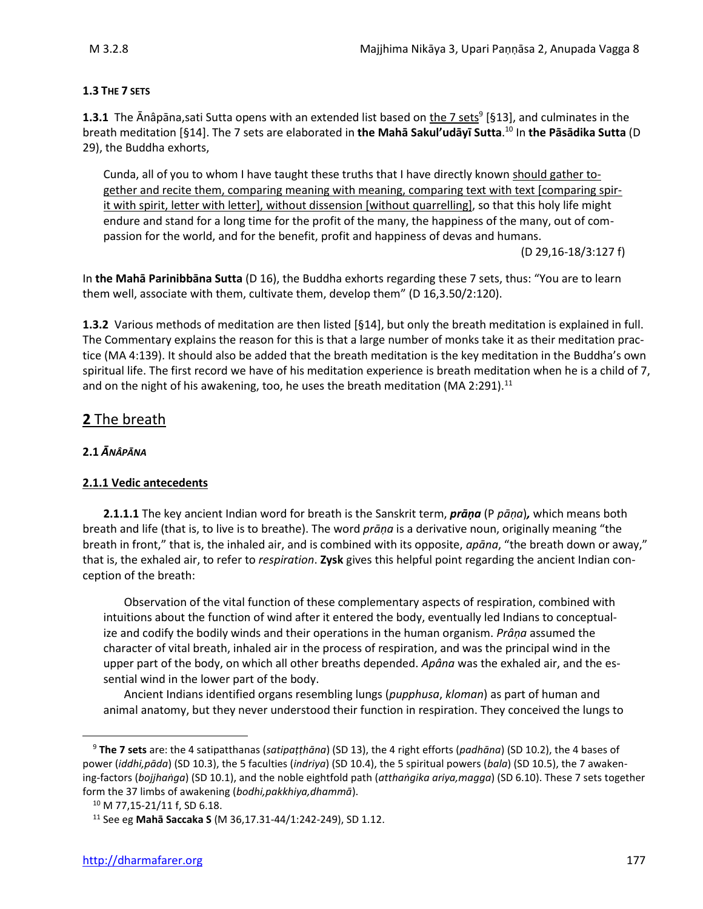### 1.3 The 7 sets

**1.3.1** The Ānâpāna,sati Sutta opens with an extended list based on <u>the 7 sets</u>[9] [§13], and culminates in the breath meditation [§14]. The 7 sets are elaborated in **the Mahā Sakul'udāyī Sutta**.[10] In **the Pāsādika Sutta** (D 29), the Buddha exhorts,

> Cunda, all of you to whom I have taught these truths that I have directly known <u>should gather together and recite them, comparing meaning with meaning, comparing text with text [comparing spirit with spirit, letter with letter], without dissension [without quarrelling]</u>, so that this holy life might endure and stand for a long time for the profit of the many, the happiness of the many, out of compassion for the world, and for the benefit, profit and happiness of devas and humans.
>
> (D 29,16-18/3:127 f)

In **the Mahā Parinibbāna Sutta** (D 16), the Buddha exhorts regarding these 7 sets, thus: "You are to learn them well, associate with them, cultivate them, develop them" (D 16,3.50/2:120).

**1.3.2** Various methods of meditation are then listed [§14], but only the breath meditation is explained in full. The Commentary explains the reason for this is that a large number of monks take it as their meditation practice (MA 4:139). It should also be added that the breath meditation is the key meditation in the Buddha's own spiritual life. The first record we have of his meditation experience is breath meditation when he is a child of 7, and on the night of his awakening, too, he uses the breath meditation (MA 2:291).[11]

## <u>**2** The breath</u>

### 2.1 *ĀNÂPĀNA*

#### <u>2.1.1 Vedic antecedents</u>

**2.1.1.1** The key ancient Indian word for breath is the Sanskrit term, ***prāṇa*** (P *pāṇa*), which means both breath and life (that is, to live is to breathe). The word *prāṇa* is a derivative noun, originally meaning "the breath in front," that is, the inhaled air, and is combined with its opposite, *apāna*, "the breath down or away," that is, the exhaled air, to refer to *respiration*. **Zysk** gives this helpful point regarding the ancient Indian conception of the breath:

> Observation of the vital function of these complementary aspects of respiration, combined with intuitions about the function of wind after it entered the body, eventually led Indians to conceptualize and codify the bodily winds and their operations in the human organism. *Prâṇa* assumed the character of vital breath, inhaled air in the process of respiration, and was the principal wind in the upper part of the body, on which all other breaths depended. *Apâna* was the exhaled air, and the essential wind in the lower part of the body.
>
> Ancient Indians identified organs resembling lungs (*pupphusa*, *kloman*) as part of human and animal anatomy, but they never understood their function in respiration. They conceived the lungs to

---

[9] **The 7 sets** are: the 4 satipatthanas (*satipaṭṭhāna*) (SD 13), the 4 right efforts (*padhāna*) (SD 10.2), the 4 bases of power (*iddhi,pāda*) (SD 10.3), the 5 faculties (*indriya*) (SD 10.4), the 5 spiritual powers (*bala*) (SD 10.5), the 7 awakening-factors (*bojjhaṅga*) (SD 10.1), and the noble eightfold path (*atthaṅgika ariya,magga*) (SD 6.10). These 7 sets together form the 37 limbs of awakening (*bodhi,pakkhiya,dhammā*).

[10] M 77,15-21/11 f, SD 6.18.

[11] See eg **Mahā Saccaka S** (M 36,17.31-44/1:242-249), SD 1.12.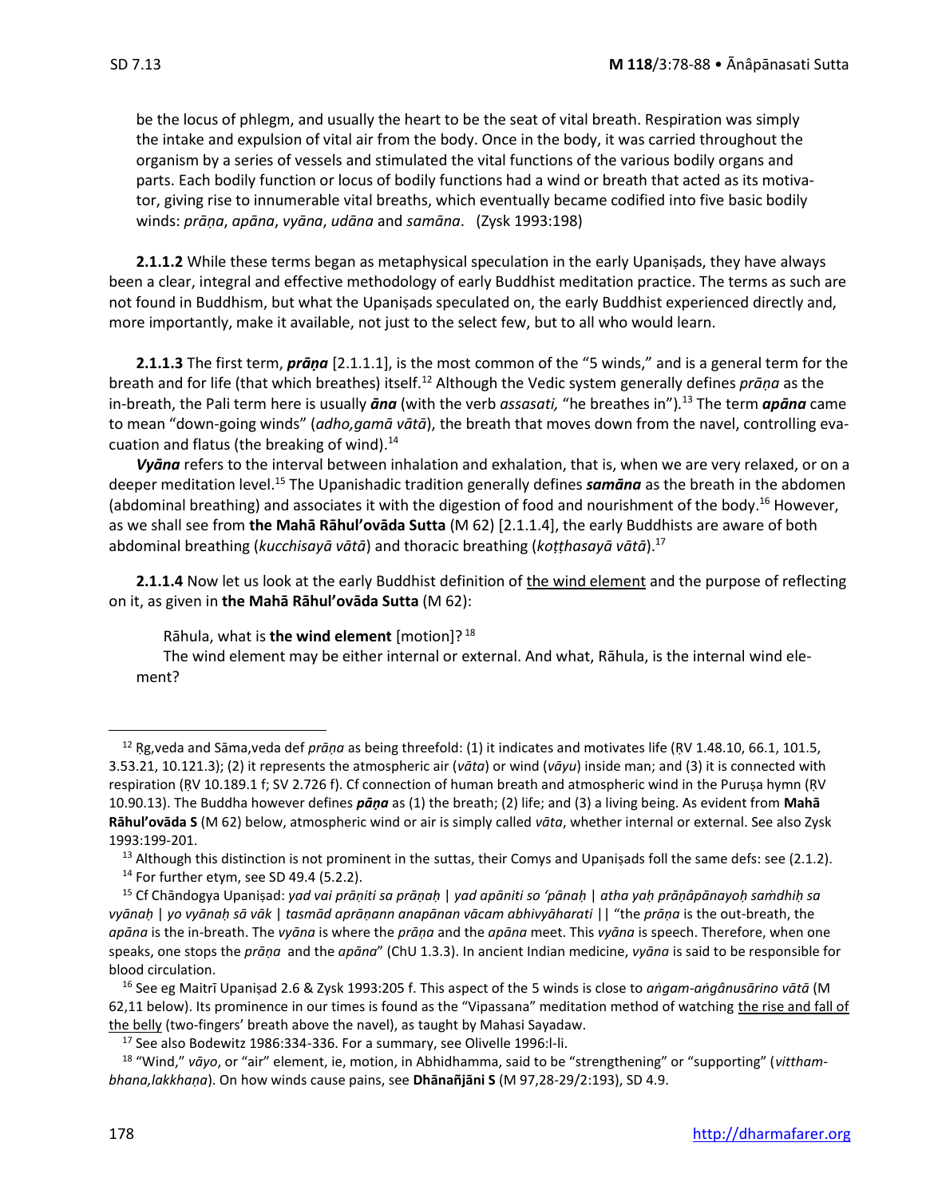> be the locus of phlegm, and usually the heart to be the seat of vital breath. Respiration was simply the intake and expulsion of vital air from the body. Once in the body, it was carried throughout the organism by a series of vessels and stimulated the vital functions of the various bodily organs and parts. Each bodily function or locus of bodily functions had a wind or breath that acted as its motivator, giving rise to innumerable vital breaths, which eventually became codified into five basic bodily winds: *prāṇa*, *apāna*, *vyāna*, *udāna* and *samāna*. (Zysk 1993:198)

**2.1.1.2** While these terms began as metaphysical speculation in the early Upaniṣads, they have always been a clear, integral and effective methodology of early Buddhist meditation practice. The terms as such are not found in Buddhism, but what the Upaniṣads speculated on, the early Buddhist experienced directly and, more importantly, make it available, not just to the select few, but to all who would learn.

**2.1.1.3** The first term, ***prāṇa*** [2.1.1.1], is the most common of the "5 winds," and is a general term for the breath and for life (that which breathes) itself.[12] Although the Vedic system generally defines *prāṇa* as the in-breath, the Pali term here is usually ***āna*** (with the verb *assasati,* "he breathes in").[13] The term ***apāna*** came to mean "down-going winds" (*adho,gamā vātā*), the breath that moves down from the navel, controlling evacuation and flatus (the breaking of wind).[14]

***Vyāna*** refers to the interval between inhalation and exhalation, that is, when we are very relaxed, or on a deeper meditation level.[15] The Upanishadic tradition generally defines ***samāna*** as the breath in the abdomen (abdominal breathing) and associates it with the digestion of food and nourishment of the body.[16] However, as we shall see from **the Mahā Rāhul'ovāda Sutta** (M 62) [2.1.1.4], the early Buddhists are aware of both abdominal breathing (*kucchisayā vātā*) and thoracic breathing (*koṭṭhasayā vātā*).[17]

**2.1.1.4** Now let us look at the early Buddhist definition of the wind element and the purpose of reflecting on it, as given in **the Mahā Rāhul'ovāda Sutta** (M 62):

> Rāhula, what is **the wind element** [motion]? [18]
>
> The wind element may be either internal or external. And what, Rāhula, is the internal wind element?

---

[12] Ṛg,veda and Sāma,veda def *prāṇa* as being threefold: (1) it indicates and motivates life (ṚV 1.48.10, 66.1, 101.5, 3.53.21, 10.121.3); (2) it represents the atmospheric air (*vāta*) or wind (*vāyu*) inside man; and (3) it is connected with respiration (ṚV 10.189.1 f; SV 2.726 f). Cf connection of human breath and atmospheric wind in the Puruṣa hymn (ṚV 10.90.13). The Buddha however defines ***pāṇa*** as (1) the breath; (2) life; and (3) a living being. As evident from **Mahā Rāhul'ovāda S** (M 62) below, atmospheric wind or air is simply called *vāta*, whether internal or external. See also Zysk 1993:199-201.

[13] Although this distinction is not prominent in the suttas, their Comys and Upaniṣads foll the same defs: see (2.1.2).

[14] For further etym, see SD 49.4 (5.2.2).

[15] Cf Chāndogya Upaniṣad: *yad vai prāṇiti sa prāṇaḥ | yad apāniti so 'pānaḥ | atha yaḥ prāṇâpānayoḥ saṁdhiḥ sa vyānaḥ | yo vyānaḥ sā vāk | tasmād aprāṇann anapānan vācam abhivyāharati* || "the *prāṇa* is the out-breath, the *apāna* is the in-breath. The *vyāna* is where the *prāṇa* and the *apāna* meet. This *vyāna* is speech. Therefore, when one speaks, one stops the *prāṇa* and the *apāna*" (ChU 1.3.3). In ancient Indian medicine, *vyāna* is said to be responsible for blood circulation.

[16] See eg Maitrī Upaniṣad 2.6 & Zysk 1993:205 f. This aspect of the 5 winds is close to *aṅgam-aṅgânusārino vātā* (M 62,11 below). Its prominence in our times is found as the "Vipassana" meditation method of watching the rise and fall of the belly (two-fingers' breath above the navel), as taught by Mahasi Sayadaw.

[17] See also Bodewitz 1986:334-336. For a summary, see Olivelle 1996:l-li.

[18] "Wind," *vāyo*, or "air" element, ie, motion, in Abhidhamma, said to be "strengthening" or "supporting" (*vitthambhana,lakkhaṇa*). On how winds cause pains, see **Dhānañjāni S** (M 97,28-29/2:193), SD 4.9.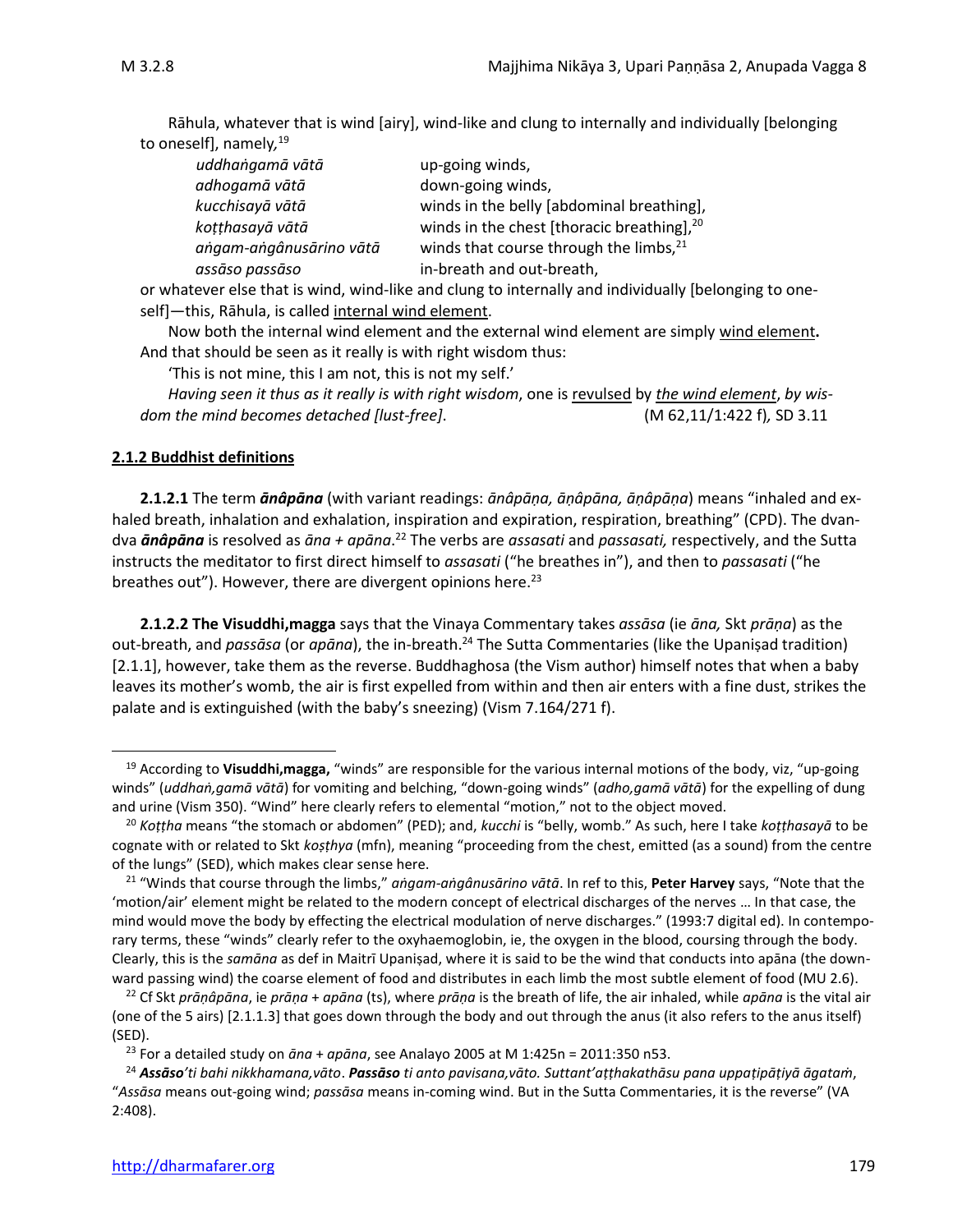Rāhula, whatever that is wind [airy], wind-like and clung to internally and individually [belonging to oneself], namely,[19]

| | |
|---|---|
| *uddhaṅgamā vātā* | up-going winds, |
| *adhogamā vātā* | down-going winds, |
| *kucchisayā vātā* | winds in the belly [abdominal breathing], |
| *koṭṭhasayā vātā* | winds in the chest [thoracic breathing],[20] |
| *aṅgam-aṅgânusārino vātā* | winds that course through the limbs,[21] |
| *assāso passāso* | in-breath and out-breath, |

or whatever else that is wind, wind-like and clung to internally and individually [belonging to oneself]—this, Rāhula, is called <u>internal wind element</u>.

Now both the internal wind element and the external wind element are simply <u>wind element</u>**.** And that should be seen as it really is with right wisdom thus:

'This is not mine, this I am not, this is not my self.'

*Having seen it thus as it really is with right wisdom*, one is <u>revulsed</u> by <u>*the wind element*</u>, *by wisdom the mind becomes detached [lust-free]*. (M 62,11/1:422 f), SD 3.11

### 2.1.2 Buddhist definitions

**2.1.2.1** The term ***ānâpāna*** (with variant readings: *ānâpāṇa, āṇâpāna, āṇâpāṇa*) means "inhaled and exhaled breath, inhalation and exhalation, inspiration and expiration, respiration, breathing" (CPD). The dvandva ***ānâpāna*** is resolved as *āna + apāna*.[22] The verbs are *assasati* and *passasati,* respectively, and the Sutta instructs the meditator to first direct himself to *assasati* ("he breathes in"), and then to *passasati* ("he breathes out"). However, there are divergent opinions here.[23]

**2.1.2.2 The Visuddhi,magga** says that the Vinaya Commentary takes *assāsa* (ie *āna,* Skt *prāṇa*) as the out-breath, and *passāsa* (or *apāna*), the in-breath.[24] The Sutta Commentaries (like the Upaniṣad tradition) [2.1.1], however, take them as the reverse. Buddhaghosa (the Vism author) himself notes that when a baby leaves its mother's womb, the air is first expelled from within and then air enters with a fine dust, strikes the palate and is extinguished (with the baby's sneezing) (Vism 7.164/271 f).

---

[19] According to **Visuddhi,magga,** "winds" are responsible for the various internal motions of the body, viz, "up-going winds" (*uddhaṅ,gamā vātā*) for vomiting and belching, "down-going winds" (*adho,gamā vātā*) for the expelling of dung and urine (Vism 350). "Wind" here clearly refers to elemental "motion," not to the object moved.

[20] *Koṭṭha* means "the stomach or abdomen" (PED); and, *kucchi* is "belly, womb." As such, here I take *koṭṭhasayā* to be cognate with or related to Skt *koṣṭhya* (mfn), meaning "proceeding from the chest, emitted (as a sound) from the centre of the lungs" (SED), which makes clear sense here.

[21] "Winds that course through the limbs," *aṅgam-aṅgânusārino vātā*. In ref to this, **Peter Harvey** says, "Note that the 'motion/air' element might be related to the modern concept of electrical discharges of the nerves … In that case, the mind would move the body by effecting the electrical modulation of nerve discharges." (1993:7 digital ed). In contemporary terms, these "winds" clearly refer to the oxyhaemoglobin, ie, the oxygen in the blood, coursing through the body. Clearly, this is the *samāna* as def in Maitrī Upaniṣad, where it is said to be the wind that conducts into apāna (the downward passing wind) the coarse element of food and distributes in each limb the most subtle element of food (MU 2.6).

[22] Cf Skt *prāṇâpāna*, ie *prāṇa* + *apāna* (ts), where *prāṇa* is the breath of life, the air inhaled, while *apāna* is the vital air (one of the 5 airs) [2.1.1.3] that goes down through the body and out through the anus (it also refers to the anus itself) (SED).

[23] For a detailed study on *āna* + *apāna*, see Analayo 2005 at M 1:425n = 2011:350 n53.

[24] ***Assāso****'ti bahi nikkhamana,vāto*. ***Passāso*** *ti anto pavisana,vāto. Suttant'aṭṭhakathāsu pana uppaṭipāṭiyā āgataṁ*, "*Assāsa* means out-going wind; *passāsa* means in-coming wind. But in the Sutta Commentaries, it is the reverse" (VA 2:408).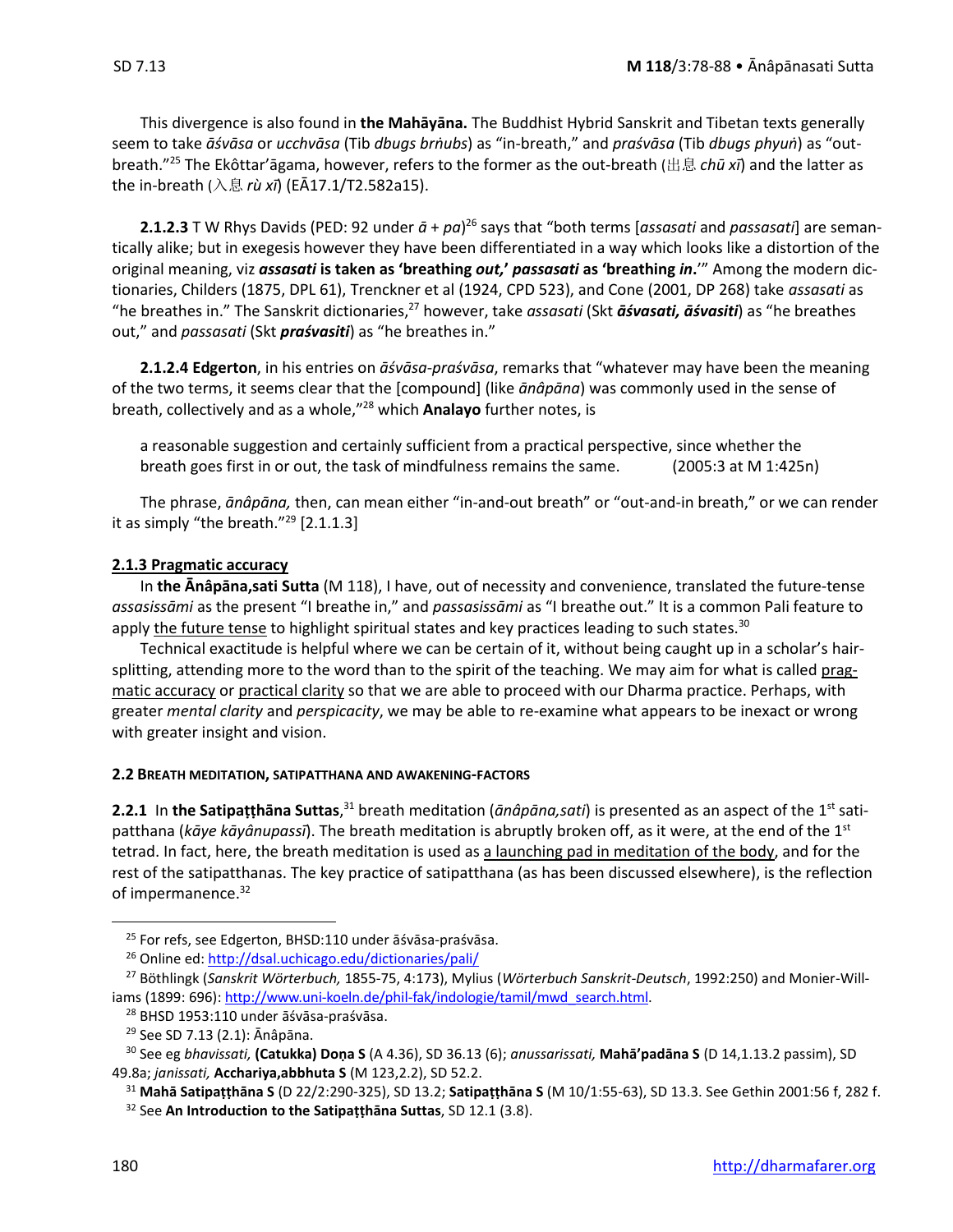This divergence is also found in **the Mahāyāna.** The Buddhist Hybrid Sanskrit and Tibetan texts generally seem to take *āśvāsa* or *ucchvāsa* (Tib *dbugs brṅubs*) as "in-breath," and *praśvāsa* (Tib *dbugs phyuṅ*) as "out-breath."[25] The Ekôttar'āgama, however, refers to the former as the out-breath (出息 *chū xī*) and the latter as the in-breath (入息 *rù xī*) (EĀ17.1/T2.582a15).

**2.1.2.3** T W Rhys Davids (PED: 92 under *ā* + *pa*)[26] says that "both terms [*assasati* and *passasati*] are semantically alike; but in exegesis however they have been differentiated in a way which looks like a distortion of the original meaning, viz ***assasati* is taken as 'breathing *out*,' *passasati* as 'breathing *in*.'**" Among the modern dictionaries, Childers (1875, DPL 61), Trenckner et al (1924, CPD 523), and Cone (2001, DP 268) take *assasati* as "he breathes in." The Sanskrit dictionaries,[27] however, take *assasati* (Skt ***āśvasati, āśvasiti***) as "he breathes out," and *passasati* (Skt ***praśvasiti***) as "he breathes in."

**2.1.2.4 Edgerton**, in his entries on *āśvāsa-praśvāsa*, remarks that "whatever may have been the meaning of the two terms, it seems clear that the [compound] (like *ānâpāna*) was commonly used in the sense of breath, collectively and as a whole,"[28] which **Analayo** further notes, is

> a reasonable suggestion and certainly sufficient from a practical perspective, since whether the breath goes first in or out, the task of mindfulness remains the same. (2005:3 at M 1:425n)

The phrase, *ānâpāna,* then, can mean either "in-and-out breath" or "out-and-in breath," or we can render it as simply "the breath."[29] [2.1.1.3]

### 2.1.3 Pragmatic accuracy

In **the Ānâpāna,sati Sutta** (M 118), I have, out of necessity and convenience, translated the future-tense *assasissāmi* as the present "I breathe in," and *passasissāmi* as "I breathe out." It is a common Pali feature to apply the future tense to highlight spiritual states and key practices leading to such states.[30]

Technical exactitude is helpful where we can be certain of it, without being caught up in a scholar's hair-splitting, attending more to the word than to the spirit of the teaching. We may aim for what is called pragmatic accuracy or practical clarity so that we are able to proceed with our Dharma practice. Perhaps, with greater *mental clarity* and *perspicacity*, we may be able to re-examine what appears to be inexact or wrong with greater insight and vision.

## 2.2 Breath meditation, satipatthana and awakening-factors

**2.2.1** In **the Satipaṭṭhāna Suttas**,[31] breath meditation (*ānâpāna,sati*) is presented as an aspect of the 1st satipatthana (*kāye kāyânupassī*). The breath meditation is abruptly broken off, as it were, at the end of the 1st tetrad. In fact, here, the breath meditation is used as a launching pad in meditation of the body, and for the rest of the satipatthanas. The key practice of satipatthana (as has been discussed elsewhere), is the reflection of impermanence.[32]

---

[25] For refs, see Edgerton, BHSD:110 under āśvāsa-praśvāsa.

[26] Online ed: http://dsal.uchicago.edu/dictionaries/pali/

[27] Böthlingk (*Sanskrit Wörterbuch,* 1855-75, 4:173), Mylius (*Wörterbuch Sanskrit-Deutsch*, 1992:250) and Monier-Williams (1899: 696): http://www.uni-koeln.de/phil-fak/indologie/tamil/mwd_search.html.

[28] BHSD 1953:110 under āśvāsa-praśvāsa.

[29] See SD 7.13 (2.1): Ānâpāna.

[30] See eg *bhavissati,* **(Catukka) Doṇa S** (A 4.36), SD 36.13 (6); *anussarissati,* **Mahā'padāna S** (D 14,1.13.2 passim), SD 49.8a; *janissati,* **Acchariya,abbhuta S** (M 123,2.2), SD 52.2.

[31] **Mahā Satipaṭṭhāna S** (D 22/2:290-325), SD 13.2; **Satipaṭṭhāna S** (M 10/1:55-63), SD 13.3. See Gethin 2001:56 f, 282 f.

[32] See **An Introduction to the Satipaṭṭhāna Suttas**, SD 12.1 (3.8).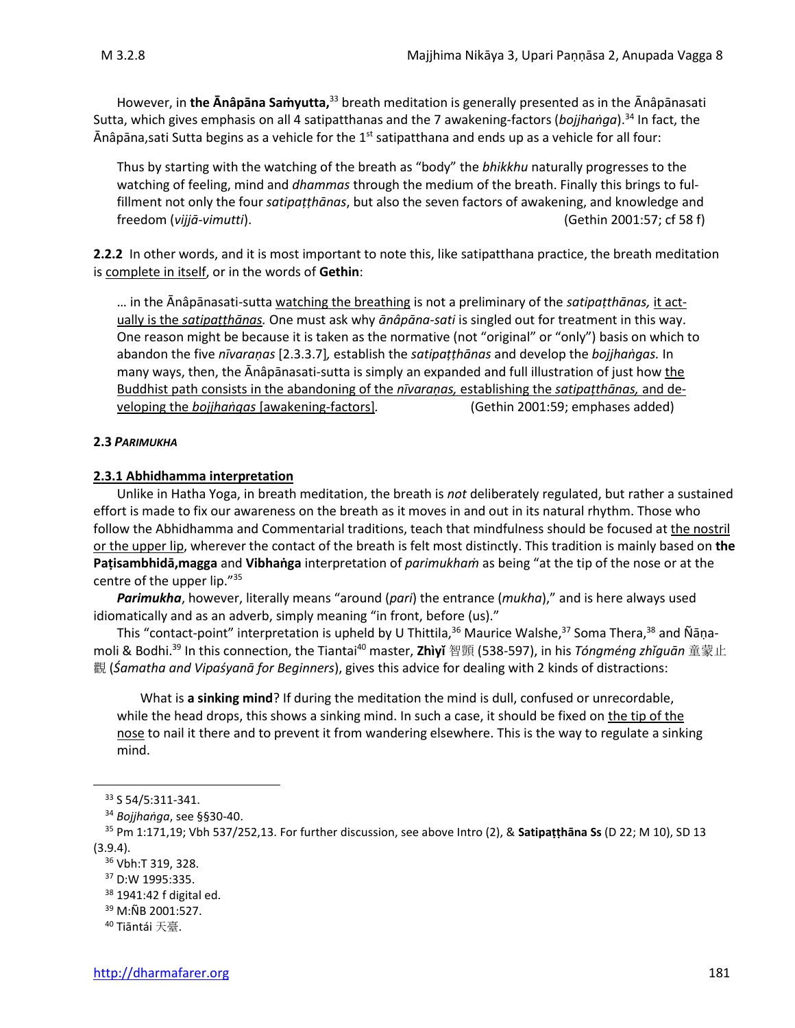However, in **the Ānâpāna Saṁyutta,**[33] breath meditation is generally presented as in the Ānâpānasati Sutta, which gives emphasis on all 4 satipatthanas and the 7 awakening-factors (*bojjhaṅga*).[34] In fact, the Ānâpāna,sati Sutta begins as a vehicle for the 1st satipatthana and ends up as a vehicle for all four:

> Thus by starting with the watching of the breath as "body" the *bhikkhu* naturally progresses to the watching of feeling, mind and *dhammas* through the medium of the breath. Finally this brings to fulfillment not only the four *satipaṭṭhānas*, but also the seven factors of awakening, and knowledge and freedom (*vijjā-vimutti*). (Gethin 2001:57; cf 58 f)

**2.2.2** In other words, and it is most important to note this, like satipatthana practice, the breath meditation is <u>complete in itself</u>, or in the words of **Gethin**:

> … in the Ānāpānasati-sutta <u>watching the breathing</u> is not a preliminary of the *satipaṭṭhānas,* <u>it actually is the *satipaṭṭhānas.*</u> One must ask why *ānâpāna-sati* is singled out for treatment in this way. One reason might be because it is taken as the normative (not "original" or "only") basis on which to abandon the five *nīvaraṇas* [2.3.3.7]*,* establish the *satipaṭṭhānas* and develop the *bojjhaṅgas.* In many ways, then, the Ānāpānasati-sutta is simply an expanded and full illustration of just how <u>the Buddhist path consists in the abandoning of the *nīvaraṇas,* establishing the *satipaṭṭhānas,* and developing the *bojjhaṅgas* [awakening-factors]</u>*.* (Gethin 2001:59; emphases added)

#### 2.3 *PARIMUKHA*

#### <u>2.3.1 Abhidhamma interpretation</u>

Unlike in Hatha Yoga, in breath meditation, the breath is *not* deliberately regulated, but rather a sustained effort is made to fix our awareness on the breath as it moves in and out in its natural rhythm. Those who follow the Abhidhamma and Commentarial traditions, teach that mindfulness should be focused at <u>the nostril or the upper lip</u>, wherever the contact of the breath is felt most distinctly. This tradition is mainly based on **the Paṭisambhidā,magga** and **Vibhaṅga** interpretation of *parimukhaṁ* as being "at the tip of the nose or at the centre of the upper lip."[35]

***Parimukha***, however, literally means "around (*pari*) the entrance (*mukha*)," and is here always used idiomatically and as an adverb, simply meaning "in front, before (us)."

This "contact-point" interpretation is upheld by U Thittila,[36] Maurice Walshe,[37] Soma Thera,[38] and Ñāṇamoli & Bodhi.[39] In this connection, the Tiantai[40] master, **Zhìyǐ** 智顗 (538-597), in his *Tóngméng zhǐguān* 童蒙止觀 (*Śamatha and Vipaśyanā for Beginners*), gives this advice for dealing with 2 kinds of distractions:

> What is **a sinking mind**? If during the meditation the mind is dull, confused or unrecordable, while the head drops, this shows a sinking mind. In such a case, it should be fixed on <u>the tip of the nose</u> to nail it there and to prevent it from wandering elsewhere. This is the way to regulate a sinking mind.

---

[33] S 54/5:311-341.

[34] *Bojjhaṅga*, see §§30-40.

[35] Pm 1:171,19; Vbh 537/252,13. For further discussion, see above Intro (2), & **Satipaṭṭhāna Ss** (D 22; M 10), SD 13 (3.9.4).

[36] Vbh:T 319, 328.

[37] D:W 1995:335.

[38] 1941:42 f digital ed.

[39] M:ÑB 2001:527.

[40] Tiāntái 天臺.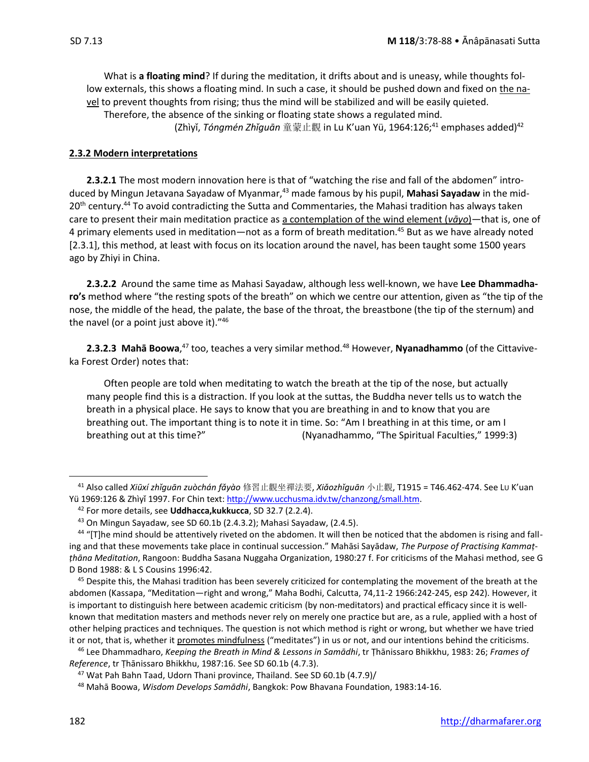What is **a floating mind**? If during the meditation, it drifts about and is uneasy, while thoughts follow externals, this shows a floating mind. In such a case, it should be pushed down and fixed on <u>the navel</u> to prevent thoughts from rising; thus the mind will be stabilized and will be easily quieted.

Therefore, the absence of the sinking or floating state shows a regulated mind.

(Zhìyǐ, *Tóngmén Zhǐguān* 童蒙止觀 in Lu K'uan Yü, 1964:126;[41] emphases added)[42]

### 2.3.2 Modern interpretations

**2.3.2.1** The most modern innovation here is that of "watching the rise and fall of the abdomen" introduced by Mingun Jetavana Sayadaw of Myanmar,[43] made famous by his pupil, **Mahasi Sayadaw** in the mid-20th century.[44] To avoid contradicting the Sutta and Commentaries, the Mahasi tradition has always taken care to present their main meditation practice as <u>a contemplation of the wind element (*vāyo*)</u>—that is, one of 4 primary elements used in meditation—not as a form of breath meditation.[45] But as we have already noted [2.3.1], this method, at least with focus on its location around the navel, has been taught some 1500 years ago by Zhiyi in China.

**2.3.2.2** Around the same time as Mahasi Sayadaw, although less well-known, we have **Lee Dhammadharo's** method where "the resting spots of the breath" on which we centre our attention, given as "the tip of the nose, the middle of the head, the palate, the base of the throat, the breastbone (the tip of the sternum) and the navel (or a point just above it)."[46]

**2.3.2.3 Mahā Boowa**,[47] too, teaches a very similar method.[48] However, **Nyanadhammo** (of the Cittaviveka Forest Order) notes that:

> Often people are told when meditating to watch the breath at the tip of the nose, but actually many people find this is a distraction. If you look at the suttas, the Buddha never tells us to watch the breath in a physical place. He says to know that you are breathing in and to know that you are breathing out. The important thing is to note it in time. So: "Am I breathing in at this time, or am I breathing out at this time?" (Nyanadhammo, "The Spiritual Faculties," 1999:3)

---

[41] Also called *Xiūxí zhǐguān zuòchán fǎyào* 修習止觀坐禪法要, *Xiǎozhǐguān* 小止觀, T1915 = T46.462-474. See Lu K'uan Yü 1969:126 & Zhìyǐ 1997. For Chin text: http://www.ucchusma.idv.tw/chanzong/small.htm.

[42] For more details, see **Uddhacca,kukkucca**, SD 32.7 (2.2.4).

[43] On Mingun Sayadaw, see SD 60.1b (2.4.3.2); Mahasi Sayadaw, (2.4.5).

[44] "[T]he mind should be attentively riveted on the abdomen. It will then be noticed that the abdomen is rising and falling and that these movements take place in continual succession." Mahāsi Sayādaw, *The Purpose of Practising Kammaṭṭhāna Meditation*, Rangoon: Buddha Sasana Nuggaha Organization, 1980:27 f. For criticisms of the Mahasi method, see G D Bond 1988: & L S Cousins 1996:42.

[45] Despite this, the Mahasi tradition has been severely criticized for contemplating the movement of the breath at the abdomen (Kassapa, "Meditation—right and wrong," Maha Bodhi, Calcutta, 74,11-2 1966:242-245, esp 242). However, it is important to distinguish here between academic criticism (by non-meditators) and practical efficacy since it is well-known that meditation masters and methods never rely on merely one practice but are, as a rule, applied with a host of other helping practices and techniques. The question is not which method is right or wrong, but whether we have tried it or not, that is, whether it <u>promotes mindfulness</u> ("meditates") in us or not, and our intentions behind the criticisms.

[46] Lee Dhammadharo, *Keeping the Breath in Mind & Lessons in Samādhi*, tr Ṭhānissaro Bhikkhu, 1983: 26; *Frames of Reference*, tr Ṭhānissaro Bhikkhu, 1987:16. See SD 60.1b (4.7.3).

[47] Wat Pah Bahn Taad, Udorn Thani province, Thailand. See SD 60.1b (4.7.9)/

[48] Mahā Boowa, *Wisdom Develops Samādhi*, Bangkok: Pow Bhavana Foundation, 1983:14-16.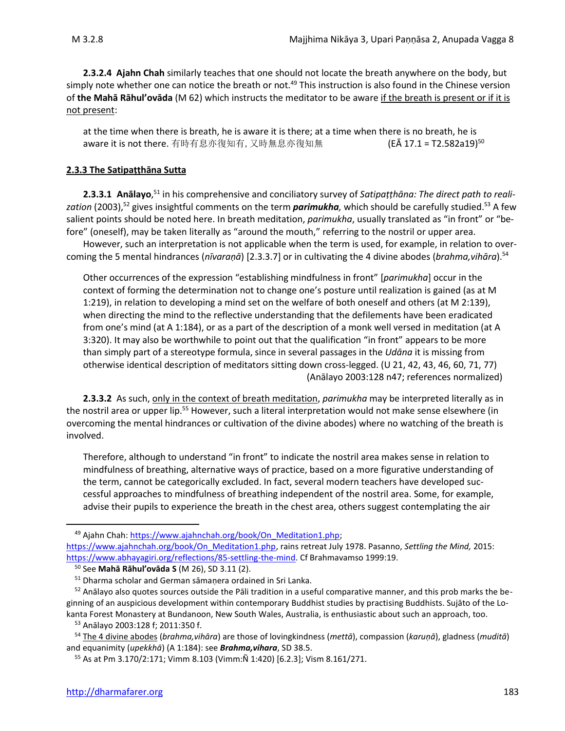**2.3.2.4 Ajahn Chah** similarly teaches that one should not locate the breath anywhere on the body, but simply note whether one can notice the breath or not.[49] This instruction is also found in the Chinese version of **the Mahā Rāhul'ovāda** (M 62) which instructs the meditator to be aware if the breath is present or if it is not present:

> at the time when there is breath, he is aware it is there; at a time when there is no breath, he is aware it is not there. 有時有息亦復知有, 又時無息亦復知無 (EĀ 17.1 = T2.582a19)[50]

### 2.3.3 The Satipaṭṭhāna Sutta

**2.3.3.1 Anālayo**,[51] in his comprehensive and conciliatory survey of *Satipaṭṭhāna: The direct path to realization* (2003),[52] gives insightful comments on the term ***parimukha,*** which should be carefully studied.[53] A few salient points should be noted here. In breath meditation, *parimukha*, usually translated as "in front" or "before" (oneself), may be taken literally as "around the mouth," referring to the nostril or upper area.

However, such an interpretation is not applicable when the term is used, for example, in relation to overcoming the 5 mental hindrances (*nīvaraṇā*) [2.3.3.7] or in cultivating the 4 divine abodes (*brahma,vihāra*).[54]

> Other occurrences of the expression "establishing mindfulness in front" [*parimukha*] occur in the context of forming the determination not to change one's posture until realization is gained (as at M 1:219), in relation to developing a mind set on the welfare of both oneself and others (at M 2:139), when directing the mind to the reflective understanding that the defilements have been eradicated from one's mind (at A 1:184), or as a part of the description of a monk well versed in meditation (at A 3:320). It may also be worthwhile to point out that the qualification "in front" appears to be more than simply part of a stereotype formula, since in several passages in the *Udāna* it is missing from otherwise identical description of meditators sitting down cross-legged. (U 21, 42, 43, 46, 60, 71, 77)
> (Anālayo 2003:128 n47; references normalized)

**2.3.3.2** As such, only in the context of breath meditation, *parimukha* may be interpreted literally as in the nostril area or upper lip.[55] However, such a literal interpretation would not make sense elsewhere (in overcoming the mental hindrances or cultivation of the divine abodes) where no watching of the breath is involved.

> Therefore, although to understand "in front" to indicate the nostril area makes sense in relation to mindfulness of breathing, alternative ways of practice, based on a more figurative understanding of the term, cannot be categorically excluded. In fact, several modern teachers have developed successful approaches to mindfulness of breathing independent of the nostril area. Some, for example, advise their pupils to experience the breath in the chest area, others suggest contemplating the air

---

[49] Ajahn Chah: https://www.ajahnchah.org/book/On_Meditation1.php; https://www.ajahnchah.org/book/On_Meditation1.php, rains retreat July 1978. Pasanno, *Settling the Mind,* 2015: https://www.abhayagiri.org/reflections/85-settling-the-mind. Cf Brahmavamso 1999:19.

[50] See **Mahā Rāhul'ovāda S** (M 26), SD 3.11 (2).

[51] Dharma scholar and German sāmaṇera ordained in Sri Lanka.

[52] Anālayo also quotes sources outside the Pāli tradition in a useful comparative manner, and this prob marks the beginning of an auspicious development within contemporary Buddhist studies by practising Buddhists. Sujāto of the Lokanta Forest Monastery at Bundanoon, New South Wales, Australia, is enthusiastic about such an approach, too.

[53] Anālayo 2003:128 f; 2011:350 f.

[54] The 4 divine abodes (*brahma,vihāra*) are those of lovingkindness (*mettā*), compassion (*karuṇā*), gladness (*muditā*) and equanimity (*upekkhā*) (A 1:184): see ***Brahma,vihara***, SD 38.5.

[55] As at Pm 3.170/2:171; Vimm 8.103 (Vimm:Ñ 1:420) [6.2.3]; Vism 8.161/271.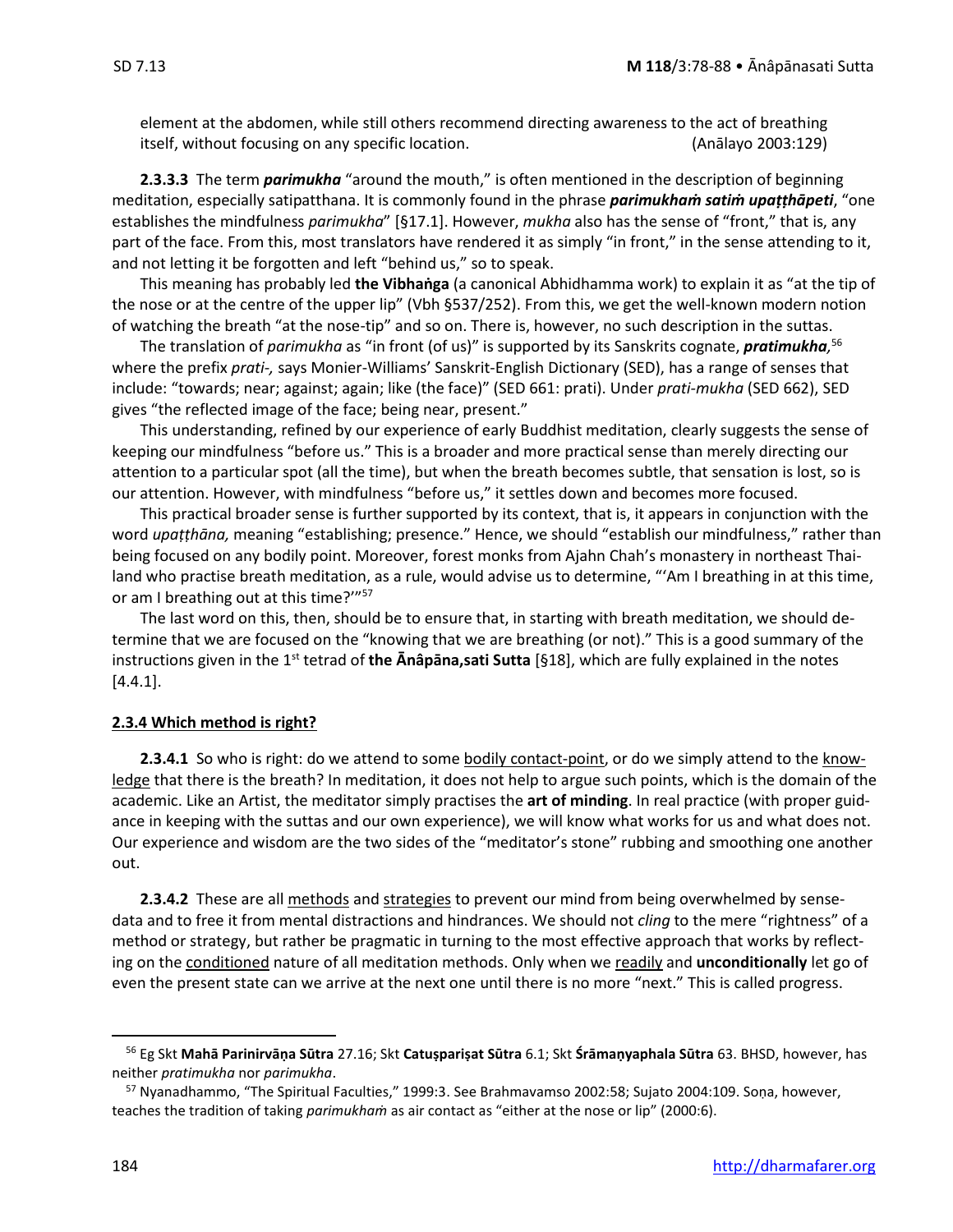element at the abdomen, while still others recommend directing awareness to the act of breathing itself, without focusing on any specific location. (Anālayo 2003:129)

**2.3.3.3** The term ***parimukha*** "around the mouth," is often mentioned in the description of beginning meditation, especially satipatthana. It is commonly found in the phrase ***parimukhaṁ satiṁ upaṭṭhāpeti***, "one establishes the mindfulness *parimukha*" [§17.1]. However, *mukha* also has the sense of "front," that is, any part of the face. From this, most translators have rendered it as simply "in front," in the sense attending to it, and not letting it be forgotten and left "behind us," so to speak.

This meaning has probably led **the Vibhaṅga** (a canonical Abhidhamma work) to explain it as "at the tip of the nose or at the centre of the upper lip" (Vbh §537/252). From this, we get the well-known modern notion of watching the breath "at the nose-tip" and so on. There is, however, no such description in the suttas.

The translation of *parimukha* as "in front (of us)" is supported by its Sanskrits cognate, ***pratimukha,***[56] where the prefix *prati-,* says Monier-Williams' Sanskrit-English Dictionary (SED), has a range of senses that include: "towards; near; against; again; like (the face)" (SED 661: prati). Under *prati-mukha* (SED 662), SED gives "the reflected image of the face; being near, present."

This understanding, refined by our experience of early Buddhist meditation, clearly suggests the sense of keeping our mindfulness "before us." This is a broader and more practical sense than merely directing our attention to a particular spot (all the time), but when the breath becomes subtle, that sensation is lost, so is our attention. However, with mindfulness "before us," it settles down and becomes more focused.

This practical broader sense is further supported by its context, that is, it appears in conjunction with the word *upaṭṭhāna,* meaning "establishing; presence." Hence, we should "establish our mindfulness," rather than being focused on any bodily point. Moreover, forest monks from Ajahn Chah's monastery in northeast Thailand who practise breath meditation, as a rule, would advise us to determine, "'Am I breathing in at this time, or am I breathing out at this time?'"[57]

The last word on this, then, should be to ensure that, in starting with breath meditation, we should determine that we are focused on the "knowing that we are breathing (or not)." This is a good summary of the instructions given in the 1st tetrad of **the Ānâpāna,sati Sutta** [§18], which are fully explained in the notes [4.4.1].

#### 2.3.4 Which method is right?

**2.3.4.1** So who is right: do we attend to some bodily contact-point, or do we simply attend to the knowledge that there is the breath? In meditation, it does not help to argue such points, which is the domain of the academic. Like an Artist, the meditator simply practises the **art of minding**. In real practice (with proper guidance in keeping with the suttas and our own experience), we will know what works for us and what does not. Our experience and wisdom are the two sides of the "meditator's stone" rubbing and smoothing one another out.

**2.3.4.2** These are all methods and strategies to prevent our mind from being overwhelmed by sense-data and to free it from mental distractions and hindrances. We should not *cling* to the mere "rightness" of a method or strategy, but rather be pragmatic in turning to the most effective approach that works by reflecting on the conditioned nature of all meditation methods. Only when we readily and **unconditionally** let go of even the present state can we arrive at the next one until there is no more "next." This is called progress.

---

[56] Eg Skt **Mahā Parinirvāṇa Sūtra** 27.16; Skt **Catuṣpariṣat Sūtra** 6.1; Skt **Śrāmaṇyaphala Sūtra** 63. BHSD, however, has neither *pratimukha* nor *parimukha*.

[57] Nyanadhammo, "The Spiritual Faculties," 1999:3. See Brahmavamso 2002:58; Sujato 2004:109. Soṇa, however, teaches the tradition of taking *parimukhaṁ* as air contact as "either at the nose or lip" (2000:6).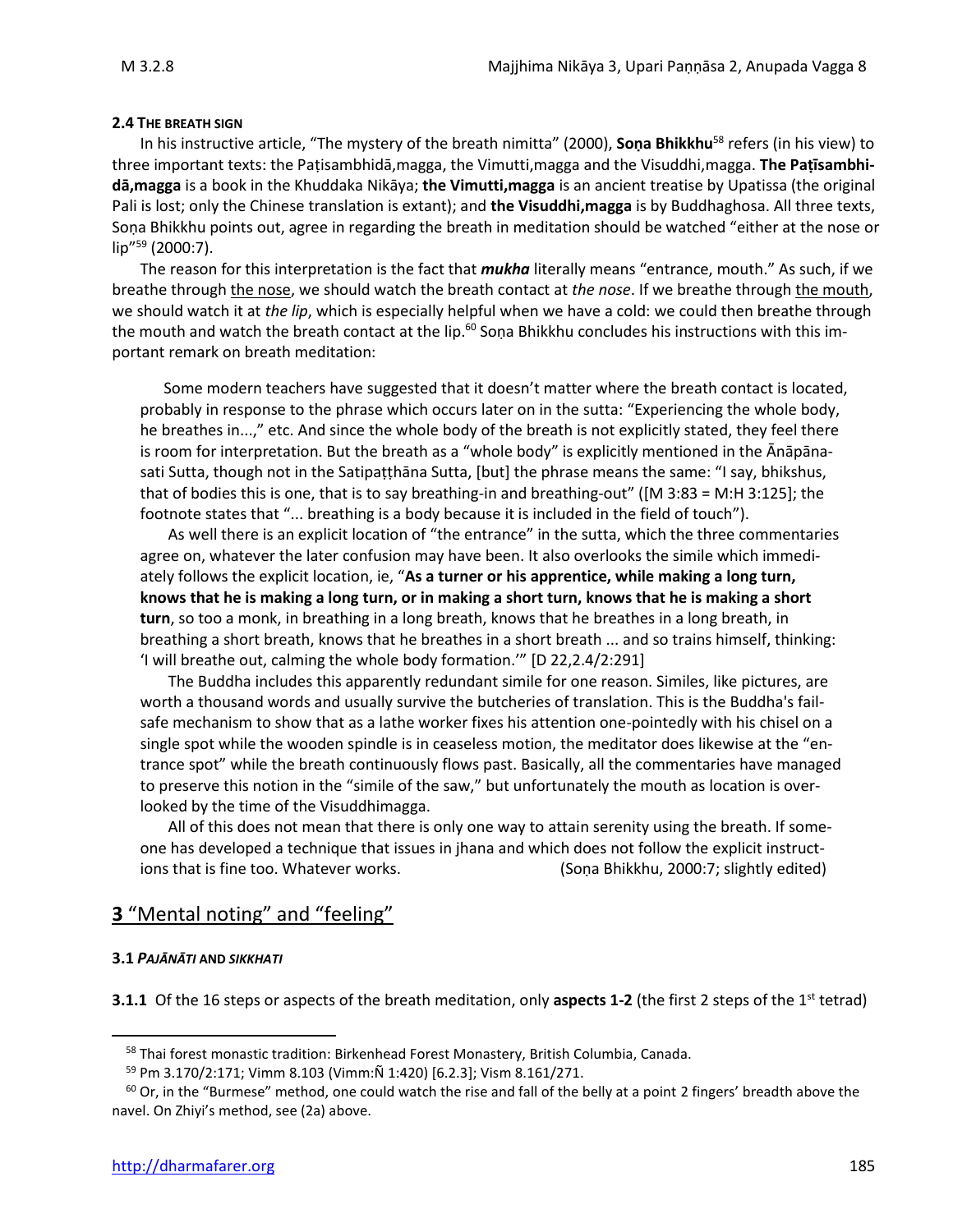#### 2.4 THE BREATH SIGN

In his instructive article, "The mystery of the breath nimitta" (2000), **Soṇa Bhikkhu**[58] refers (in his view) to three important texts: the Paṭisambhidā,magga, the Vimutti,magga and the Visuddhi,magga. **The Paṭisambhidā,magga** is a book in the Khuddaka Nikāya; **the Vimutti,magga** is an ancient treatise by Upatissa (the original Pali is lost; only the Chinese translation is extant); and **the Visuddhi,magga** is by Buddhaghosa. All three texts, Soṇa Bhikkhu points out, agree in regarding the breath in meditation should be watched "either at the nose or lip"[59] (2000:7).

The reason for this interpretation is the fact that ***mukha*** literally means "entrance, mouth." As such, if we breathe through <u>the nose</u>, we should watch the breath contact at *the nose*. If we breathe through <u>the mouth</u>, we should watch it at *the lip*, which is especially helpful when we have a cold: we could then breathe through the mouth and watch the breath contact at the lip.[60] Soṇa Bhikkhu concludes his instructions with this important remark on breath meditation:

> Some modern teachers have suggested that it doesn't matter where the breath contact is located, probably in response to the phrase which occurs later on in the sutta: "Experiencing the whole body, he breathes in...," etc. And since the whole body of the breath is not explicitly stated, they feel there is room for interpretation. But the breath as a "whole body" is explicitly mentioned in the Ānāpānasati Sutta, though not in the Satipaṭṭhāna Sutta, [but] the phrase means the same: "I say, bhikshus, that of bodies this is one, that is to say breathing-in and breathing-out" ([M 3:83 = M:H 3:125]; the footnote states that "... breathing is a body because it is included in the field of touch").
>
> As well there is an explicit location of "the entrance" in the sutta, which the three commentaries agree on, whatever the later confusion may have been. It also overlooks the simile which immediately follows the explicit location, ie, "**As a turner or his apprentice, while making a long turn, knows that he is making a long turn, or in making a short turn, knows that he is making a short turn**, so too a monk, in breathing in a long breath, knows that he breathes in a long breath, in breathing a short breath, knows that he breathes in a short breath ... and so trains himself, thinking: 'I will breathe out, calming the whole body formation.'" [D 22,2.4/2:291]
>
> The Buddha includes this apparently redundant simile for one reason. Similes, like pictures, are worth a thousand words and usually survive the butcheries of translation. This is the Buddha's fail-safe mechanism to show that as a lathe worker fixes his attention one-pointedly with his chisel on a single spot while the wooden spindle is in ceaseless motion, the meditator does likewise at the "entrance spot" while the breath continuously flows past. Basically, all the commentaries have managed to preserve this notion in the "simile of the saw," but unfortunately the mouth as location is overlooked by the time of the Visuddhimagga.
>
> All of this does not mean that there is only one way to attain serenity using the breath. If someone has developed a technique that issues in jhana and which does not follow the explicit instructions that is fine too. Whatever works. (Soṇa Bhikkhu, 2000:7; slightly edited)

## <u>**3** "Mental noting" and "feeling"</u>

#### 3.1 *PAJĀNĀTI* AND *SIKKHATI*

**3.1.1** Of the 16 steps or aspects of the breath meditation, only **aspects 1-2** (the first 2 steps of the 1st tetrad)

---

[58] Thai forest monastic tradition: Birkenhead Forest Monastery, British Columbia, Canada.

[59] Pm 3.170/2:171; Vimm 8.103 (Vimm:Ñ 1:420) [6.2.3]; Vism 8.161/271.

[60] Or, in the "Burmese" method, one could watch the rise and fall of the belly at a point 2 fingers' breadth above the navel. On Zhiyi's method, see (2a) above.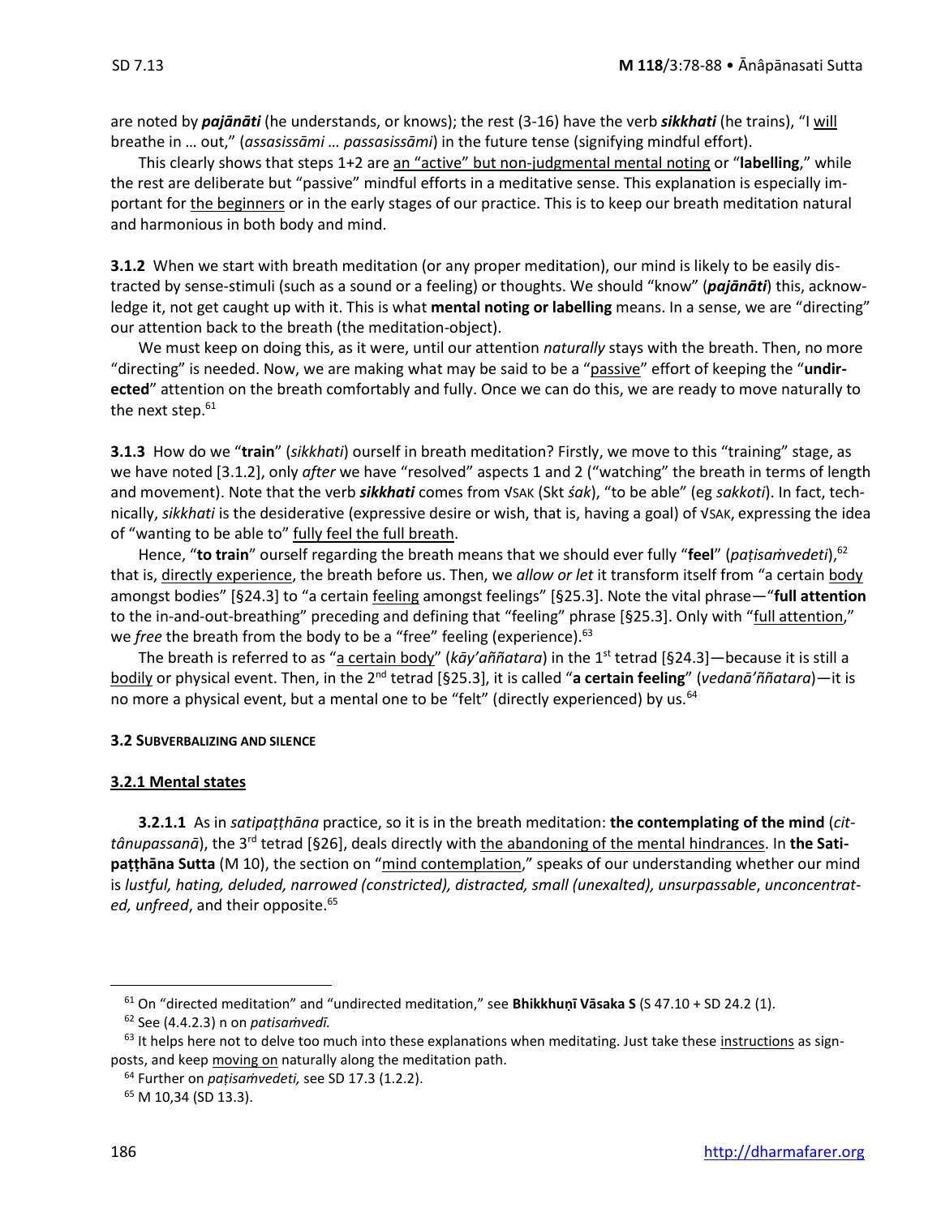are noted by ***pajānāti*** (he understands, or knows); the rest (3-16) have the verb ***sikkhati*** (he trains), "I will breathe in … out," (*assasissāmi … passasissāmi*) in the future tense (signifying mindful effort).

This clearly shows that steps 1+2 are an "active" but non-judgmental mental noting or "**labelling**," while the rest are deliberate but "passive" mindful efforts in a meditative sense. This explanation is especially important for the beginners or in the early stages of our practice. This is to keep our breath meditation natural and harmonious in both body and mind.

**3.1.2** When we start with breath meditation (or any proper meditation), our mind is likely to be easily distracted by sense-stimuli (such as a sound or a feeling) or thoughts. We should "know" (***pajānāti***) this, acknowledge it, not get caught up with it. This is what **mental noting or labelling** means. In a sense, we are "directing" our attention back to the breath (the meditation-object).

We must keep on doing this, as it were, until our attention *naturally* stays with the breath. Then, no more "directing" is needed. Now, we are making what may be said to be a "passive" effort of keeping the "**undirected**" attention on the breath comfortably and fully. Once we can do this, we are ready to move naturally to the next step.[61]

**3.1.3** How do we "**train**" (*sikkhati*) ourself in breath meditation? Firstly, we move to this "training" stage, as we have noted [3.1.2], only *after* we have "resolved" aspects 1 and 2 ("watching" the breath in terms of length and movement). Note that the verb ***sikkhati*** comes from √SAK (Skt *śak*), "to be able" (eg *sakkoti*). In fact, technically, *sikkhati* is the desiderative (expressive desire or wish, that is, having a goal) of √SAK, expressing the idea of "wanting to be able to" fully feel the full breath.

Hence, "**to train**" ourself regarding the breath means that we should ever fully "**feel**" (*paṭisaṁvedeti*),[62] that is, directly experience, the breath before us. Then, we *allow or let* it transform itself from "a certain body amongst bodies" [§24.3] to "a certain feeling amongst feelings" [§25.3]. Note the vital phrase—"**full attention** to the in-and-out-breathing" preceding and defining that "feeling" phrase [§25.3]. Only with "full attention," we *free* the breath from the body to be a "free" feeling (experience).[63]

The breath is referred to as "a certain body" (*kāy'aññatara*) in the 1st tetrad [§24.3]—because it is still a bodily or physical event. Then, in the 2nd tetrad [§25.3], it is called "**a certain feeling**" (*vedanā'ññatara*)—it is no more a physical event, but a mental one to be "felt" (directly experienced) by us.[64]

#### 3.2 SUBVERBALIZING AND SILENCE

#### 3.2.1 Mental states

**3.2.1.1** As in *satipaṭṭhāna* practice, so it is in the breath meditation: **the contemplating of the mind** (*cittânupassanā*), the 3rd tetrad [§26], deals directly with the abandoning of the mental hindrances. In **the Satipaṭṭhāna Sutta** (M 10), the section on "mind contemplation," speaks of our understanding whether our mind is *lustful, hating, deluded, narrowed (constricted), distracted, small (unexalted), unsurpassable*, *unconcentrated, unfreed*, and their opposite.[65]

---

[61] On "directed meditation" and "undirected meditation," see **Bhikkhuṇī Vāsaka S** (S 47.10 + SD 24.2 (1).

[62] See (4.4.2.3) n on *patisaṁvedī.*

[63] It helps here not to delve too much into these explanations when meditating. Just take these instructions as signposts, and keep moving on naturally along the meditation path.

[64] Further on *paṭisaṁvedeti,* see SD 17.3 (1.2.2).

[65] M 10,34 (SD 13.3).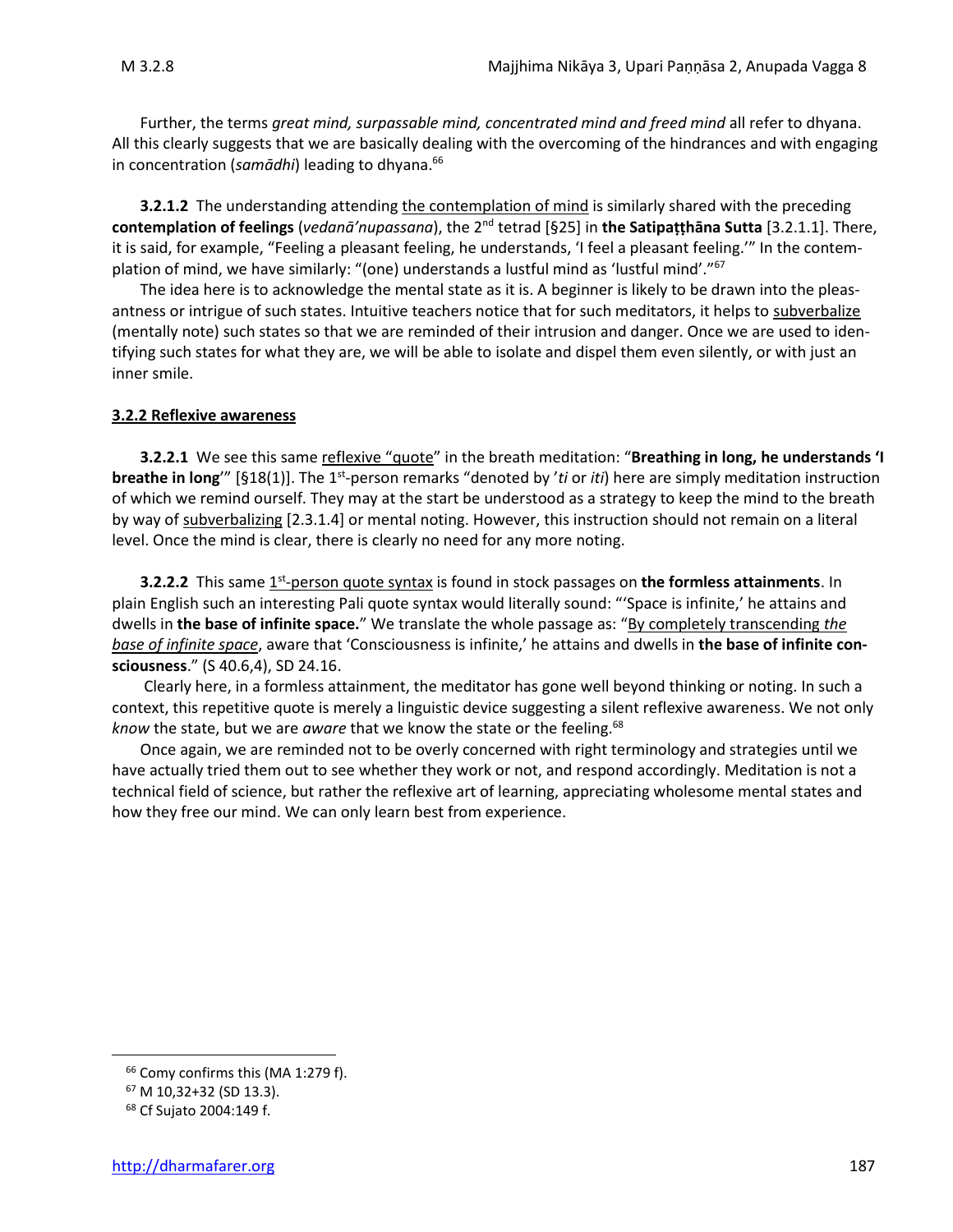Further, the terms *great mind, surpassable mind, concentrated mind and freed mind* all refer to dhyana. All this clearly suggests that we are basically dealing with the overcoming of the hindrances and with engaging in concentration (*samādhi*) leading to dhyana.[66]

**3.2.1.2** The understanding attending <u>the contemplation of mind</u> is similarly shared with the preceding **contemplation of feelings** (*vedanā'nupassana*), the 2nd tetrad [§25] in **the Satipaṭṭhāna Sutta** [3.2.1.1]. There, it is said, for example, "Feeling a pleasant feeling, he understands, 'I feel a pleasant feeling.'" In the contemplation of mind, we have similarly: "(one) understands a lustful mind as 'lustful mind'."[67]

The idea here is to acknowledge the mental state as it is. A beginner is likely to be drawn into the pleasantness or intrigue of such states. Intuitive teachers notice that for such meditators, it helps to <u>subverbalize</u> (mentally note) such states so that we are reminded of their intrusion and danger. Once we are used to identifying such states for what they are, we will be able to isolate and dispel them even silently, or with just an inner smile.

### 3.2.2 Reflexive awareness

**3.2.2.1** We see this same <u>reflexive "quote"</u> in the breath meditation: "**Breathing in long, he understands 'I breathe in long**'" [§18(1)]. The 1st-person remarks "denoted by '*ti* or *iti*) here are simply meditation instruction of which we remind ourself. They may at the start be understood as a strategy to keep the mind to the breath by way of <u>subverbalizing</u> [2.3.1.4] or mental noting. However, this instruction should not remain on a literal level. Once the mind is clear, there is clearly no need for any more noting.

**3.2.2.2** This same <u>1st-person quote syntax</u> is found in stock passages on **the formless attainments**. In plain English such an interesting Pali quote syntax would literally sound: "'Space is infinite,' he attains and dwells in **the base of infinite space.**" We translate the whole passage as: "<u>By completely transcending *the base of infinite space*</u>, aware that 'Consciousness is infinite,' he attains and dwells in **the base of infinite consciousness**." (S 40.6,4), SD 24.16.

Clearly here, in a formless attainment, the meditator has gone well beyond thinking or noting. In such a context, this repetitive quote is merely a linguistic device suggesting a silent reflexive awareness. We not only *know* the state, but we are *aware* that we know the state or the feeling.[68]

Once again, we are reminded not to be overly concerned with right terminology and strategies until we have actually tried them out to see whether they work or not, and respond accordingly. Meditation is not a technical field of science, but rather the reflexive art of learning, appreciating wholesome mental states and how they free our mind. We can only learn best from experience.

---

[66] Comy confirms this (MA 1:279 f).

[67] M 10,32+32 (SD 13.3).

[68] Cf Sujato 2004:149 f.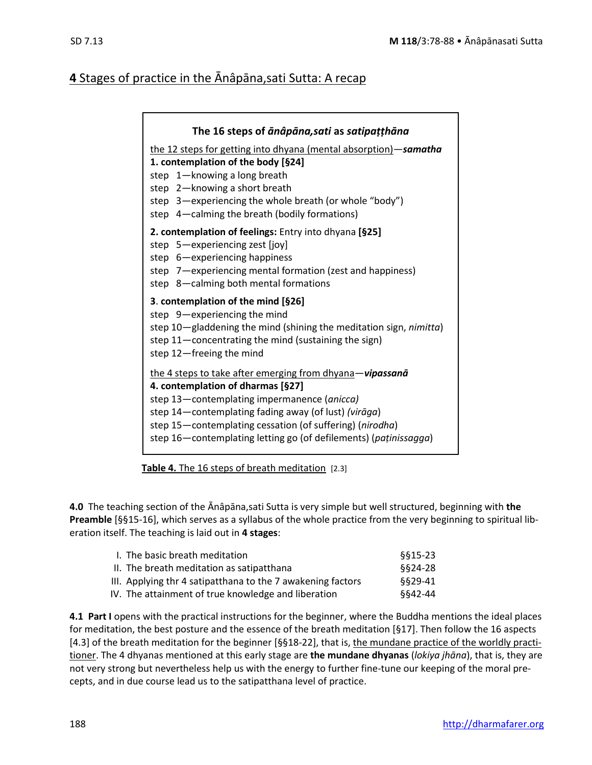## **4** Stages of practice in the Ānâpāna,sati Sutta: A recap

**The 16 steps of *ānâpāna,sati* as *satipaṭṭhāna***

the 12 steps for getting into dhyana (mental absorption)—***samatha***

**1. contemplation of the body [§24]**
step 1—knowing a long breath
step 2—knowing a short breath
step 3—experiencing the whole breath (or whole "body")
step 4—calming the breath (bodily formations)

**2. contemplation of feelings:** Entry into dhyana **[§25]**
step 5—experiencing zest [joy]
step 6—experiencing happiness
step 7—experiencing mental formation (zest and happiness)
step 8—calming both mental formations

**3. contemplation of the mind [§26]**
step 9—experiencing the mind
step 10—gladdening the mind (shining the meditation sign, *nimitta*)
step 11—concentrating the mind (sustaining the sign)
step 12—freeing the mind

the 4 steps to take after emerging from dhyana—***vipassanā***

**4. contemplation of dharmas [§27]**
step 13—contemplating impermanence (*anicca)*
step 14—contemplating fading away (of lust) *(virāga*)
step 15—contemplating cessation (of suffering) (*nirodha*)
step 16—contemplating letting go (of defilements) (*paṭinissagga*)

**Table 4.** The 16 steps of breath meditation [2.3]

**4.0** The teaching section of the Ānâpāna,sati Sutta is very simple but well structured, beginning with **the Preamble** [§§15-16], which serves as a syllabus of the whole practice from the very beginning to spiritual liberation itself. The teaching is laid out in **4 stages**:

| | |
|---|---|
| I. The basic breath meditation | §§15-23 |
| II. The breath meditation as satipatthana | §§24-28 |
| III. Applying thr 4 satipatthana to the 7 awakening factors | §§29-41 |
| IV. The attainment of true knowledge and liberation | §§42-44 |

**4.1 Part I** opens with the practical instructions for the beginner, where the Buddha mentions the ideal places for meditation, the best posture and the essence of the breath meditation [§17]. Then follow the 16 aspects [4.3] of the breath meditation for the beginner [§§18-22], that is, the mundane practice of the worldly practitioner. The 4 dhyanas mentioned at this early stage are **the mundane dhyanas** (*lokiya jhāna*), that is, they are not very strong but nevertheless help us with the energy to further fine-tune our keeping of the moral precepts, and in due course lead us to the satipatthana level of practice.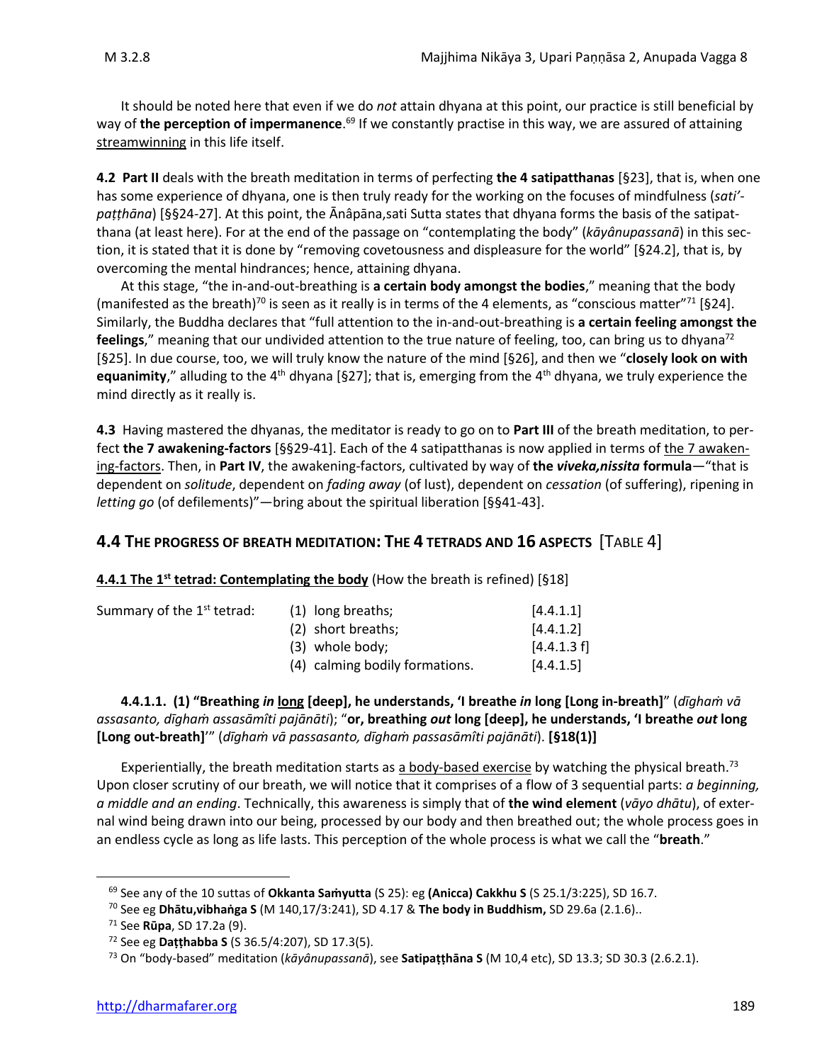It should be noted here that even if we do *not* attain dhyana at this point, our practice is still beneficial by way of **the perception of impermanence**.[69] If we constantly practise in this way, we are assured of attaining streamwinning in this life itself.

**4.2 Part II** deals with the breath meditation in terms of perfecting **the 4 satipatthanas** [§23], that is, when one has some experience of dhyana, one is then truly ready for the working on the focuses of mindfulness (*sati'-paṭṭhāna*) [§§24-27]. At this point, the Ānâpāna,sati Sutta states that dhyana forms the basis of the satipatthana (at least here). For at the end of the passage on "contemplating the body" (*kāyânupassanā*) in this section, it is stated that it is done by "removing covetousness and displeasure for the world" [§24.2], that is, by overcoming the mental hindrances; hence, attaining dhyana.

At this stage, "the in-and-out-breathing is **a certain body amongst the bodies**," meaning that the body (manifested as the breath)[70] is seen as it really is in terms of the 4 elements, as "conscious matter"[71] [§24]. Similarly, the Buddha declares that "full attention to the in-and-out-breathing is **a certain feeling amongst the feelings**," meaning that our undivided attention to the true nature of feeling, too, can bring us to dhyana[72] [§25]. In due course, too, we will truly know the nature of the mind [§26], and then we "**closely look on with equanimity**," alluding to the 4th dhyana [§27]; that is, emerging from the 4th dhyana, we truly experience the mind directly as it really is.

**4.3** Having mastered the dhyanas, the meditator is ready to go on to **Part III** of the breath meditation, to perfect **the 7 awakening-factors** [§§29-41]. Each of the 4 satipatthanas is now applied in terms of the 7 awakening-factors. Then, in **Part IV**, the awakening-factors, cultivated by way of **the *viveka,nissita* formula**—"that is dependent on *solitude*, dependent on *fading away* (of lust), dependent on *cessation* (of suffering), ripening in *letting go* (of defilements)"—bring about the spiritual liberation [§§41-43].

## 4.4 The progress of breath meditation: The 4 tetrads and 16 aspects [Table 4]

**4.4.1 The 1st tetrad: Contemplating the body** (How the breath is refined) [§18]

| Summary of the 1st tetrad: | (1) long breaths; | [4.4.1.1] |
|---|---|---|
| | (2) short breaths; | [4.4.1.2] |
| | (3) whole body; | [4.4.1.3 f] |
| | (4) calming bodily formations. | [4.4.1.5] |

**4.4.1.1. (1) "Breathing *in* long [deep], he understands, 'I breathe *in* long [Long in-breath]"** (*dīghaṁ vā assasanto, dīghaṁ assasāmîti pajānāti*); "**or, breathing *out* long [deep], he understands, 'I breathe *out* long [Long out-breath]'"** (*dīghaṁ vā passasanto, dīghaṁ passasāmîti pajānāti*). **[§18(1)]**

Experientially, the breath meditation starts as a body-based exercise by watching the physical breath.[73] Upon closer scrutiny of our breath, we will notice that it comprises of a flow of 3 sequential parts: *a beginning, a middle and an ending*. Technically, this awareness is simply that of **the wind element** (*vāyo dhātu*), of external wind being drawn into our being, processed by our body and then breathed out; the whole process goes in an endless cycle as long as life lasts. This perception of the whole process is what we call the "**breath**."

---

[69] See any of the 10 suttas of **Okkanta Saṁyutta** (S 25): eg **(Anicca) Cakkhu S** (S 25.1/3:225), SD 16.7.

[70] See eg **Dhātu,vibhaṅga S** (M 140,17/3:241), SD 4.17 & **The body in Buddhism,** SD 29.6a (2.1.6)..

[71] See **Rūpa**, SD 17.2a (9).

[72] See eg **Daṭṭhabba S** (S 36.5/4:207), SD 17.3(5).

[73] On "body-based" meditation (*kāyânupassanā*), see **Satipaṭṭhāna S** (M 10,4 etc), SD 13.3; SD 30.3 (2.6.2.1).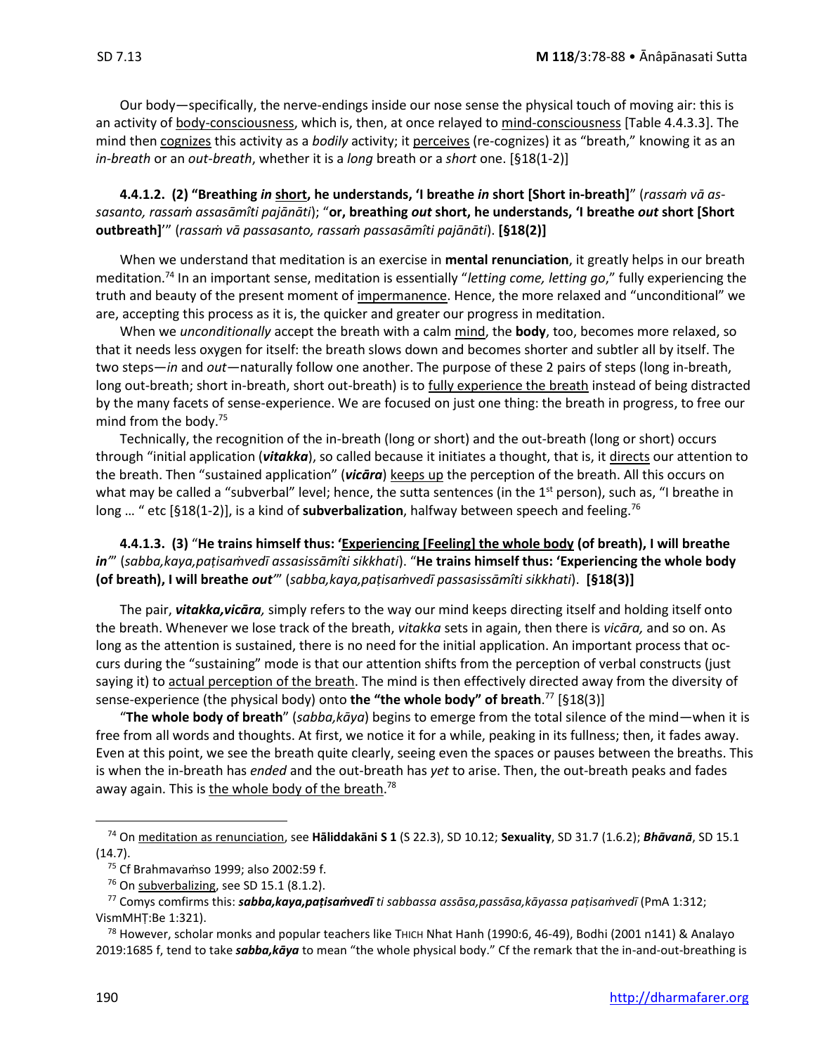Our body—specifically, the nerve-endings inside our nose sense the physical touch of moving air: this is an activity of body-consciousness, which is, then, at once relayed to mind-consciousness [Table 4.4.3.3]. The mind then cognizes this activity as a *bodily* activity; it perceives (re-cognizes) it as "breath," knowing it as an *in-breath* or an *out-breath*, whether it is a *long* breath or a *short* one. [§18(1-2)]

**4.4.1.2. (2) "Breathing *in* short, he understands, 'I breathe *in* short [Short in-breath]"** (*rassaṁ vā assasanto, rassaṁ assasāmîti pajānāti*); "**or, breathing *out* short, he understands, 'I breathe *out* short [Short outbreath]'"** (*rassaṁ vā passasanto, rassaṁ passasāmîti pajānāti*). **[§18(2)]**

When we understand that meditation is an exercise in **mental renunciation**, it greatly helps in our breath meditation.[74] In an important sense, meditation is essentially "*letting come, letting go*," fully experiencing the truth and beauty of the present moment of impermanence. Hence, the more relaxed and "unconditional" we are, accepting this process as it is, the quicker and greater our progress in meditation.

When we *unconditionally* accept the breath with a calm mind, the **body**, too, becomes more relaxed, so that it needs less oxygen for itself: the breath slows down and becomes shorter and subtler all by itself. The two steps—*in* and *out*—naturally follow one another. The purpose of these 2 pairs of steps (long in-breath, long out-breath; short in-breath, short out-breath) is to fully experience the breath instead of being distracted by the many facets of sense-experience. We are focused on just one thing: the breath in progress, to free our mind from the body.[75]

Technically, the recognition of the in-breath (long or short) and the out-breath (long or short) occurs through "initial application (***vitakka***), so called because it initiates a thought, that is, it directs our attention to the breath. Then "sustained application" (***vicāra***) keeps up the perception of the breath. All this occurs on what may be called a "subverbal" level; hence, the sutta sentences (in the 1st person), such as, "I breathe in long … " etc [§18(1-2)], is a kind of **subverbalization**, halfway between speech and feeling.[76]

**4.4.1.3. (3) "He trains himself thus: 'Experiencing [Feeling] the whole body (of breath), I will breathe *in*'"** (*sabba,kaya,paṭisaṁvedī assasissāmîti sikkhati*). "**He trains himself thus: 'Experiencing the whole body (of breath), I will breathe *out*'"** (*sabba,kaya,paṭisaṁvedī passasissāmîti sikkhati*). **[§18(3)]**

The pair, ***vitakka,vicāra,*** simply refers to the way our mind keeps directing itself and holding itself onto the breath. Whenever we lose track of the breath, *vitakka* sets in again, then there is *vicāra,* and so on. As long as the attention is sustained, there is no need for the initial application. An important process that occurs during the "sustaining" mode is that our attention shifts from the perception of verbal constructs (just saying it) to actual perception of the breath. The mind is then effectively directed away from the diversity of sense-experience (the physical body) onto **the "the whole body" of breath**.[77] [§18(3)]

"**The whole body of breath**" (*sabba,kāya*) begins to emerge from the total silence of the mind—when it is free from all words and thoughts. At first, we notice it for a while, peaking in its fullness; then, it fades away. Even at this point, we see the breath quite clearly, seeing even the spaces or pauses between the breaths. This is when the in-breath has *ended* and the out-breath has *yet* to arise. Then, the out-breath peaks and fades away again. This is the whole body of the breath.[78]

---

[74] On meditation as renunciation, see **Hāliddakāni S 1** (S 22.3), SD 10.12; **Sexuality**, SD 31.7 (1.6.2); ***Bhāvanā***, SD 15.1 (14.7).

[75] Cf Brahmavaṁso 1999; also 2002:59 f.

[76] On subverbalizing, see SD 15.1 (8.1.2).

[77] Comys confirms this: ***sabba,kaya,paṭisaṁvedī*** *ti sabbassa assāsa,passāsa,kāyassa paṭisaṁvedī* (PmA 1:312; VismMHṬ:Be 1:321).

[78] However, scholar monks and popular teachers like THICH Nhat Hanh (1990:6, 46-49), Bodhi (2001 n141) & Analayo 2019:1685 f, tend to take ***sabba,kāya*** to mean "the whole physical body." Cf the remark that the in-and-out-breathing is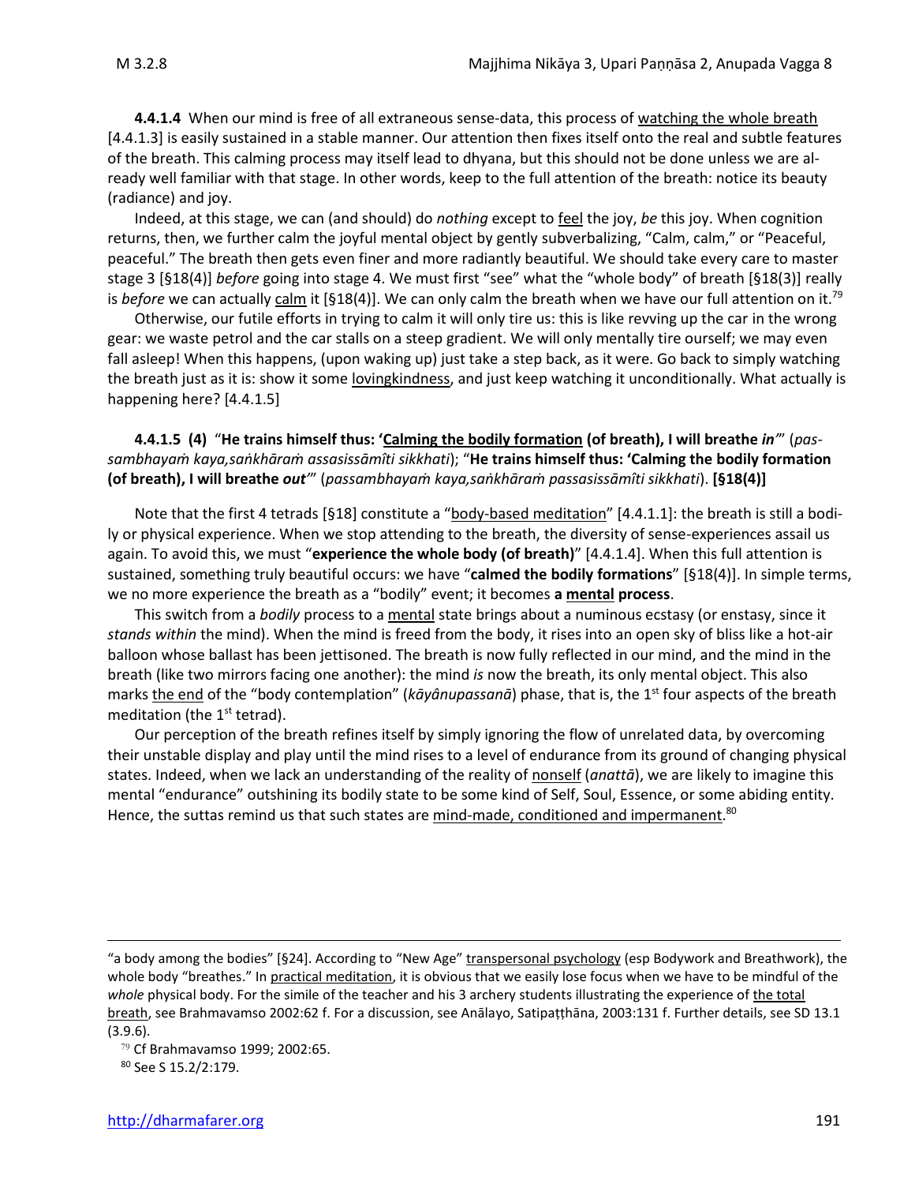**4.4.1.4** When our mind is free of all extraneous sense-data, this process of watching the whole breath [4.4.1.3] is easily sustained in a stable manner. Our attention then fixes itself onto the real and subtle features of the breath. This calming process may itself lead to dhyana, but this should not be done unless we are already well familiar with that stage. In other words, keep to the full attention of the breath: notice its beauty (radiance) and joy.

Indeed, at this stage, we can (and should) do *nothing* except to feel the joy, *be* this joy. When cognition returns, then, we further calm the joyful mental object by gently subverbalizing, "Calm, calm," or "Peaceful, peaceful." The breath then gets even finer and more radiantly beautiful. We should take every care to master stage 3 [§18(4)] *before* going into stage 4. We must first "see" what the "whole body" of breath [§18(3)] really is *before* we can actually calm it [§18(4)]. We can only calm the breath when we have our full attention on it.[79]

Otherwise, our futile efforts in trying to calm it will only tire us: this is like revving up the car in the wrong gear: we waste petrol and the car stalls on a steep gradient. We will only mentally tire ourself; we may even fall asleep! When this happens, (upon waking up) just take a step back, as it were. Go back to simply watching the breath just as it is: show it some lovingkindness, and just keep watching it unconditionally. What actually is happening here? [4.4.1.5]

**4.4.1.5 (4)** "**He trains himself thus: 'Calming the bodily formation (of breath), I will breathe *in*'**" (*passambhayaṁ kaya,saṅkhāraṁ assasissāmîti sikkhati*); "**He trains himself thus: 'Calming the bodily formation (of breath), I will breathe *out*'**" (*passambhayaṁ kaya,saṅkhāraṁ passasissāmîti sikkhati*). **[§18(4)]**

Note that the first 4 tetrads [§18] constitute a "body-based meditation" [4.4.1.1]: the breath is still a bodily or physical experience. When we stop attending to the breath, the diversity of sense-experiences assail us again. To avoid this, we must "**experience the whole body (of breath)**" [4.4.1.4]. When this full attention is sustained, something truly beautiful occurs: we have "**calmed the bodily formations**" [§18(4)]. In simple terms, we no more experience the breath as a "bodily" event; it becomes **a mental process**.

This switch from a *bodily* process to a mental state brings about a numinous ecstasy (or enstasy, since it *stands within* the mind). When the mind is freed from the body, it rises into an open sky of bliss like a hot-air balloon whose ballast has been jettisoned. The breath is now fully reflected in our mind, and the mind in the breath (like two mirrors facing one another): the mind *is* now the breath, its only mental object. This also marks the end of the "body contemplation" (*kāyânupassanā*) phase, that is, the 1st four aspects of the breath meditation (the 1st tetrad).

Our perception of the breath refines itself by simply ignoring the flow of unrelated data, by overcoming their unstable display and play until the mind rises to a level of endurance from its ground of changing physical states. Indeed, when we lack an understanding of the reality of nonself (*anattā*), we are likely to imagine this mental "endurance" outshining its bodily state to be some kind of Self, Soul, Essence, or some abiding entity. Hence, the suttas remind us that such states are mind-made, conditioned and impermanent.[80]

---

"a body among the bodies" [§24]. According to "New Age" transpersonal psychology (esp Bodywork and Breathwork), the whole body "breathes." In practical meditation, it is obvious that we easily lose focus when we have to be mindful of the *whole* physical body. For the simile of the teacher and his 3 archery students illustrating the experience of the total breath, see Brahmavamso 2002:62 f. For a discussion, see Anālayo, Satipaṭṭhāna, 2003:131 f. Further details, see SD 13.1 (3.9.6).

[79] Cf Brahmavamso 1999; 2002:65.

[80] See S 15.2/2:179.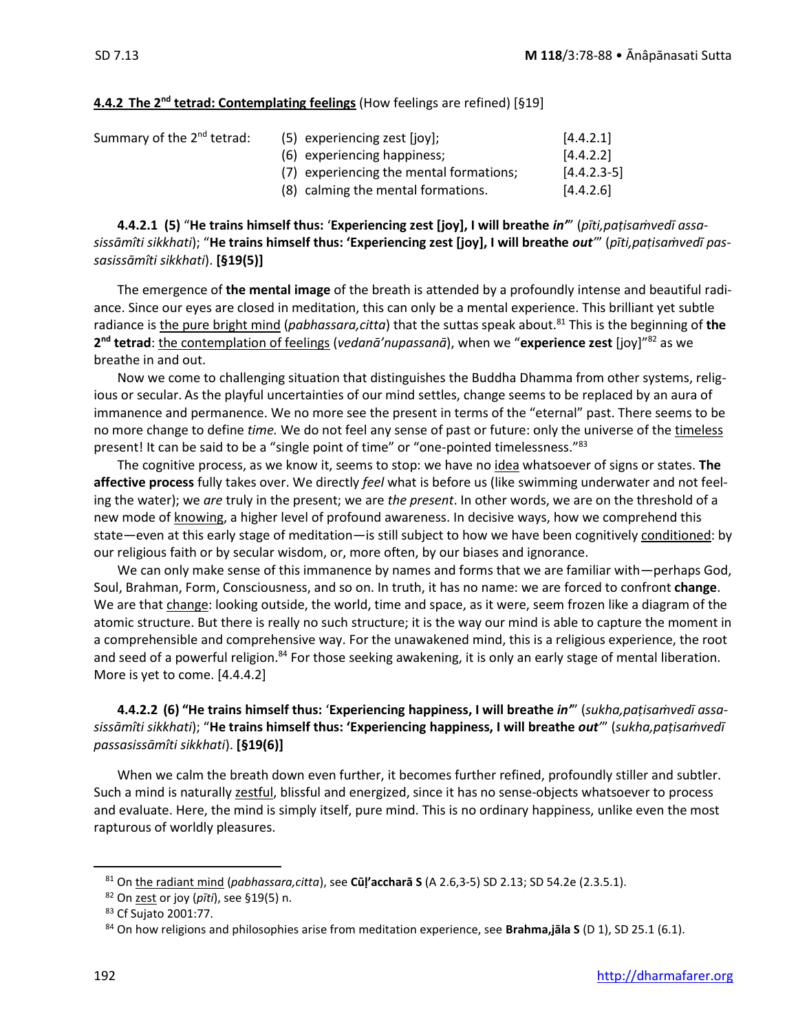### 4.4.2 The 2nd tetrad: Contemplating feelings (How feelings are refined) [§19]

| Summary of the 2nd tetrad: | (5) experiencing zest [joy]; | [4.4.2.1] |
|---|---|---|
| | (6) experiencing happiness; | [4.4.2.2] |
| | (7) experiencing the mental formations; | [4.4.2.3-5] |
| | (8) calming the mental formations. | [4.4.2.6] |

**4.4.2.1 (5)** "**He trains himself thus:** '**Experiencing zest [joy], I will breathe** ***in***'" (*pīti,paṭisaṁvedī assasissāmîti sikkhati*); "**He trains himself thus: 'Experiencing zest [joy], I will breathe** ***out***'" (*pīti,paṭisaṁvedī passasissāmîti sikkhati*). **[§19(5)]**

The emergence of **the mental image** of the breath is attended by a profoundly intense and beautiful radiance. Since our eyes are closed in meditation, this can only be a mental experience. This brilliant yet subtle radiance is the pure bright mind (*pabhassara,citta*) that the suttas speak about.[81] This is the beginning of **the 2nd tetrad**: the contemplation of feelings (*vedanā'nupassanā*), when we "**experience zest** [joy]"[82] as we breathe in and out.

Now we come to challenging situation that distinguishes the Buddha Dhamma from other systems, religious or secular. As the playful uncertainties of our mind settles, change seems to be replaced by an aura of immanence and permanence. We no more see the present in terms of the "eternal" past. There seems to be no more change to define *time.* We do not feel any sense of past or future: only the universe of the timeless present! It can be said to be a "single point of time" or "one-pointed timelessness."[83]

The cognitive process, as we know it, seems to stop: we have no idea whatsoever of signs or states. **The affective process** fully takes over. We directly *feel* what is before us (like swimming underwater and not feeling the water); we *are* truly in the present; we are *the present*. In other words, we are on the threshold of a new mode of knowing, a higher level of profound awareness. In decisive ways, how we comprehend this state—even at this early stage of meditation—is still subject to how we have been cognitively conditioned: by our religious faith or by secular wisdom, or, more often, by our biases and ignorance.

We can only make sense of this immanence by names and forms that we are familiar with—perhaps God, Soul, Brahman, Form, Consciousness, and so on. In truth, it has no name: we are forced to confront **change**. We are that change: looking outside, the world, time and space, as it were, seem frozen like a diagram of the atomic structure. But there is really no such structure; it is the way our mind is able to capture the moment in a comprehensible and comprehensive way. For the unawakened mind, this is a religious experience, the root and seed of a powerful religion.[84] For those seeking awakening, it is only an early stage of mental liberation. More is yet to come. [4.4.4.2]

**4.4.2.2 (6) "He trains himself thus:** '**Experiencing happiness, I will breathe** ***in***'" (*sukha,paṭisaṁvedī assasissāmîti sikkhati*); "**He trains himself thus: 'Experiencing happiness, I will breathe** ***out***'" (*sukha,paṭisaṁvedī passasissāmîti sikkhati*). **[§19(6)]**

When we calm the breath down even further, it becomes further refined, profoundly stiller and subtler. Such a mind is naturally zestful, blissful and energized, since it has no sense-objects whatsoever to process and evaluate. Here, the mind is simply itself, pure mind. This is no ordinary happiness, unlike even the most rapturous of worldly pleasures.

[81] On the radiant mind (*pabhassara,citta*), see **Cūḷ'accharā S** (A 2.6,3-5) SD 2.13; SD 54.2e (2.3.5.1).

[82] On zest or joy (*pīti*), see §19(5) n.

[83] Cf Sujato 2001:77.

[84] On how religions and philosophies arise from meditation experience, see **Brahma,jāla S** (D 1), SD 25.1 (6.1).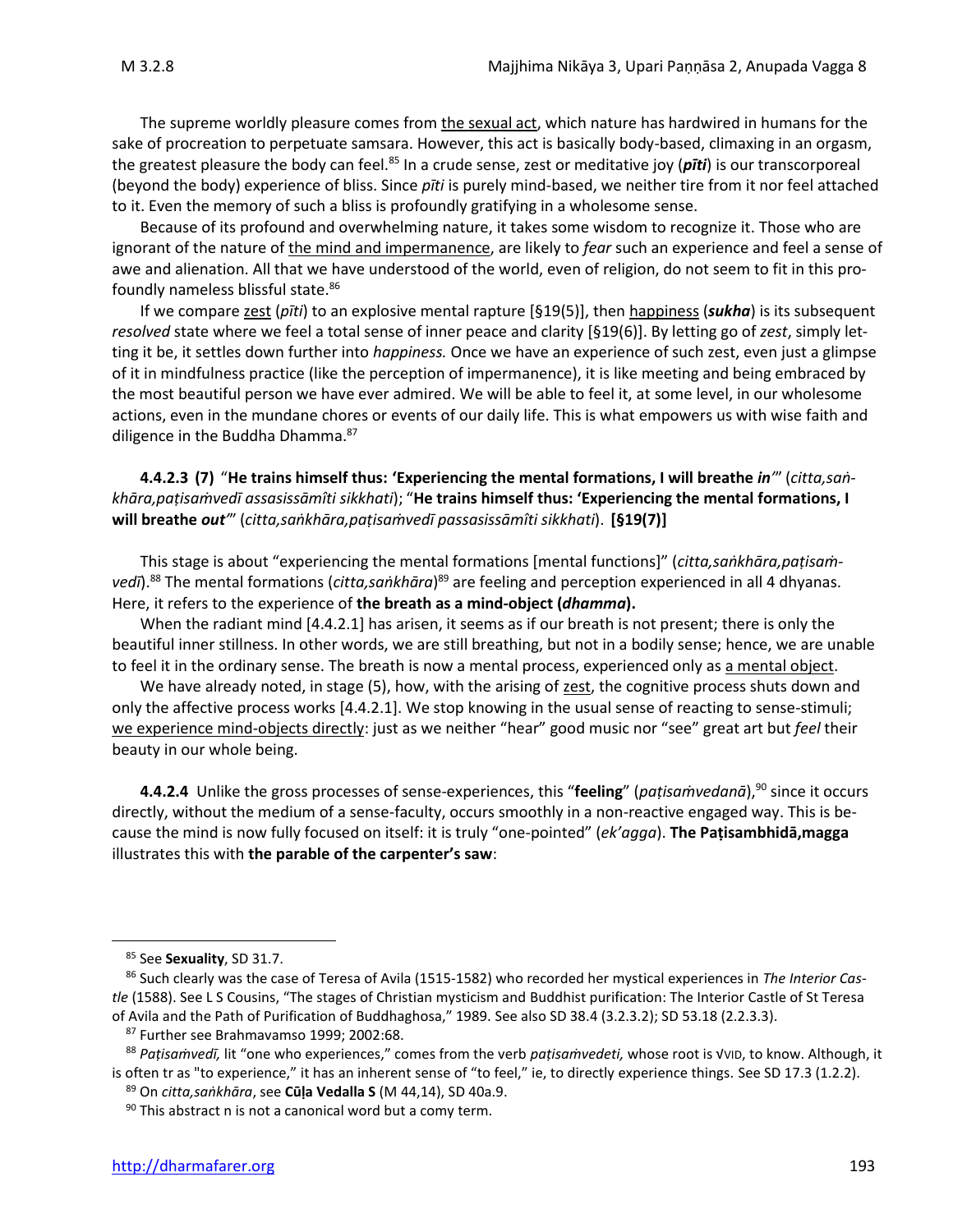The supreme worldly pleasure comes from the sexual act, which nature has hardwired in humans for the sake of procreation to perpetuate samsara. However, this act is basically body-based, climaxing in an orgasm, the greatest pleasure the body can feel.[85] In a crude sense, zest or meditative joy (***pīti***) is our transcorporeal (beyond the body) experience of bliss. Since *pīti* is purely mind-based, we neither tire from it nor feel attached to it. Even the memory of such a bliss is profoundly gratifying in a wholesome sense.

Because of its profound and overwhelming nature, it takes some wisdom to recognize it. Those who are ignorant of the nature of the mind and impermanence, are likely to *fear* such an experience and feel a sense of awe and alienation. All that we have understood of the world, even of religion, do not seem to fit in this profoundly nameless blissful state.[86]

If we compare zest (*pīti*) to an explosive mental rapture [§19(5)], then happiness (***sukha***) is its subsequent *resolved* state where we feel a total sense of inner peace and clarity [§19(6)]. By letting go of *zest*, simply letting it be, it settles down further into *happiness.* Once we have an experience of such zest, even just a glimpse of it in mindfulness practice (like the perception of impermanence), it is like meeting and being embraced by the most beautiful person we have ever admired. We will be able to feel it, at some level, in our wholesome actions, even in the mundane chores or events of our daily life. This is what empowers us with wise faith and diligence in the Buddha Dhamma.[87]

**4.4.2.3 (7)** "**He trains himself thus: 'Experiencing the mental formations, I will breathe *in*'**" (*citta,saṅkhāra,paṭisaṁvedī assasissāmîti sikkhati*); "**He trains himself thus: 'Experiencing the mental formations, I will breathe *out*'**" (*citta,saṅkhāra,paṭisaṁvedī passasissāmîti sikkhati*). **[§19(7)]**

This stage is about "experiencing the mental formations [mental functions]" (*citta,saṅkhāra,paṭisaṁvedī*).[88] The mental formations (*citta,saṅkhāra*)[89] are feeling and perception experienced in all 4 dhyanas. Here, it refers to the experience of **the breath as a mind-object (*dhamma*).**

When the radiant mind [4.4.2.1] has arisen, it seems as if our breath is not present; there is only the beautiful inner stillness. In other words, we are still breathing, but not in a bodily sense; hence, we are unable to feel it in the ordinary sense. The breath is now a mental process, experienced only as a mental object.

We have already noted, in stage (5), how, with the arising of zest, the cognitive process shuts down and only the affective process works [4.4.2.1]. We stop knowing in the usual sense of reacting to sense-stimuli; we experience mind-objects directly: just as we neither "hear" good music nor "see" great art but *feel* their beauty in our whole being.

**4.4.2.4** Unlike the gross processes of sense-experiences, this "**feeling**" (*paṭisaṁvedanā*),[90] since it occurs directly, without the medium of a sense-faculty, occurs smoothly in a non-reactive engaged way. This is because the mind is now fully focused on itself: it is truly "one-pointed" (*ek'agga*). **The Paṭisambhidā,magga** illustrates this with **the parable of the carpenter's saw**:

---

[85] See **Sexuality**, SD 31.7.

[86] Such clearly was the case of Teresa of Avila (1515-1582) who recorded her mystical experiences in *The Interior Castle* (1588). See L S Cousins, "The stages of Christian mysticism and Buddhist purification: The Interior Castle of St Teresa of Avila and the Path of Purification of Buddhaghosa," 1989. See also SD 38.4 (3.2.3.2); SD 53.18 (2.2.3.3).

[87] Further see Brahmavamso 1999; 2002:68.

[88] *Paṭisaṁvedī,* lit "one who experiences," comes from the verb *paṭisaṁvedeti,* whose root is √VID, to know. Although, it is often tr as "to experience," it has an inherent sense of "to feel," ie, to directly experience things. See SD 17.3 (1.2.2).

[89] On *citta,saṅkhāra*, see **Cūḷa Vedalla S** (M 44,14), SD 40a.9.

[90] This abstract n is not a canonical word but a comy term.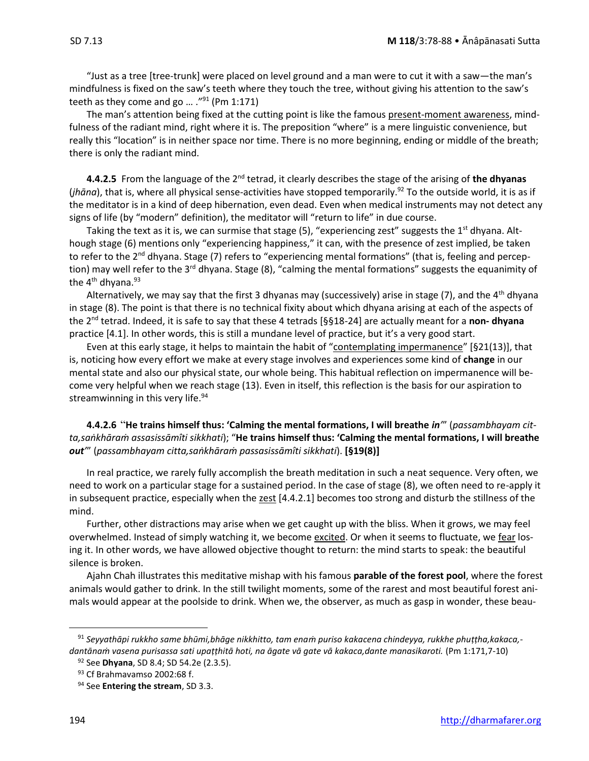"Just as a tree [tree-trunk] were placed on level ground and a man were to cut it with a saw—the man's mindfulness is fixed on the saw's teeth where they touch the tree, without giving his attention to the saw's teeth as they come and go … ."[91] (Pm 1:171)

The man's attention being fixed at the cutting point is like the famous present-moment awareness, mindfulness of the radiant mind, right where it is. The preposition "where" is a mere linguistic convenience, but really this "location" is in neither space nor time. There is no more beginning, ending or middle of the breath; there is only the radiant mind.

**4.4.2.5** From the language of the 2nd tetrad, it clearly describes the stage of the arising of **the dhyanas** (*jhāna*), that is, where all physical sense-activities have stopped temporarily.[92] To the outside world, it is as if the meditator is in a kind of deep hibernation, even dead. Even when medical instruments may not detect any signs of life (by "modern" definition), the meditator will "return to life" in due course.

Taking the text as it is, we can surmise that stage (5), "experiencing zest" suggests the 1st dhyana. Although stage (6) mentions only "experiencing happiness," it can, with the presence of zest implied, be taken to refer to the 2nd dhyana. Stage (7) refers to "experiencing mental formations" (that is, feeling and perception) may well refer to the 3rd dhyana. Stage (8), "calming the mental formations" suggests the equanimity of the 4th dhyana.[93]

Alternatively, we may say that the first 3 dhyanas may (successively) arise in stage (7), and the 4th dhyana in stage (8). The point is that there is no technical fixity about which dhyana arising at each of the aspects of the 2nd tetrad. Indeed, it is safe to say that these 4 tetrads [§§18-24] are actually meant for a **non- dhyana** practice [4.1]. In other words, this is still a mundane level of practice, but it's a very good start.

Even at this early stage, it helps to maintain the habit of "contemplating impermanence" [§21(13)], that is, noticing how every effort we make at every stage involves and experiences some kind of **change** in our mental state and also our physical state, our whole being. This habitual reflection on impermanence will become very helpful when we reach stage (13). Even in itself, this reflection is the basis for our aspiration to streamwinning in this very life.[94]

**4.4.2.6** "**He trains himself thus: 'Calming the mental formations, I will breathe *in*'**" (*passambhayam citta,saṅkhāraṁ assasissāmîti sikkhati*); "**He trains himself thus: 'Calming the mental formations, I will breathe *out*'**" (*passambhayam citta,saṅkhāraṁ passasissāmîti sikkhati*). **[§19(8)]**

In real practice, we rarely fully accomplish the breath meditation in such a neat sequence. Very often, we need to work on a particular stage for a sustained period. In the case of stage (8), we often need to re-apply it in subsequent practice, especially when the zest [4.4.2.1] becomes too strong and disturb the stillness of the mind.

Further, other distractions may arise when we get caught up with the bliss. When it grows, we may feel overwhelmed. Instead of simply watching it, we become excited. Or when it seems to fluctuate, we fear losing it. In other words, we have allowed objective thought to return: the mind starts to speak: the beautiful silence is broken.

Ajahn Chah illustrates this meditative mishap with his famous **parable of the forest pool**, where the forest animals would gather to drink. In the still twilight moments, some of the rarest and most beautiful forest animals would appear at the poolside to drink. When we, the observer, as much as gasp in wonder, these beau-

---

[91] *Seyyathāpi rukkho same bhūmi,bhāge nikkhitto, tam enaṁ puriso kakacena chindeyya, rukkhe phuṭṭha,kakaca,-dantānaṁ vasena purisassa sati upaṭṭhitā hoti, na āgate vā gate vā kakaca,dante manasikaroti.* (Pm 1:171,7-10)

[92] See **Dhyana**, SD 8.4; SD 54.2e (2.3.5).

[93] Cf Brahmavamso 2002:68 f.

[94] See **Entering the stream**, SD 3.3.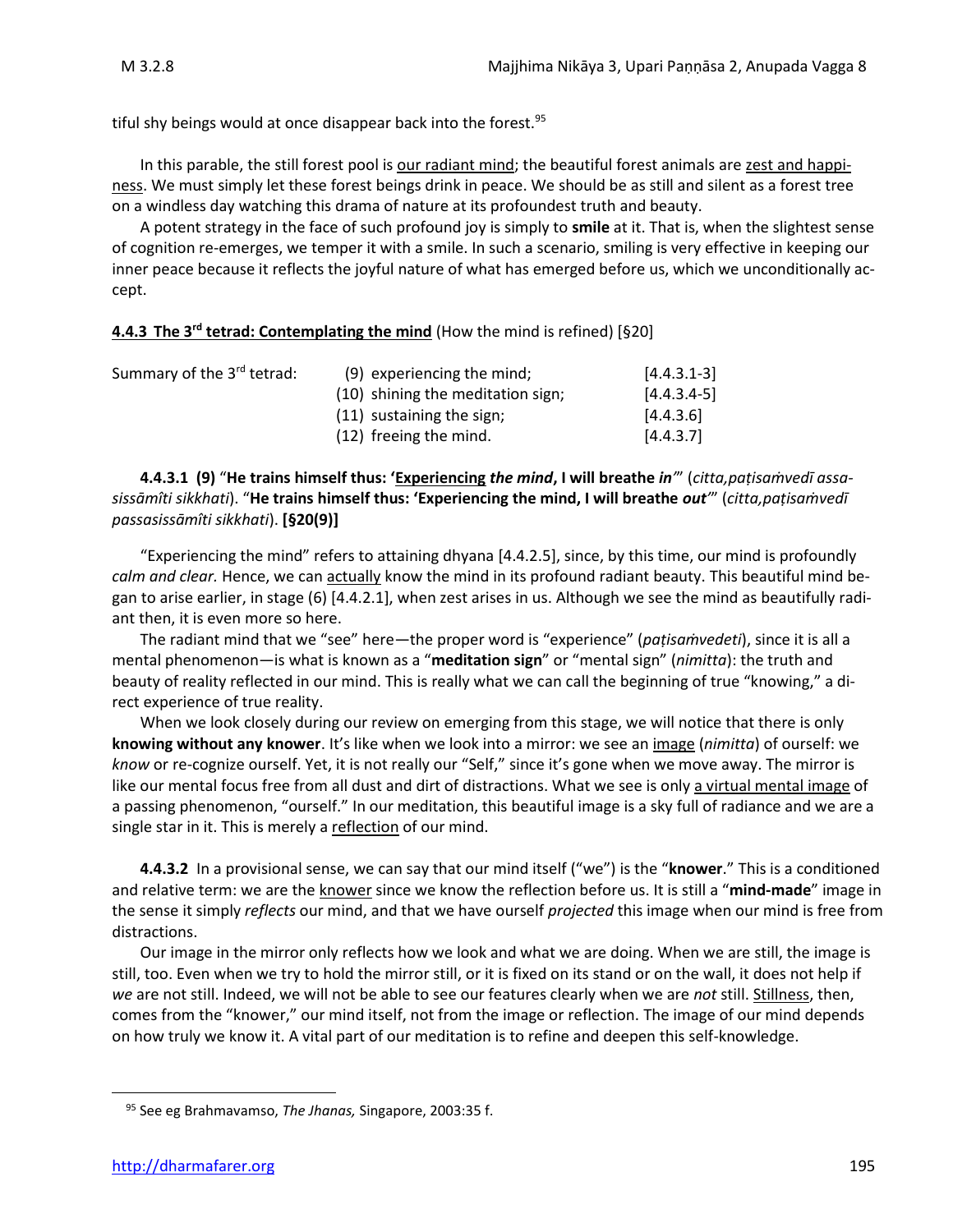tiful shy beings would at once disappear back into the forest.[95]

In this parable, the still forest pool is our radiant mind; the beautiful forest animals are zest and happiness. We must simply let these forest beings drink in peace. We should be as still and silent as a forest tree on a windless day watching this drama of nature at its profoundest truth and beauty.

A potent strategy in the face of such profound joy is simply to **smile** at it. That is, when the slightest sense of cognition re-emerges, we temper it with a smile. In such a scenario, smiling is very effective in keeping our inner peace because it reflects the joyful nature of what has emerged before us, which we unconditionally accept.

### 4.4.3 The 3rd tetrad: Contemplating the mind (How the mind is refined) [§20]

| Summary of the 3rd tetrad: | | |
|---|---|---|
| | (9) experiencing the mind; | [4.4.3.1-3] |
| | (10) shining the meditation sign; | [4.4.3.4-5] |
| | (11) sustaining the sign; | [4.4.3.6] |
| | (12) freeing the mind. | [4.4.3.7] |

**4.4.3.1 (9)** "**He trains himself thus: 'Experiencing *the mind*, I will breathe *in*'**" (*citta,paṭisaṁvedī assasissāmîti sikkhati*). "**He trains himself thus: 'Experiencing the mind, I will breathe *out*'**" (*citta,paṭisaṁvedī passasissāmîti sikkhati*). **[§20(9)]**

"Experiencing the mind" refers to attaining dhyana [4.4.2.5], since, by this time, our mind is profoundly *calm and clear.* Hence, we can actually know the mind in its profound radiant beauty. This beautiful mind began to arise earlier, in stage (6) [4.4.2.1], when zest arises in us. Although we see the mind as beautifully radiant then, it is even more so here.

The radiant mind that we "see" here—the proper word is "experience" (*paṭisaṁvedeti*), since it is all a mental phenomenon—is what is known as a "**meditation sign**" or "mental sign" (*nimitta*): the truth and beauty of reality reflected in our mind. This is really what we can call the beginning of true "knowing," a direct experience of true reality.

When we look closely during our review on emerging from this stage, we will notice that there is only **knowing without any knower**. It's like when we look into a mirror: we see an image (*nimitta*) of ourself: we *know* or re-cognize ourself. Yet, it is not really our "Self," since it's gone when we move away. The mirror is like our mental focus free from all dust and dirt of distractions. What we see is only a virtual mental image of a passing phenomenon, "ourself." In our meditation, this beautiful image is a sky full of radiance and we are a single star in it. This is merely a reflection of our mind.

**4.4.3.2** In a provisional sense, we can say that our mind itself ("we") is the "**knower**." This is a conditioned and relative term: we are the knower since we know the reflection before us. It is still a "**mind-made**" image in the sense it simply *reflects* our mind, and that we have ourself *projected* this image when our mind is free from distractions.

Our image in the mirror only reflects how we look and what we are doing. When we are still, the image is still, too. Even when we try to hold the mirror still, or it is fixed on its stand or on the wall, it does not help if *we* are not still. Indeed, we will not be able to see our features clearly when we are *not* still. Stillness, then, comes from the "knower," our mind itself, not from the image or reflection. The image of our mind depends on how truly we know it. A vital part of our meditation is to refine and deepen this self-knowledge.

[95] See eg Brahmavamso, *The Jhanas,* Singapore, 2003:35 f.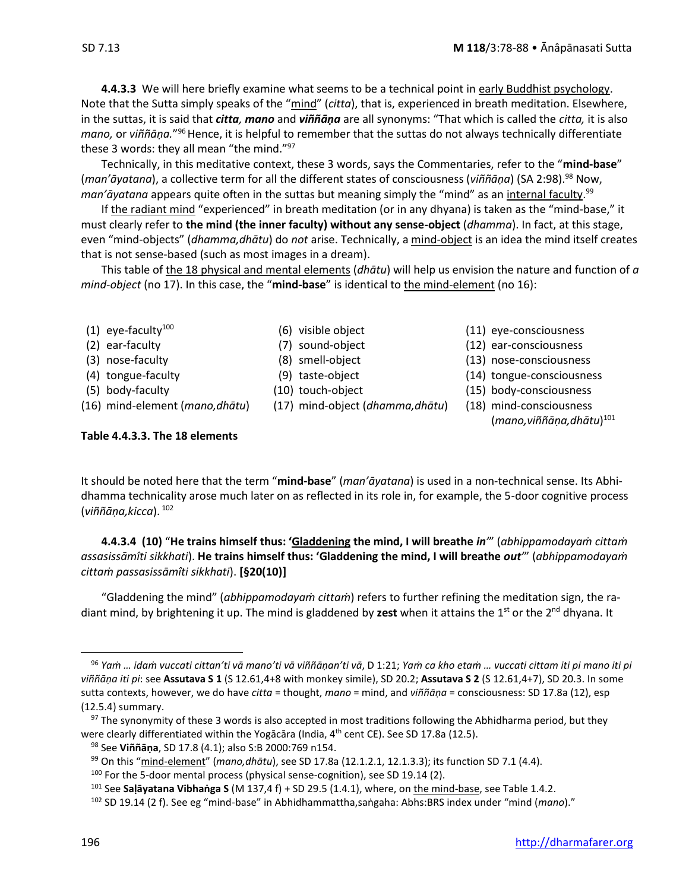**4.4.3.3** We will here briefly examine what seems to be a technical point in early Buddhist psychology. Note that the Sutta simply speaks of the "mind" (*citta*), that is, experienced in breath meditation. Elsewhere, in the suttas, it is said that ***citta, mano*** and ***viññāṇa*** are all synonyms: "That which is called the *citta,* it is also *mano,* or *viññāṇa.*"[96] Hence, it is helpful to remember that the suttas do not always technically differentiate these 3 words: they all mean "the mind."[97]

Technically, in this meditative context, these 3 words, says the Commentaries, refer to the "**mind-base**" (*man'āyatana*), a collective term for all the different states of consciousness (*viññāṇa*) (SA 2:98).[98] Now, *man'āyatana* appears quite often in the suttas but meaning simply the "mind" as an internal faculty.[99]

If the radiant mind "experienced" in breath meditation (or in any dhyana) is taken as the "mind-base," it must clearly refer to **the mind (the inner faculty) without any sense-object** (*dhamma*). In fact, at this stage, even "mind-objects" (*dhamma,dhātu*) do *not* arise. Technically, a mind-object is an idea the mind itself creates that is not sense-based (such as most images in a dream).

This table of the 18 physical and mental elements (*dhātu*) will help us envision the nature and function of *a mind-object* (no 17). In this case, the "**mind-base**" is identical to the mind-element (no 16):

| | | |
|---|---|---|
| (1) eye-faculty[100] | (6) visible object | (11) eye-consciousness |
| (2) ear-faculty | (7) sound-object | (12) ear-consciousness |
| (3) nose-faculty | (8) smell-object | (13) nose-consciousness |
| (4) tongue-faculty | (9) taste-object | (14) tongue-consciousness |
| (5) body-faculty | (10) touch-object | (15) body-consciousness |
| (16) mind-element (*mano,dhātu*) | (17) mind-object (*dhamma,dhātu*) | (18) mind-consciousness (*mano,viññāṇa,dhātu*)[101] |

**Table 4.4.3.3. The 18 elements**

It should be noted here that the term "**mind-base**" (*man'āyatana*) is used in a non-technical sense. Its Abhidhamma technicality arose much later on as reflected in its role in, for example, the 5-door cognitive process (*viññāṇa,kicca*).[102]

**4.4.3.4 (10)** "**He trains himself thus: 'Gladdening the mind, I will breathe *in*'**" (*abhippamodayaṁ cittaṁ assasissāmîti sikkhati*). **He trains himself thus: 'Gladdening the mind, I will breathe *out*'**" (*abhippamodayaṁ cittaṁ passasissāmîti sikkhati*). **[§20(10)]**

"Gladdening the mind" (*abhippamodayaṁ cittaṁ*) refers to further refining the meditation sign, the radiant mind, by brightening it up. The mind is gladdened by **zest** when it attains the 1st or the 2nd dhyana. It

---

[96] *Yaṁ … idaṁ vuccati cittan'ti vā mano'ti vā viññāṇan'ti vā*, D 1:21; *Yaṁ ca kho etaṁ … vuccati cittam iti pi mano iti pi viññāṇa iti pi*: see **Assutava S 1** (S 12.61,4+8 with monkey simile), SD 20.2; **Assutava S 2** (S 12.61,4+7), SD 20.3. In some sutta contexts, however, we do have *citta* = thought, *mano* = mind, and *viññāṇa* = consciousness: SD 17.8a (12), esp (12.5.4) summary.

[97] The synonymity of these 3 words is also accepted in most traditions following the Abhidharma period, but they were clearly differentiated within the Yogācāra (India, 4th cent CE). See SD 17.8a (12.5).

[98] See **Viññāṇa**, SD 17.8 (4.1); also S:B 2000:769 n154.

[99] On this "mind-element" (*mano,dhātu*), see SD 17.8a (12.1.2.1, 12.1.3.3); its function SD 7.1 (4.4).

[100] For the 5-door mental process (physical sense-cognition), see SD 19.14 (2).

[101] See **Saḷāyatana Vibhaṅga S** (M 137,4 f) + SD 29.5 (1.4.1), where, on the mind-base, see Table 1.4.2.

[102] SD 19.14 (2 f). See eg "mind-base" in Abhidhammattha,saṅgaha: Abhs:BRS index under "mind (*mano*)."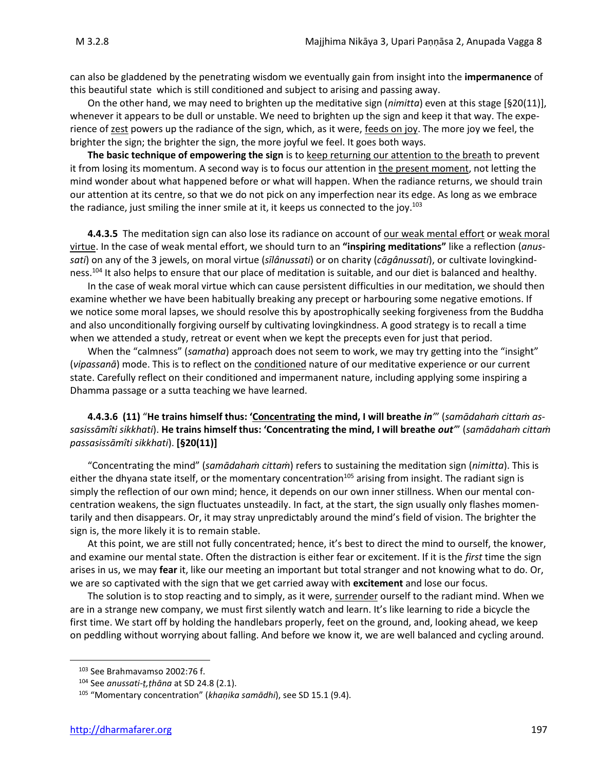can also be gladdened by the penetrating wisdom we eventually gain from insight into the **impermanence** of this beautiful state which is still conditioned and subject to arising and passing away.

On the other hand, we may need to brighten up the meditative sign (*nimitta*) even at this stage [§20(11)], whenever it appears to be dull or unstable. We need to brighten up the sign and keep it that way. The experience of zest powers up the radiance of the sign, which, as it were, feeds on joy. The more joy we feel, the brighter the sign; the brighter the sign, the more joyful we feel. It goes both ways.

**The basic technique of empowering the sign** is to keep returning our attention to the breath to prevent it from losing its momentum. A second way is to focus our attention in the present moment, not letting the mind wonder about what happened before or what will happen. When the radiance returns, we should train our attention at its centre, so that we do not pick on any imperfection near its edge. As long as we embrace the radiance, just smiling the inner smile at it, it keeps us connected to the joy.[103]

**4.4.3.5** The meditation sign can also lose its radiance on account of our weak mental effort or weak moral virtue. In the case of weak mental effort, we should turn to an **"inspiring meditations"** like a reflection (*anussati*) on any of the 3 jewels, on moral virtue (*sīlânussati*) or on charity (*cāgânussati*), or cultivate lovingkindness.[104] It also helps to ensure that our place of meditation is suitable, and our diet is balanced and healthy.

In the case of weak moral virtue which can cause persistent difficulties in our meditation, we should then examine whether we have been habitually breaking any precept or harbouring some negative emotions. If we notice some moral lapses, we should resolve this by apostrophically seeking forgiveness from the Buddha and also unconditionally forgiving ourself by cultivating lovingkindness. A good strategy is to recall a time when we attended a study, retreat or event when we kept the precepts even for just that period.

When the "calmness" (*samatha*) approach does not seem to work, we may try getting into the "insight" (*vipassanā*) mode. This is to reflect on the conditioned nature of our meditative experience or our current state. Carefully reflect on their conditioned and impermanent nature, including applying some inspiring a Dhamma passage or a sutta teaching we have learned.

**4.4.3.6 (11)** "**He trains himself thus: 'Concentrating the mind, I will breathe *in*'**" (*samādahaṁ cittaṁ assasissāmîti sikkhati*). **He trains himself thus: 'Concentrating the mind, I will breathe *out*'**" (*samādahaṁ cittaṁ passasissāmîti sikkhati*). **[§20(11)]**

"Concentrating the mind" (*samādahaṁ cittaṁ*) refers to sustaining the meditation sign (*nimitta*). This is either the dhyana state itself, or the momentary concentration[105] arising from insight. The radiant sign is simply the reflection of our own mind; hence, it depends on our own inner stillness. When our mental concentration weakens, the sign fluctuates unsteadily. In fact, at the start, the sign usually only flashes momentarily and then disappears. Or, it may stray unpredictably around the mind's field of vision. The brighter the sign is, the more likely it is to remain stable.

At this point, we are still not fully concentrated; hence, it's best to direct the mind to ourself, the knower, and examine our mental state. Often the distraction is either fear or excitement. If it is the *first* time the sign arises in us, we may **fear** it, like our meeting an important but total stranger and not knowing what to do. Or, we are so captivated with the sign that we get carried away with **excitement** and lose our focus.

The solution is to stop reacting and to simply, as it were, surrender ourself to the radiant mind. When we are in a strange new company, we must first silently watch and learn. It's like learning to ride a bicycle the first time. We start off by holding the handlebars properly, feet on the ground, and, looking ahead, we keep on peddling without worrying about falling. And before we know it, we are well balanced and cycling around.

---

[103] See Brahmavamso 2002:76 f.

[104] See *anussati-ṭ,ṭhāna* at SD 24.8 (2.1).

[105] "Momentary concentration" (*khaṇika samādhi*), see SD 15.1 (9.4).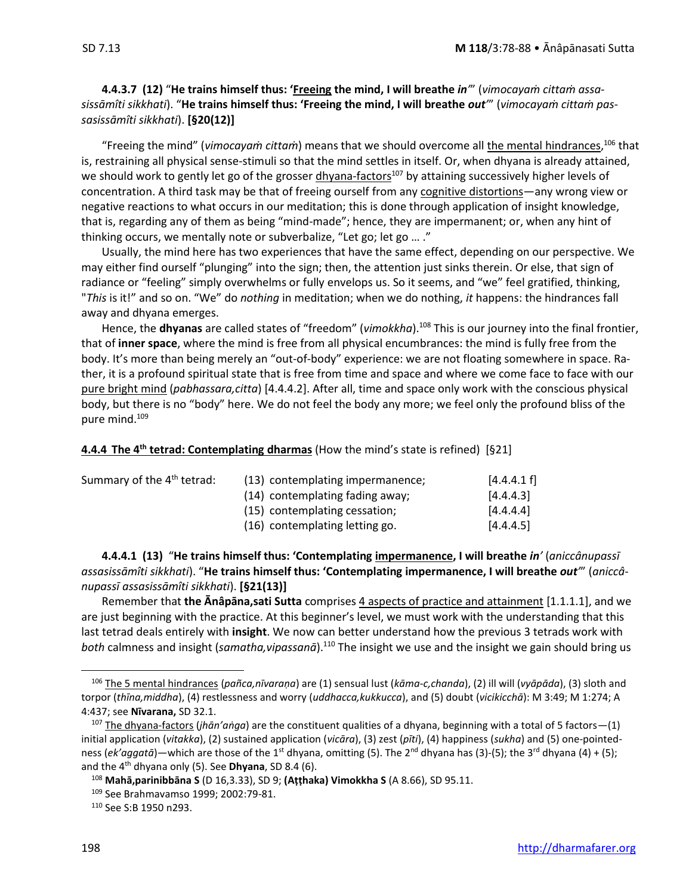**4.4.3.7 (12)** "**He trains himself thus: '<u>Freeing</u> the mind, I will breathe *in*'**" (*vimocayaṁ cittaṁ assasissāmîti sikkhati*). "**He trains himself thus: 'Freeing the mind, I will breathe *out*'**" (*vimocayaṁ cittaṁ passasissāmîti sikkhati*). **[§20(12)]**

"Freeing the mind" (*vimocayaṁ cittaṁ*) means that we should overcome all <u>the mental hindrances</u>,[106] that is, restraining all physical sense-stimuli so that the mind settles in itself. Or, when dhyana is already attained, we should work to gently let go of the grosser <u>dhyana-factors</u>[107] by attaining successively higher levels of concentration. A third task may be that of freeing ourself from any <u>cognitive distortions</u>—any wrong view or negative reactions to what occurs in our meditation; this is done through application of insight knowledge, that is, regarding any of them as being "mind-made"; hence, they are impermanent; or, when any hint of thinking occurs, we mentally note or subverbalize, "Let go; let go … ."

Usually, the mind here has two experiences that have the same effect, depending on our perspective. We may either find ourself "plunging" into the sign; then, the attention just sinks therein. Or else, that sign of radiance or "feeling" simply overwhelms or fully envelops us. So it seems, and "we" feel gratified, thinking, "*This* is it!" and so on. "We" do *nothing* in meditation; when we do nothing, *it* happens: the hindrances fall away and dhyana emerges.

Hence, the **dhyanas** are called states of "freedom" (*vimokkha*).[108] This is our journey into the final frontier, that of **inner space**, where the mind is free from all physical encumbrances: the mind is fully free from the body. It's more than being merely an "out-of-body" experience: we are not floating somewhere in space. Rather, it is a profound spiritual state that is free from time and space and where we come face to face with our <u>pure bright mind</u> (*pabhassara,citta*) [4.4.4.2]. After all, time and space only work with the conscious physical body, but there is no "body" here. We do not feel the body any more; we feel only the profound bliss of the pure mind.[109]

### <u>4.4.4 The 4th tetrad: Contemplating dharmas</u> (How the mind's state is refined) [§21]

| Summary of the 4th tetrad: | (13) contemplating impermanence; | [4.4.4.1 f] |
|---|---|---|
| | (14) contemplating fading away; | [4.4.4.3] |
| | (15) contemplating cessation; | [4.4.4.4] |
| | (16) contemplating letting go. | [4.4.4.5] |

**4.4.4.1 (13)** "**He trains himself thus: 'Contemplating <u>impermanence</u>, I will breathe *in*'** (*aniccânupassī assasissāmîti sikkhati*). "**He trains himself thus: 'Contemplating impermanence, I will breathe *out*'**" (*aniccânupassī assasissāmîti sikkhati*). **[§21(13)]**

Remember that **the Ānâpāna,sati Sutta** comprises <u>4 aspects of practice and attainment</u> [1.1.1.1], and we are just beginning with the practice. At this beginner's level, we must work with the understanding that this last tetrad deals entirely with **insight**. We now can better understand how the previous 3 tetrads work with *both* calmness and insight (*samatha,vipassanā*).[110] The insight we use and the insight we gain should bring us

---

[106] <u>The 5 mental hindrances</u> (*pañca,nīvaraṇa*) are (1) sensual lust (*kāma-c,chanda*), (2) ill will (*vyāpāda*), (3) sloth and torpor (*thīna,middha*), (4) restlessness and worry (*uddhacca,kukkucca*), and (5) doubt (*vicikicchā*): M 3:49; M 1:274; A 4:437; see **Nīvarana,** SD 32.1.

[107] <u>The dhyana-factors</u> (*jhān'aṅga*) are the constituent qualities of a dhyana, beginning with a total of 5 factors—(1) initial application (*vitakka*), (2) sustained application (*vicāra*), (3) zest (*pīti*), (4) happiness (*sukha*) and (5) one-pointedness (*ek'aggatā*)—which are those of the 1st dhyana, omitting (5). The 2nd dhyana has (3)-(5); the 3rd dhyana (4) + (5); and the 4th dhyana only (5). See **Dhyana**, SD 8.4 (6).

[108] **Mahā,parinibbāna S** (D 16,3.33), SD 9; **(Aṭṭhaka) Vimokkha S** (A 8.66), SD 95.11.

[109] See Brahmavamso 1999; 2002:79-81.

[110] See S:B 1950 n293.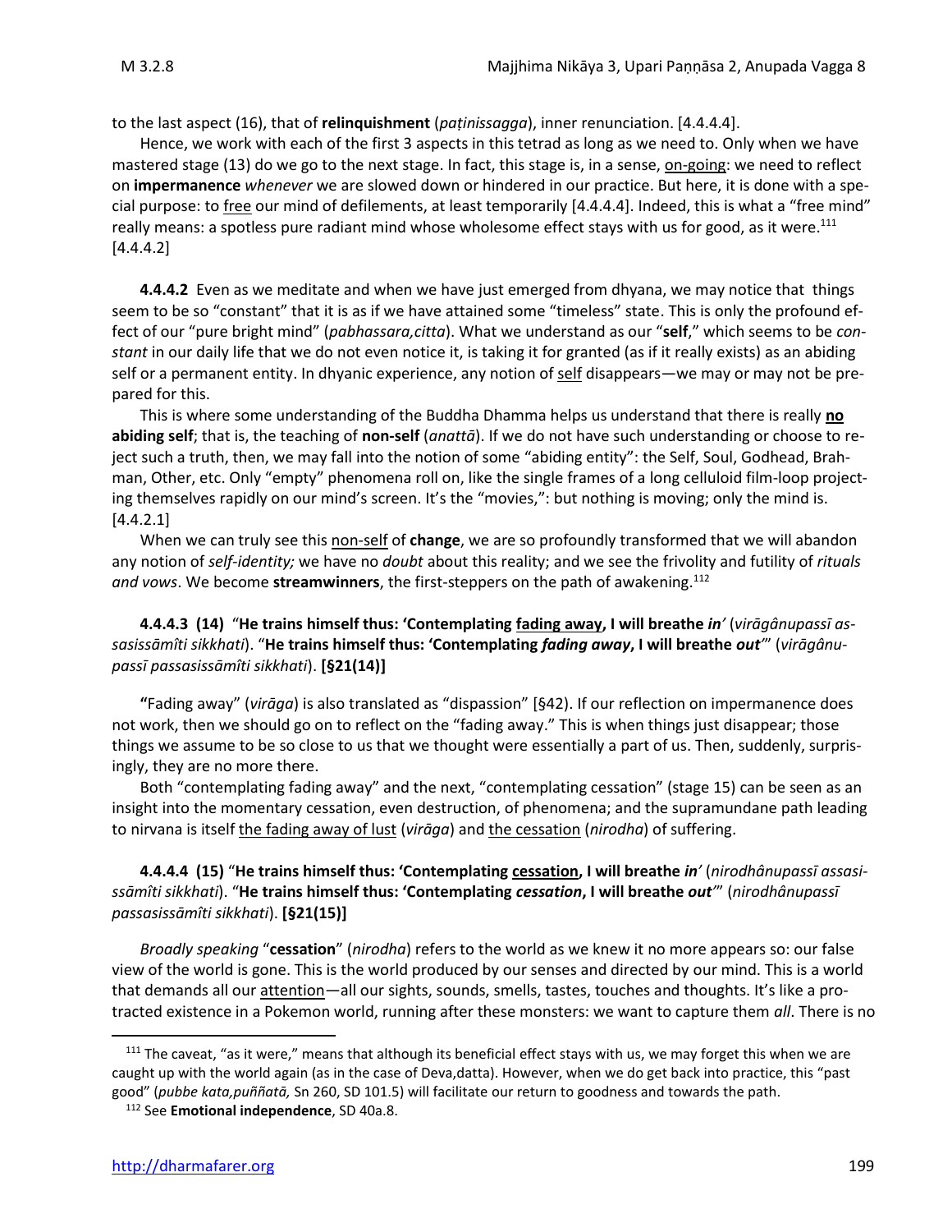to the last aspect (16), that of **relinquishment** (*paṭinissagga*), inner renunciation. [4.4.4.4].

Hence, we work with each of the first 3 aspects in this tetrad as long as we need to. Only when we have mastered stage (13) do we go to the next stage. In fact, this stage is, in a sense, on-going: we need to reflect on **impermanence** *whenever* we are slowed down or hindered in our practice. But here, it is done with a special purpose: to free our mind of defilements, at least temporarily [4.4.4.4]. Indeed, this is what a "free mind" really means: a spotless pure radiant mind whose wholesome effect stays with us for good, as it were.[111] [4.4.4.2]

**4.4.4.2** Even as we meditate and when we have just emerged from dhyana, we may notice that things seem to be so "constant" that it is as if we have attained some "timeless" state. This is only the profound effect of our "pure bright mind" (*pabhassara,citta*). What we understand as our "**self**," which seems to be *constant* in our daily life that we do not even notice it, is taking it for granted (as if it really exists) as an abiding self or a permanent entity. In dhyanic experience, any notion of self disappears—we may or may not be prepared for this.

This is where some understanding of the Buddha Dhamma helps us understand that there is really **no abiding self**; that is, the teaching of **non-self** (*anattā*). If we do not have such understanding or choose to reject such a truth, then, we may fall into the notion of some "abiding entity": the Self, Soul, Godhead, Brahman, Other, etc. Only "empty" phenomena roll on, like the single frames of a long celluloid film-loop projecting themselves rapidly on our mind's screen. It's the "movies,": but nothing is moving; only the mind is. [4.4.2.1]

When we can truly see this non-self of **change**, we are so profoundly transformed that we will abandon any notion of *self-identity;* we have no *doubt* about this reality; and we see the frivolity and futility of *rituals and vows*. We become **streamwinners**, the first-steppers on the path of awakening.[112]

**4.4.4.3 (14)** "**He trains himself thus: 'Contemplating fading away, I will breathe *in'*** (*virāgânupassī assasissāmîti sikkhati*). "**He trains himself thus: 'Contemplating *fading away*, I will breathe *out'*"** (*virāgânupassī passasissāmîti sikkhati*). **[§21(14)]**

**"**Fading away" (*virāga*) is also translated as "dispassion" [§42). If our reflection on impermanence does not work, then we should go on to reflect on the "fading away." This is when things just disappear; those things we assume to be so close to us that we thought were essentially a part of us. Then, suddenly, surprisingly, they are no more there.

Both "contemplating fading away" and the next, "contemplating cessation" (stage 15) can be seen as an insight into the momentary cessation, even destruction, of phenomena; and the supramundane path leading to nirvana is itself the fading away of lust (*virāga*) and the cessation (*nirodha*) of suffering.

**4.4.4.4 (15)** "**He trains himself thus: 'Contemplating cessation, I will breathe *in'*** (*nirodhânupassī assasissāmîti sikkhati*). "**He trains himself thus: 'Contemplating *cessation*, I will breathe *out'*"** (*nirodhânupassī passasissāmîti sikkhati*). **[§21(15)]**

*Broadly speaking* "**cessation**" (*nirodha*) refers to the world as we knew it no more appears so: our false view of the world is gone. This is the world produced by our senses and directed by our mind. This is a world that demands all our attention—all our sights, sounds, smells, tastes, touches and thoughts. It's like a protracted existence in a Pokemon world, running after these monsters: we want to capture them *all*. There is no

[111] The caveat, "as it were," means that although its beneficial effect stays with us, we may forget this when we are caught up with the world again (as in the case of Deva,datta). However, when we do get back into practice, this "past good" (*pubbe kata,puññatā,* Sn 260, SD 101.5) will facilitate our return to goodness and towards the path.

[112] See **Emotional independence**, SD 40a.8.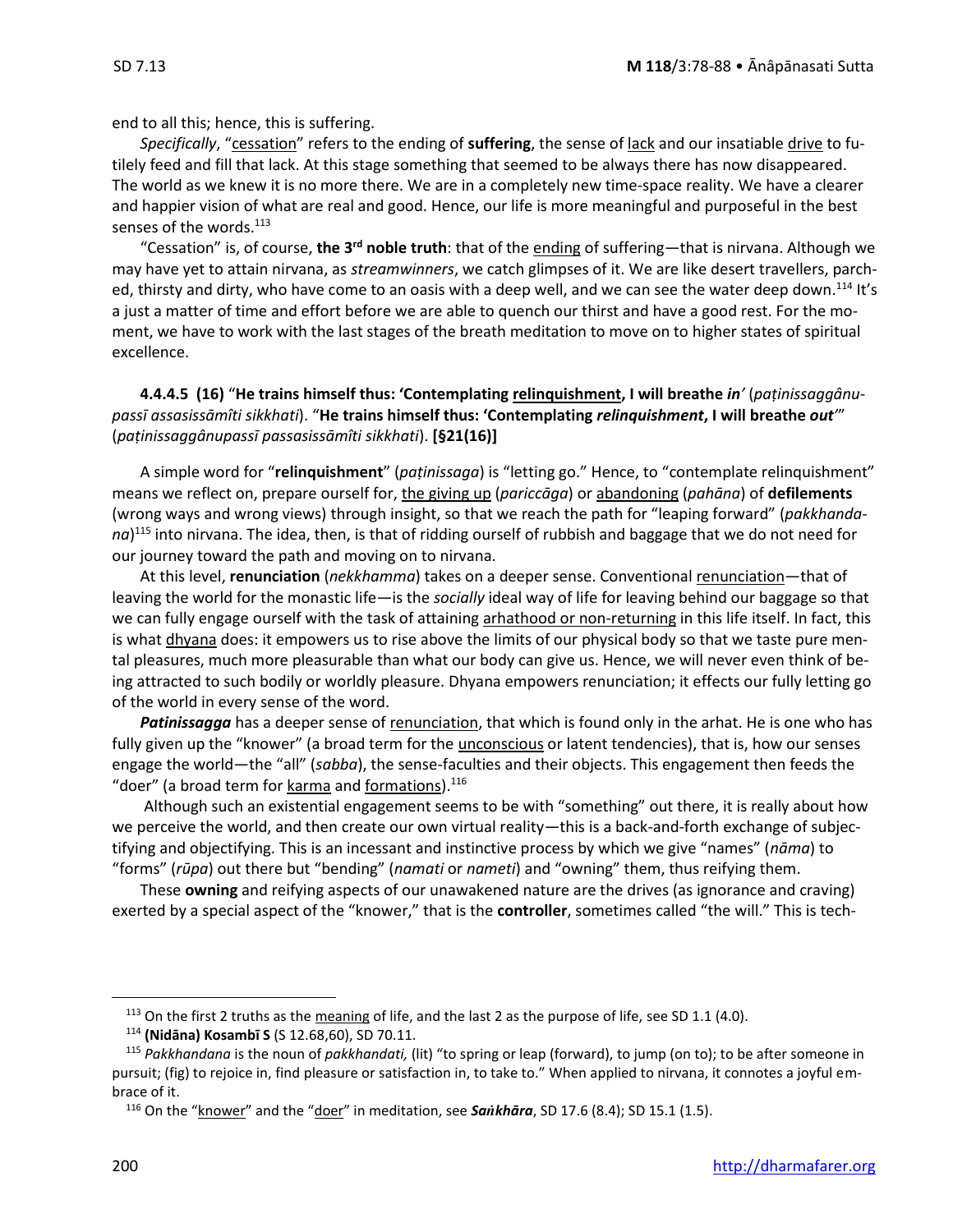end to all this; hence, this is suffering.

*Specifically*, "cessation" refers to the ending of **suffering**, the sense of lack and our insatiable drive to futilely feed and fill that lack. At this stage something that seemed to be always there has now disappeared. The world as we knew it is no more there. We are in a completely new time-space reality. We have a clearer and happier vision of what are real and good. Hence, our life is more meaningful and purposeful in the best senses of the words.[113]

"Cessation" is, of course, **the 3rd noble truth**: that of the ending of suffering—that is nirvana. Although we may have yet to attain nirvana, as *streamwinners*, we catch glimpses of it. We are like desert travellers, parched, thirsty and dirty, who have come to an oasis with a deep well, and we can see the water deep down.[114] It's a just a matter of time and effort before we are able to quench our thirst and have a good rest. For the moment, we have to work with the last stages of the breath meditation to move on to higher states of spiritual excellence.

**4.4.4.5 (16)** "**He trains himself thus: 'Contemplating relinquishment, I will breathe *in*'** (*paṭinissaggânupassī assasissāmîti sikkhati*). "**He trains himself thus: 'Contemplating *relinquishment*, I will breathe *out*'**" (*paṭinissaggânupassī passasissāmîti sikkhati*). **[§21(16)]**

A simple word for "**relinquishment**" (*paṭinissaga*) is "letting go." Hence, to "contemplate relinquishment" means we reflect on, prepare ourself for, the giving up (*pariccāga*) or abandoning (*pahāna*) of **defilements** (wrong ways and wrong views) through insight, so that we reach the path for "leaping forward" (*pakkhandana*)[115] into nirvana. The idea, then, is that of ridding ourself of rubbish and baggage that we do not need for our journey toward the path and moving on to nirvana.

At this level, **renunciation** (*nekkhamma*) takes on a deeper sense. Conventional renunciation—that of leaving the world for the monastic life—is the *socially* ideal way of life for leaving behind our baggage so that we can fully engage ourself with the task of attaining arhathood or non-returning in this life itself. In fact, this is what dhyana does: it empowers us to rise above the limits of our physical body so that we taste pure mental pleasures, much more pleasurable than what our body can give us. Hence, we will never even think of being attracted to such bodily or worldly pleasure. Dhyana empowers renunciation; it effects our fully letting go of the world in every sense of the word.

***Patinissagga*** has a deeper sense of renunciation, that which is found only in the arhat. He is one who has fully given up the "knower" (a broad term for the unconscious or latent tendencies), that is, how our senses engage the world—the "all" (*sabba*), the sense-faculties and their objects. This engagement then feeds the "doer" (a broad term for karma and formations).[116]

Although such an existential engagement seems to be with "something" out there, it is really about how we perceive the world, and then create our own virtual reality—this is a back-and-forth exchange of subjectifying and objectifying. This is an incessant and instinctive process by which we give "names" (*nāma*) to "forms" (*rūpa*) out there but "bending" (*namati* or *nameti*) and "owning" them, thus reifying them.

These **owning** and reifying aspects of our unawakened nature are the drives (as ignorance and craving) exerted by a special aspect of the "knower," that is the **controller**, sometimes called "the will." This is tech-

---

[113] On the first 2 truths as the meaning of life, and the last 2 as the purpose of life, see SD 1.1 (4.0).

[114] **(Nidāna) Kosambī S** (S 12.68,60), SD 70.11.

[115] *Pakkhandana* is the noun of *pakkhandati,* (lit) "to spring or leap (forward), to jump (on to); to be after someone in pursuit; (fig) to rejoice in, find pleasure or satisfaction in, to take to." When applied to nirvana, it connotes a joyful embrace of it.

[116] On the "knower" and the "doer" in meditation, see ***Saṅkhāra***, SD 17.6 (8.4); SD 15.1 (1.5).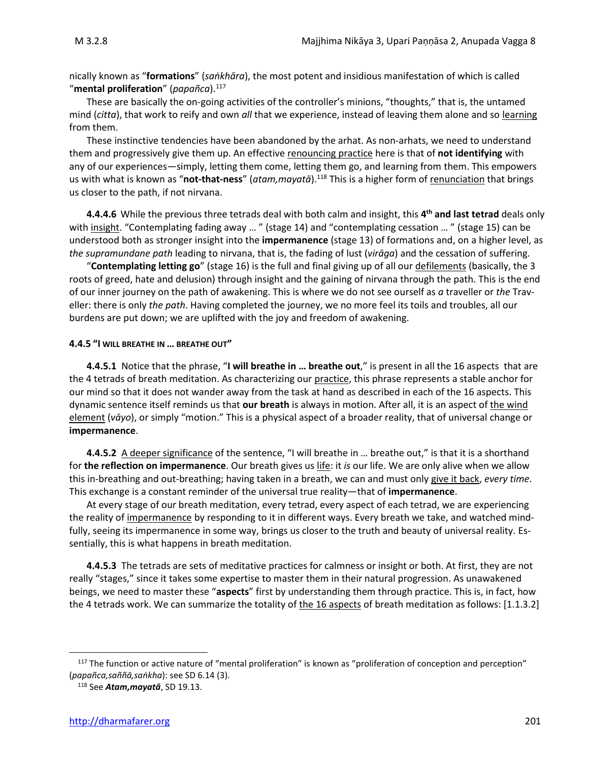nically known as "**formations**" (*saṅkhāra*), the most potent and insidious manifestation of which is called "**mental proliferation**" (*papañca*).[117]

These are basically the on-going activities of the controller's minions, "thoughts," that is, the untamed mind (*citta*), that work to reify and own *all* that we experience, instead of leaving them alone and so learning from them.

These instinctive tendencies have been abandoned by the arhat. As non-arhats, we need to understand them and progressively give them up. An effective renouncing practice here is that of **not identifying** with any of our experiences—simply, letting them come, letting them go, and learning from them. This empowers us with what is known as "**not-that-ness**" (*atam,mayatā*).[118] This is a higher form of renunciation that brings us closer to the path, if not nirvana.

**4.4.4.6** While the previous three tetrads deal with both calm and insight, this **4th and last tetrad** deals only with insight. "Contemplating fading away … " (stage 14) and "contemplating cessation … " (stage 15) can be understood both as stronger insight into the **impermanence** (stage 13) of formations and, on a higher level, as *the supramundane path* leading to nirvana, that is, the fading of lust (*virāga*) and the cessation of suffering.

"**Contemplating letting go**" (stage 16) is the full and final giving up of all our defilements (basically, the 3 roots of greed, hate and delusion) through insight and the gaining of nirvana through the path. This is the end of our inner journey on the path of awakening. This is where we do not see ourself as *a* traveller or *the* Traveller: there is only *the path*. Having completed the journey, we no more feel its toils and troubles, all our burdens are put down; we are uplifted with the joy and freedom of awakening.

#### 4.4.5 "I WILL BREATHE IN … BREATHE OUT"

**4.4.5.1** Notice that the phrase, "**I will breathe in … breathe out**," is present in all the 16 aspects that are the 4 tetrads of breath meditation. As characterizing our practice, this phrase represents a stable anchor for our mind so that it does not wander away from the task at hand as described in each of the 16 aspects. This dynamic sentence itself reminds us that **our breath** is always in motion. After all, it is an aspect of the wind element (*vāyo*), or simply "motion." This is a physical aspect of a broader reality, that of universal change or **impermanence**.

**4.4.5.2** A deeper significance of the sentence, "I will breathe in … breathe out," is that it is a shorthand for **the reflection on impermanence**. Our breath gives us life: it *is* our life. We are only alive when we allow this in-breathing and out-breathing; having taken in a breath, we can and must only give it back, *every time*. This exchange is a constant reminder of the universal true reality—that of **impermanence**.

At every stage of our breath meditation, every tetrad, every aspect of each tetrad, we are experiencing the reality of impermanence by responding to it in different ways. Every breath we take, and watched mindfully, seeing its impermanence in some way, brings us closer to the truth and beauty of universal reality. Essentially, this is what happens in breath meditation.

**4.4.5.3** The tetrads are sets of meditative practices for calmness or insight or both. At first, they are not really "stages," since it takes some expertise to master them in their natural progression. As unawakened beings, we need to master these "**aspects**" first by understanding them through practice. This is, in fact, how the 4 tetrads work. We can summarize the totality of the 16 aspects of breath meditation as follows: [1.1.3.2]

---

[117] The function or active nature of "mental proliferation" is known as "proliferation of conception and perception" (*papañca,saññā,saṅkha*): see SD 6.14 (3).

[118] See ***Atam,mayatā***, SD 19.13.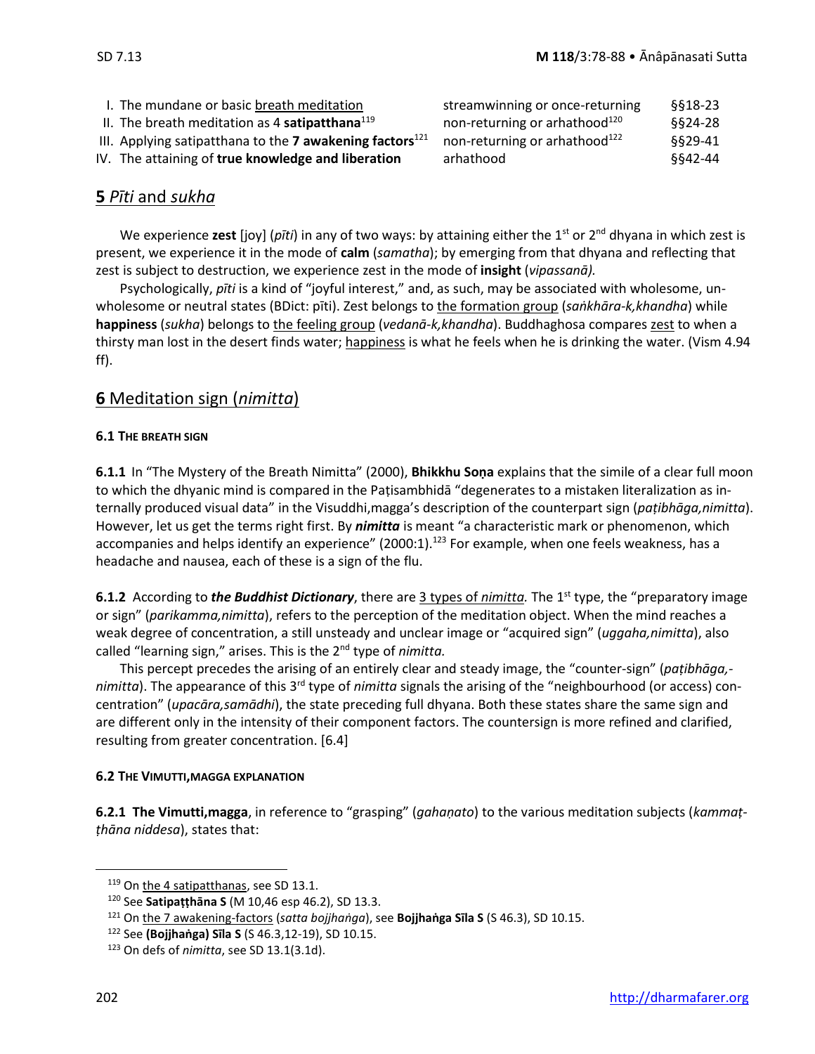| | | |
|---|---|---|
| I. The mundane or basic breath meditation | streamwinning or once-returning | §§18-23 |
| II. The breath meditation as 4 **satipatthana**[119] | non-returning or arhathood[120] | §§24-28 |
| III. Applying satipatthana to the **7 awakening factors**[121] | non-returning or arhathood[122] | §§29-41 |
| IV. The attaining of **true knowledge and liberation** | arhathood | §§42-44 |

## 5 *Pīti* and *sukha*

We experience **zest** [joy] (*pīti*) in any of two ways: by attaining either the 1st or 2nd dhyana in which zest is present, we experience it in the mode of **calm** (*samatha*); by emerging from that dhyana and reflecting that zest is subject to destruction, we experience zest in the mode of **insight** (*vipassanā).*

Psychologically, *pīti* is a kind of "joyful interest," and, as such, may be associated with wholesome, unwholesome or neutral states (BDict: pīti). Zest belongs to the formation group (*saṅkhāra-k,khandha*) while **happiness** (*sukha*) belongs to the feeling group (*vedanā-k,khandha*). Buddhaghosa compares zest to when a thirsty man lost in the desert finds water; happiness is what he feels when he is drinking the water. (Vism 4.94 ff).

## 6 Meditation sign (*nimitta*)

### 6.1 The breath sign

**6.1.1** In "The Mystery of the Breath Nimitta" (2000), **Bhikkhu Soṇa** explains that the simile of a clear full moon to which the dhyanic mind is compared in the Paṭisambhidā "degenerates to a mistaken literalization as internally produced visual data" in the Visuddhi,magga's description of the counterpart sign (*paṭibhāga,nimitta*). However, let us get the terms right first. By ***nimitta*** is meant "a characteristic mark or phenomenon, which accompanies and helps identify an experience" (2000:1).[123] For example, when one feels weakness, has a headache and nausea, each of these is a sign of the flu.

**6.1.2** According to ***the Buddhist Dictionary***, there are 3 types of *nimitta.* The 1st type, the "preparatory image or sign" (*parikamma,nimitta*), refers to the perception of the meditation object. When the mind reaches a weak degree of concentration, a still unsteady and unclear image or "acquired sign" (*uggaha,nimitta*), also called "learning sign," arises. This is the 2nd type of *nimitta.*

This percept precedes the arising of an entirely clear and steady image, the "counter-sign" (*paṭibhāga,-nimitta*). The appearance of this 3rd type of *nimitta* signals the arising of the "neighbourhood (or access) concentration" (*upacāra,samādhi*), the state preceding full dhyana. Both these states share the same sign and are different only in the intensity of their component factors. The countersign is more refined and clarified, resulting from greater concentration. [6.4]

### 6.2 The Vimutti,magga explanation

**6.2.1 The Vimutti,magga**, in reference to "grasping" (*gahaṇato*) to the various meditation subjects (*kammaṭṭhāna niddesa*), states that:

---

[119] On the 4 satipatthanas, see SD 13.1.

[120] See **Satipaṭṭhāna S** (M 10,46 esp 46.2), SD 13.3.

[121] On the 7 awakening-factors (*satta bojjhaṅga*), see **Bojjhaṅga Sīla S** (S 46.3), SD 10.15.

[122] See **(Bojjhaṅga) Sīla S** (S 46.3,12-19), SD 10.15.

[123] On defs of *nimitta*, see SD 13.1(3.1d).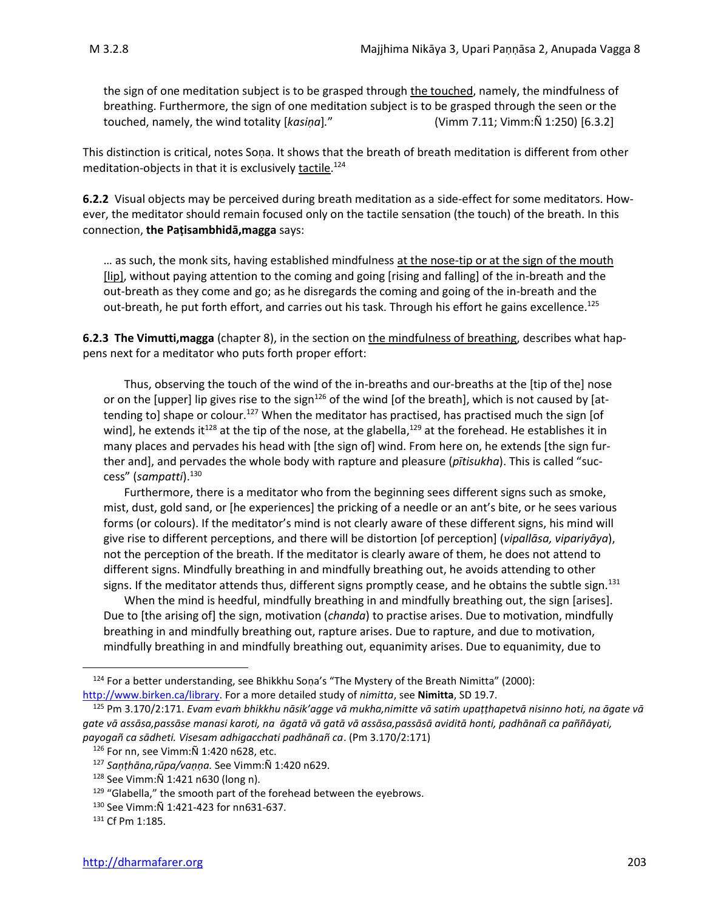the sign of one meditation subject is to be grasped through the touched, namely, the mindfulness of breathing. Furthermore, the sign of one meditation subject is to be grasped through the seen or the touched, namely, the wind totality [*kasiṇa*]." (Vimm 7.11; Vimm:Ñ 1:250) [6.3.2]

This distinction is critical, notes Soṇa. It shows that the breath of breath meditation is different from other meditation-objects in that it is exclusively tactile.[124]

**6.2.2** Visual objects may be perceived during breath meditation as a side-effect for some meditators. However, the meditator should remain focused only on the tactile sensation (the touch) of the breath. In this connection, **the Paṭisambhidā,magga** says:

> … as such, the monk sits, having established mindfulness at the nose-tip or at the sign of the mouth [lip], without paying attention to the coming and going [rising and falling] of the in-breath and the out-breath as they come and go; as he disregards the coming and going of the in-breath and the out-breath, he put forth effort, and carries out his task. Through his effort he gains excellence.[125]

**6.2.3 The Vimutti,magga** (chapter 8), in the section on the mindfulness of breathing, describes what happens next for a meditator who puts forth proper effort:

> Thus, observing the touch of the wind of the in-breaths and our-breaths at the [tip of the] nose or on the [upper] lip gives rise to the sign[126] of the wind [of the breath], which is not caused by [attending to] shape or colour.[127] When the meditator has practised, has practised much the sign [of wind], he extends it[128] at the tip of the nose, at the glabella,[129] at the forehead. He establishes it in many places and pervades his head with [the sign of] wind. From here on, he extends [the sign further and], and pervades the whole body with rapture and pleasure (*pītisukha*). This is called "success" (*sampatti*).[130]
>
> Furthermore, there is a meditator who from the beginning sees different signs such as smoke, mist, dust, gold sand, or [he experiences] the pricking of a needle or an ant's bite, or he sees various forms (or colours). If the meditator's mind is not clearly aware of these different signs, his mind will give rise to different perceptions, and there will be distortion [of perception] (*vipallāsa, vipariyāya*), not the perception of the breath. If the meditator is clearly aware of them, he does not attend to different signs. Mindfully breathing in and mindfully breathing out, he avoids attending to other signs. If the meditator attends thus, different signs promptly cease, and he obtains the subtle sign.[131]
>
> When the mind is heedful, mindfully breathing in and mindfully breathing out, the sign [arises]. Due to [the arising of] the sign, motivation (*chanda*) to practise arises. Due to motivation, mindfully breathing in and mindfully breathing out, rapture arises. Due to rapture, and due to motivation, mindfully breathing in and mindfully breathing out, equanimity arises. Due to equanimity, due to

---

[124] For a better understanding, see Bhikkhu Soṇa's "The Mystery of the Breath Nimitta" (2000): http://www.birken.ca/library. For a more detailed study of *nimitta*, see **Nimitta**, SD 19.7.

[125] Pm 3.170/2:171. *Evam evaṁ bhikkhu nāsik'agge vā mukha,nimitte vā satiṁ upaṭṭhapetvā nisinno hoti, na āgate vā gate vā assāsa,passāse manasi karoti, na āgatā vā gatā vā assāsa,passāsā aviditā honti, padhānañ ca paññāyati, payogañ ca sādheti. Visesam adhigacchati padhānañ ca*. (Pm 3.170/2:171)

[126] For nn, see Vimm:Ñ 1:420 n628, etc.

[127] *Saṇṭhāna,rūpa/vaṇṇa.* See Vimm:Ñ 1:420 n629.

[128] See Vimm:Ñ 1:421 n630 (long n).

[129] "Glabella," the smooth part of the forehead between the eyebrows.

[130] See Vimm:Ñ 1:421-423 for nn631-637.

[131] Cf Pm 1:185.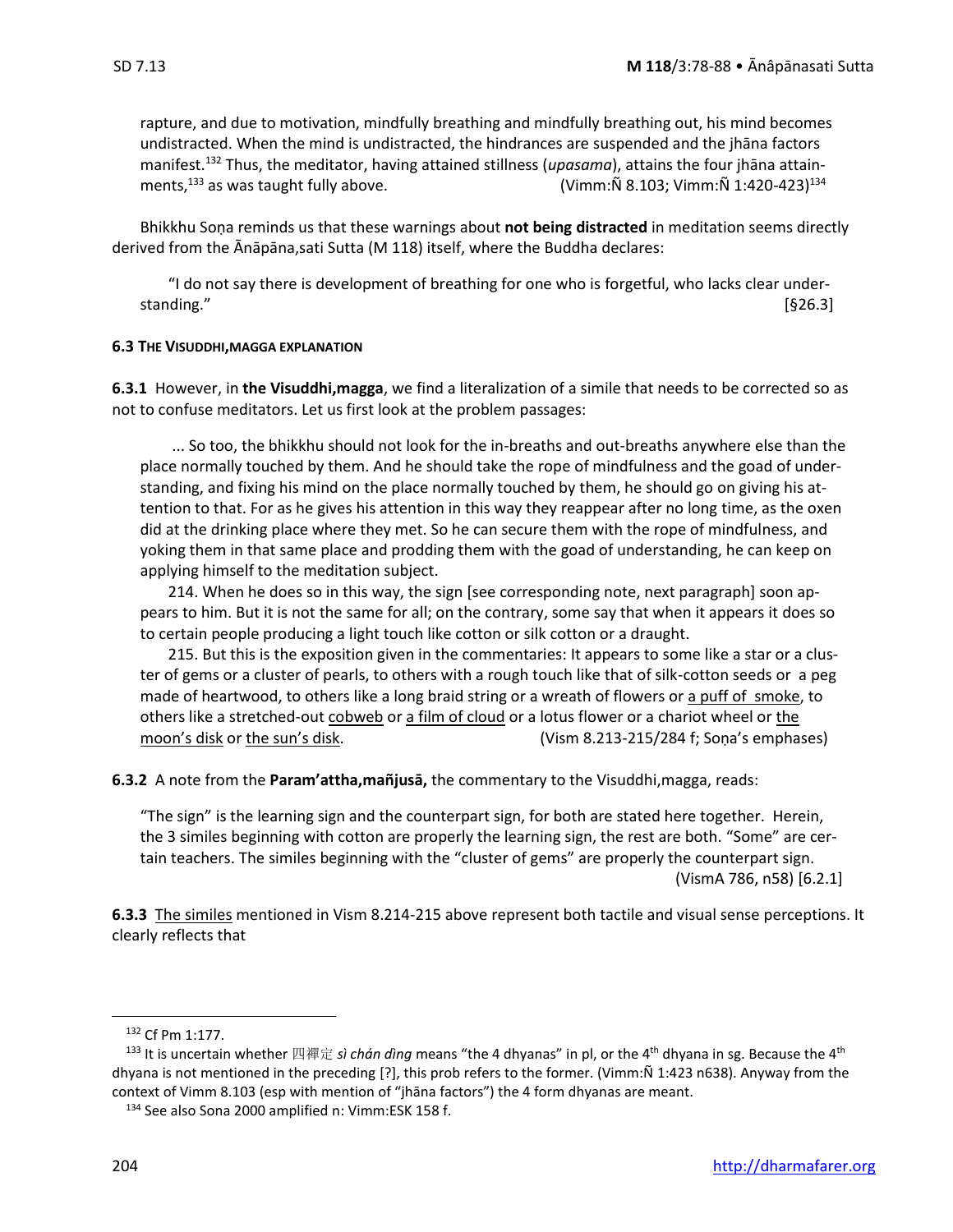rapture, and due to motivation, mindfully breathing and mindfully breathing out, his mind becomes undistracted. When the mind is undistracted, the hindrances are suspended and the jhāna factors manifest.[132] Thus, the meditator, having attained stillness (*upasama*), attains the four jhāna attainments,[133] as was taught fully above. (Vimm:Ñ 8.103; Vimm:Ñ 1:420-423)[134]

Bhikkhu Soṇa reminds us that these warnings about **not being distracted** in meditation seems directly derived from the Ānāpāna,sati Sutta (M 118) itself, where the Buddha declares:

> "I do not say there is development of breathing for one who is forgetful, who lacks clear understanding." [§26.3]

#### 6.3 The Visuddhi,magga explanation

**6.3.1** However, in **the Visuddhi,magga**, we find a literalization of a simile that needs to be corrected so as not to confuse meditators. Let us first look at the problem passages:

> ... So too, the bhikkhu should not look for the in-breaths and out-breaths anywhere else than the place normally touched by them. And he should take the rope of mindfulness and the goad of understanding, and fixing his mind on the place normally touched by them, he should go on giving his attention to that. For as he gives his attention in this way they reappear after no long time, as the oxen did at the drinking place where they met. So he can secure them with the rope of mindfulness, and yoking them in that same place and prodding them with the goad of understanding, he can keep on applying himself to the meditation subject.
>
> 214. When he does so in this way, the sign [see corresponding note, next paragraph] soon appears to him. But it is not the same for all; on the contrary, some say that when it appears it does so to certain people producing a light touch like cotton or silk cotton or a draught.
>
> 215. But this is the exposition given in the commentaries: It appears to some like a star or a cluster of gems or a cluster of pearls, to others with a rough touch like that of silk-cotton seeds or a peg made of heartwood, to others like a long braid string or a wreath of flowers or <u>a puff of smoke</u>, to others like a stretched-out <u>cobweb</u> or <u>a film of cloud</u> or a lotus flower or a chariot wheel or <u>the moon's disk</u> or <u>the sun's disk</u>. (Vism 8.213-215/284 f; Soṇa's emphases)

**6.3.2** A note from the **Param'attha,mañjusā,** the commentary to the Visuddhi,magga, reads:

> "The sign" is the learning sign and the counterpart sign, for both are stated here together. Herein, the 3 similes beginning with cotton are properly the learning sign, the rest are both. "Some" are certain teachers. The similes beginning with the "cluster of gems" are properly the counterpart sign. (VismA 786, n58) [6.2.1]

**6.3.3** <u>The similes</u> mentioned in Vism 8.214-215 above represent both tactile and visual sense perceptions. It clearly reflects that

---

[132] Cf Pm 1:177.

[133] It is uncertain whether 四禪定 *sì chán dìng* means "the 4 dhyanas" in pl, or the 4th dhyana in sg. Because the 4th dhyana is not mentioned in the preceding [?], this prob refers to the former. (Vimm:Ñ 1:423 n638). Anyway from the context of Vimm 8.103 (esp with mention of "jhāna factors") the 4 form dhyanas are meant.

[134] See also Sona 2000 amplified n: Vimm:ESK 158 f.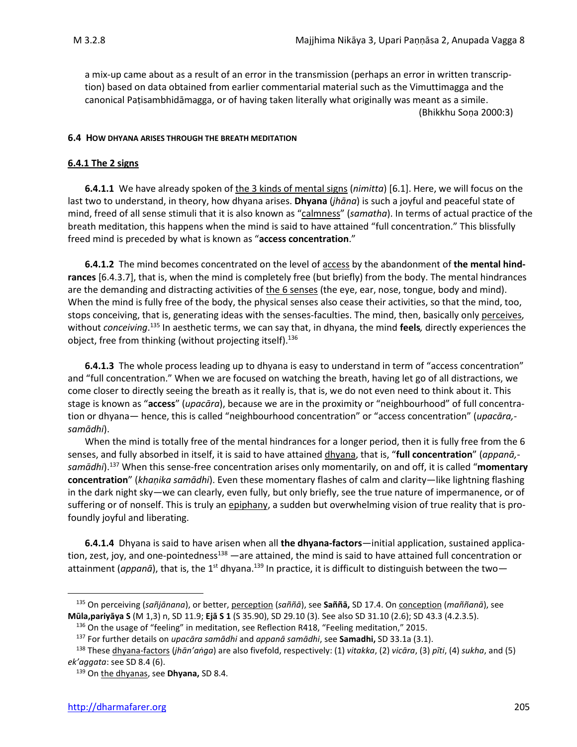a mix-up came about as a result of an error in the transmission (perhaps an error in written transcription) based on data obtained from earlier commentarial material such as the Vimuttimagga and the canonical Paṭisambhidāmagga, or of having taken literally what originally was meant as a simile.

(Bhikkhu Soṇa 2000:3)

#### 6.4 HOW DHYANA ARISES THROUGH THE BREATH MEDITATION

#### 6.4.1 The 2 signs

**6.4.1.1** We have already spoken of the 3 kinds of mental signs (*nimitta*) [6.1]. Here, we will focus on the last two to understand, in theory, how dhyana arises. **Dhyana** (*jhāna*) is such a joyful and peaceful state of mind, freed of all sense stimuli that it is also known as "calmness" (*samatha*). In terms of actual practice of the breath meditation, this happens when the mind is said to have attained "full concentration." This blissfully freed mind is preceded by what is known as "**access concentration**."

**6.4.1.2** The mind becomes concentrated on the level of access by the abandonment of **the mental hindrances** [6.4.3.7], that is, when the mind is completely free (but briefly) from the body. The mental hindrances are the demanding and distracting activities of the 6 senses (the eye, ear, nose, tongue, body and mind). When the mind is fully free of the body, the physical senses also cease their activities, so that the mind, too, stops conceiving, that is, generating ideas with the senses-faculties. The mind, then, basically only perceives, without *conceiving*.[135] In aesthetic terms, we can say that, in dhyana, the mind **feels***,* directly experiences the object, free from thinking (without projecting itself).[136]

**6.4.1.3** The whole process leading up to dhyana is easy to understand in term of "access concentration" and "full concentration." When we are focused on watching the breath, having let go of all distractions, we come closer to directly seeing the breath as it really is, that is, we do not even need to think about it. This stage is known as "**access**" (*upacāra*), because we are in the proximity or "neighbourhood" of full concentration or dhyana— hence, this is called "neighbourhood concentration" or "access concentration" (*upacāra,-samādhi*).

When the mind is totally free of the mental hindrances for a longer period, then it is fully free from the 6 senses, and fully absorbed in itself, it is said to have attained dhyana, that is, "**full concentration**" (*appanā,-samādhi*).[137] When this sense-free concentration arises only momentarily, on and off, it is called "**momentary concentration**" (*khaṇika samādhi*). Even these momentary flashes of calm and clarity—like lightning flashing in the dark night sky—we can clearly, even fully, but only briefly, see the true nature of impermanence, or of suffering or of nonself. This is truly an epiphany, a sudden but overwhelming vision of true reality that is profoundly joyful and liberating.

**6.4.1.4** Dhyana is said to have arisen when all **the dhyana-factors**—initial application, sustained application, zest, joy, and one-pointedness[138] —are attained, the mind is said to have attained full concentration or attainment (*appanā*), that is, the 1st dhyana.[139] In practice, it is difficult to distinguish between the two—

---

[135] On perceiving (*sañjānana*), or better, perception (*saññā*), see **Saññā,** SD 17.4. On conception (*maññanā*), see **Mūla,pariyāya S** (M 1,3) n, SD 11.9; **Ejā S 1** (S 35.90), SD 29.10 (3). See also SD 31.10 (2.6); SD 43.3 (4.2.3.5).

[136] On the usage of "feeling" in meditation, see Reflection R418, "Feeling meditation," 2015.

[137] For further details on *upacāra samādhi* and *appanā samādhi*, see **Samadhi,** SD 33.1a (3.1).

[138] These dhyana-factors (*jhān'aṅga*) are also fivefold, respectively: (1) *vitakka*, (2) *vicāra*, (3) *pīti*, (4) *sukha*, and (5) *ek'aggata*: see SD 8.4 (6).

[139] On the dhyanas, see **Dhyana,** SD 8.4.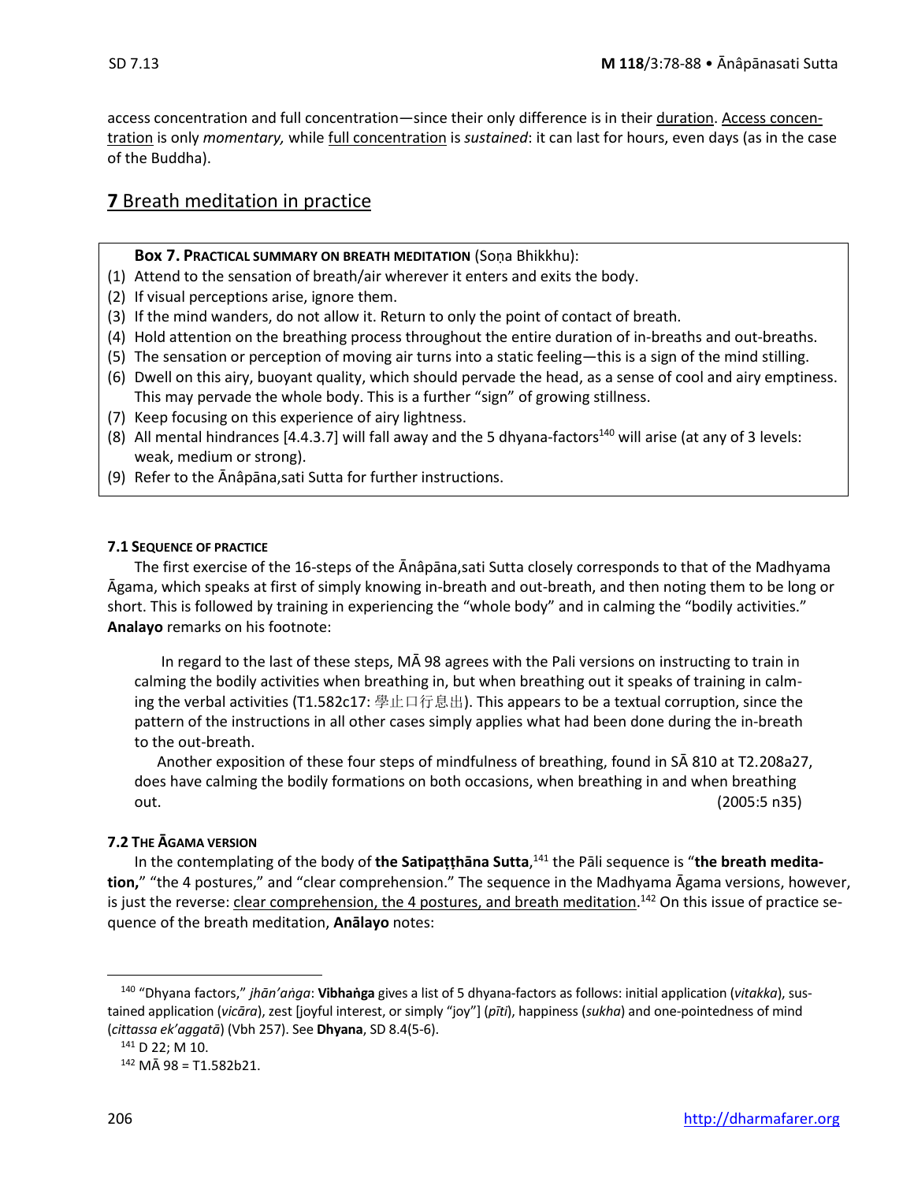access concentration and full concentration—since their only difference is in their <u>duration</u>. <u>Access concentration</u> is only *momentary,* while <u>full concentration</u> is *sustained*: it can last for hours, even days (as in the case of the Buddha).

## **7** Breath meditation in practice

> **Box 7. Practical summary on breath meditation** (Soṇa Bhikkhu):
>
> (1) Attend to the sensation of breath/air wherever it enters and exits the body.
> (2) If visual perceptions arise, ignore them.
> (3) If the mind wanders, do not allow it. Return to only the point of contact of breath.
> (4) Hold attention on the breathing process throughout the entire duration of in-breaths and out-breaths.
> (5) The sensation or perception of moving air turns into a static feeling—this is a sign of the mind stilling.
> (6) Dwell on this airy, buoyant quality, which should pervade the head, as a sense of cool and airy emptiness. This may pervade the whole body. This is a further "sign" of growing stillness.
> (7) Keep focusing on this experience of airy lightness.
> (8) All mental hindrances [4.4.3.7] will fall away and the 5 dhyana-factors[140] will arise (at any of 3 levels: weak, medium or strong).
> (9) Refer to the Ānâpāna,sati Sutta for further instructions.

#### 7.1 Sequence of practice

The first exercise of the 16-steps of the Ānâpāna,sati Sutta closely corresponds to that of the Madhyama Āgama, which speaks at first of simply knowing in-breath and out-breath, and then noting them to be long or short. This is followed by training in experiencing the "whole body" and in calming the "bodily activities." **Analayo** remarks on his footnote:

> In regard to the last of these steps, MĀ 98 agrees with the Pali versions on instructing to train in calming the bodily activities when breathing in, but when breathing out it speaks of training in calming the verbal activities (T1.582c17: 學止口行息出). This appears to be a textual corruption, since the pattern of the instructions in all other cases simply applies what had been done during the in-breath to the out-breath.
>
> Another exposition of these four steps of mindfulness of breathing, found in SĀ 810 at T2.208a27, does have calming the bodily formations on both occasions, when breathing in and when breathing out. (2005:5 n35)

#### 7.2 The Āgama version

In the contemplating of the body of **the Satipaṭṭhāna Sutta**,[141] the Pāli sequence is "**the breath meditation,**" "the 4 postures," and "clear comprehension." The sequence in the Madhyama Āgama versions, however, is just the reverse: <u>clear comprehension, the 4 postures, and breath meditation</u>.[142] On this issue of practice sequence of the breath meditation, **Anālayo** notes:

---

[140] "Dhyana factors," *jhān'aṅga*: **Vibhaṅga** gives a list of 5 dhyana-factors as follows: initial application (*vitakka*), sustained application (*vicāra*), zest [joyful interest, or simply "joy"] (*pīti*), happiness (*sukha*) and one-pointedness of mind (*cittassa ek'aggatā*) (Vbh 257). See **Dhyana**, SD 8.4(5-6).

[141] D 22; M 10.

[142] MĀ 98 = T1.582b21.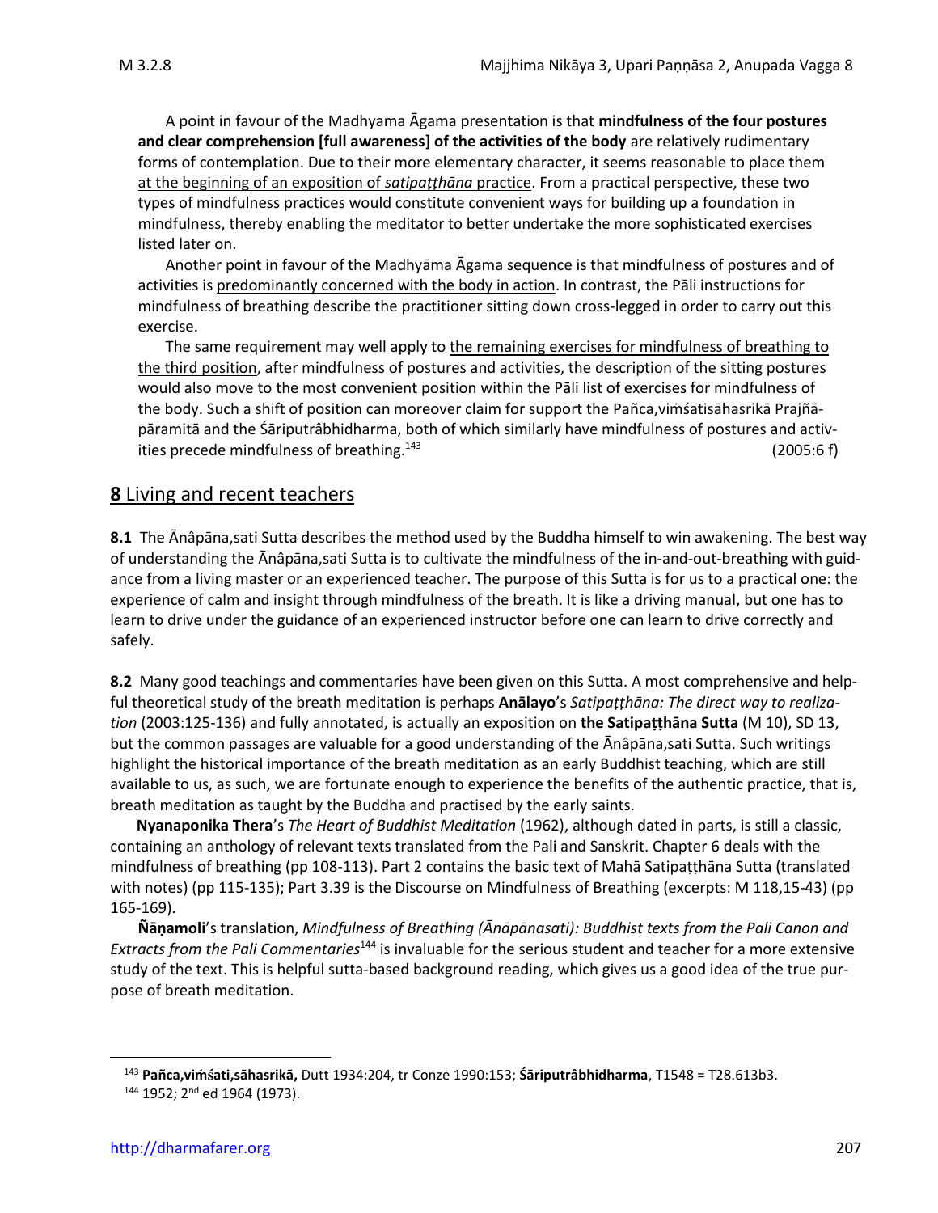A point in favour of the Madhyama Āgama presentation is that **mindfulness of the four postures and clear comprehension [full awareness] of the activities of the body** are relatively rudimentary forms of contemplation. Due to their more elementary character, it seems reasonable to place them at the beginning of an exposition of *satipaṭṭhāna* practice. From a practical perspective, these two types of mindfulness practices would constitute convenient ways for building up a foundation in mindfulness, thereby enabling the meditator to better undertake the more sophisticated exercises listed later on.

Another point in favour of the Madhyāma Āgama sequence is that mindfulness of postures and of activities is predominantly concerned with the body in action. In contrast, the Pāli instructions for mindfulness of breathing describe the practitioner sitting down cross-legged in order to carry out this exercise.

The same requirement may well apply to the remaining exercises for mindfulness of breathing to the third position, after mindfulness of postures and activities, the description of the sitting postures would also move to the most convenient position within the Pāli list of exercises for mindfulness of the body. Such a shift of position can moreover claim for support the Pañca,viṁśatisāhasrikā Prajñāpāramitā and the Śāriputrâbhidharma, both of which similarly have mindfulness of postures and activities precede mindfulness of breathing.[143] (2005:6 f)

## **8** Living and recent teachers

**8.1** The Ānâpāna,sati Sutta describes the method used by the Buddha himself to win awakening. The best way of understanding the Ānâpāna,sati Sutta is to cultivate the mindfulness of the in-and-out-breathing with guidance from a living master or an experienced teacher. The purpose of this Sutta is for us to a practical one: the experience of calm and insight through mindfulness of the breath. It is like a driving manual, but one has to learn to drive under the guidance of an experienced instructor before one can learn to drive correctly and safely.

**8.2** Many good teachings and commentaries have been given on this Sutta. A most comprehensive and helpful theoretical study of the breath meditation is perhaps **Anālayo**'s *Satipaṭṭhāna: The direct way to realization* (2003:125-136) and fully annotated, is actually an exposition on **the Satipaṭṭhāna Sutta** (M 10), SD 13, but the common passages are valuable for a good understanding of the Ānâpāna,sati Sutta. Such writings highlight the historical importance of the breath meditation as an early Buddhist teaching, which are still available to us, as such, we are fortunate enough to experience the benefits of the authentic practice, that is, breath meditation as taught by the Buddha and practised by the early saints.

**Nyanaponika Thera**'s *The Heart of Buddhist Meditation* (1962), although dated in parts, is still a classic, containing an anthology of relevant texts translated from the Pali and Sanskrit. Chapter 6 deals with the mindfulness of breathing (pp 108-113). Part 2 contains the basic text of Mahā Satipaṭṭhāna Sutta (translated with notes) (pp 115-135); Part 3.39 is the Discourse on Mindfulness of Breathing (excerpts: M 118,15-43) (pp 165-169).

**Ñāṇamoli**'s translation, *Mindfulness of Breathing (Ānāpānasati): Buddhist texts from the Pali Canon and Extracts from the Pali Commentaries*[144] is invaluable for the serious student and teacher for a more extensive study of the text. This is helpful sutta-based background reading, which gives us a good idea of the true purpose of breath meditation.

---

[143] **Pañca,viṁśati,sāhasrikā,** Dutt 1934:204, tr Conze 1990:153; **Śāriputrâbhidharma**, T1548 = T28.613b3.

[144] 1952; 2nd ed 1964 (1973).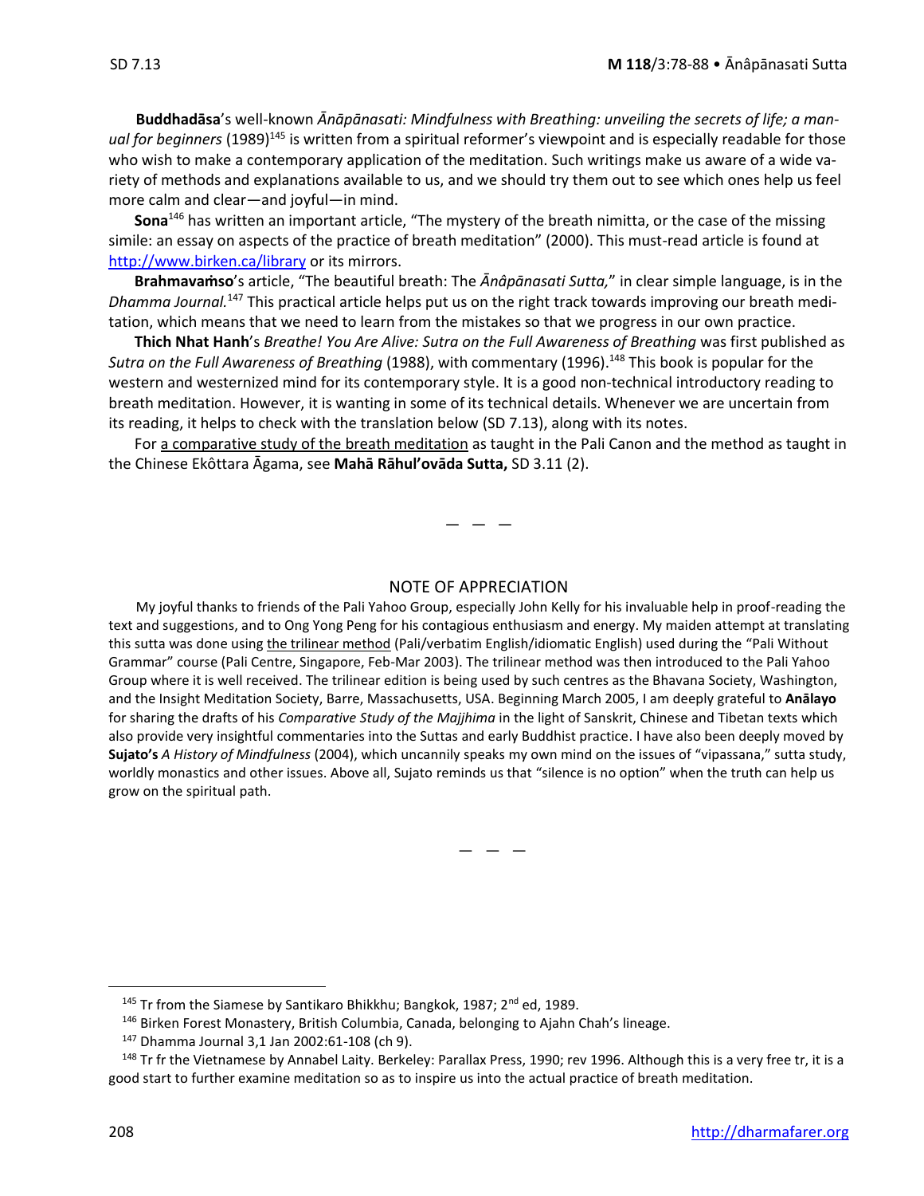**Buddhadāsa**'s well-known *Ānāpānasati: Mindfulness with Breathing: unveiling the secrets of life; a manual for beginners* (1989)[145] is written from a spiritual reformer's viewpoint and is especially readable for those who wish to make a contemporary application of the meditation. Such writings make us aware of a wide variety of methods and explanations available to us, and we should try them out to see which ones help us feel more calm and clear—and joyful—in mind.

**Sona**[146] has written an important article, "The mystery of the breath nimitta, or the case of the missing simile: an essay on aspects of the practice of breath meditation" (2000). This must-read article is found at http://www.birken.ca/library or its mirrors.

**Brahmavaṁso**'s article, "The beautiful breath: The *Ānâpānasati Sutta,*" in clear simple language, is in the *Dhamma Journal.*[147] This practical article helps put us on the right track towards improving our breath meditation, which means that we need to learn from the mistakes so that we progress in our own practice.

**Thich Nhat Hanh**'s *Breathe! You Are Alive: Sutra on the Full Awareness of Breathing* was first published as *Sutra on the Full Awareness of Breathing* (1988), with commentary (1996).[148] This book is popular for the western and westernized mind for its contemporary style. It is a good non-technical introductory reading to breath meditation. However, it is wanting in some of its technical details. Whenever we are uncertain from its reading, it helps to check with the translation below (SD 7.13), along with its notes.

For a comparative study of the breath meditation as taught in the Pali Canon and the method as taught in the Chinese Ekôttara Āgama, see **Mahā Rāhul'ovāda Sutta,** SD 3.11 (2).

— — —

## NOTE OF APPRECIATION

My joyful thanks to friends of the Pali Yahoo Group, especially John Kelly for his invaluable help in proof-reading the text and suggestions, and to Ong Yong Peng for his contagious enthusiasm and energy. My maiden attempt at translating this sutta was done using the trilinear method (Pali/verbatim English/idiomatic English) used during the "Pali Without Grammar" course (Pali Centre, Singapore, Feb-Mar 2003). The trilinear method was then introduced to the Pali Yahoo Group where it is well received. The trilinear edition is being used by such centres as the Bhavana Society, Washington, and the Insight Meditation Society, Barre, Massachusetts, USA. Beginning March 2005, I am deeply grateful to **Anālayo** for sharing the drafts of his *Comparative Study of the Majjhima* in the light of Sanskrit, Chinese and Tibetan texts which also provide very insightful commentaries into the Suttas and early Buddhist practice. I have also been deeply moved by **Sujato's** *A History of Mindfulness* (2004), which uncannily speaks my own mind on the issues of "vipassana," sutta study, worldly monastics and other issues. Above all, Sujato reminds us that "silence is no option" when the truth can help us grow on the spiritual path.

— — —

[145] Tr from the Siamese by Santikaro Bhikkhu; Bangkok, 1987; 2nd ed, 1989.

[146] Birken Forest Monastery, British Columbia, Canada, belonging to Ajahn Chah's lineage.

[147] Dhamma Journal 3,1 Jan 2002:61-108 (ch 9).

[148] Tr fr the Vietnamese by Annabel Laity. Berkeley: Parallax Press, 1990; rev 1996. Although this is a very free tr, it is a good start to further examine meditation so as to inspire us into the actual practice of breath meditation.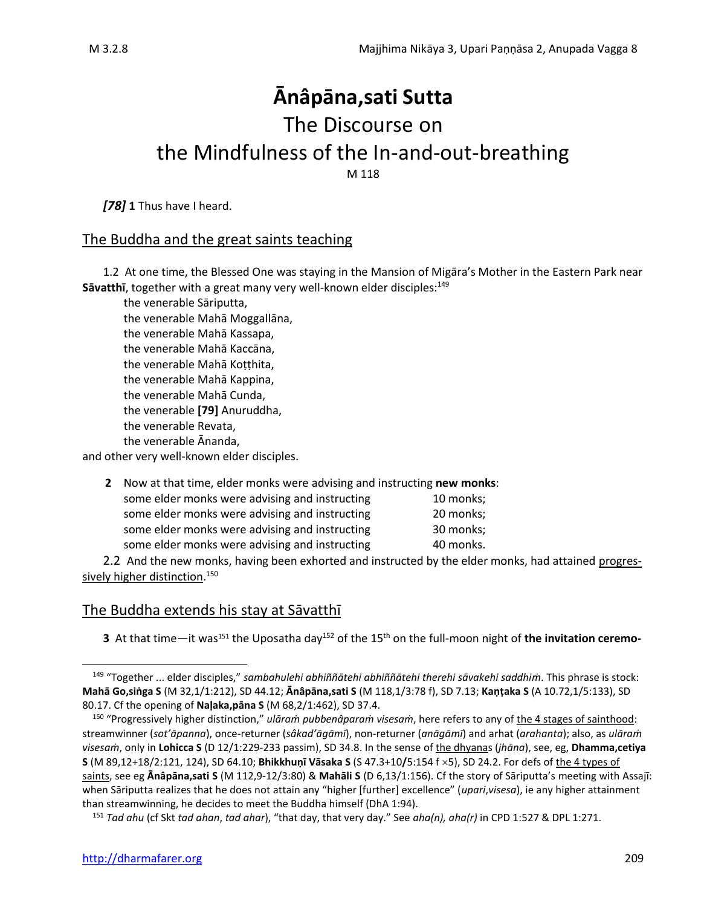# Ānâpāna,sati Sutta

## The Discourse on the Mindfulness of the In-and-out-breathing

M 118

*[78]* **1** Thus have I heard.

### The Buddha and the great saints teaching

1.2 At one time, the Blessed One was staying in the Mansion of Migāra's Mother in the Eastern Park near **Sāvatthī**, together with a great many very well-known elder disciples:[149]

the venerable Sāriputta,
the venerable Mahā Moggallāna,
the venerable Mahā Kassapa,
the venerable Mahā Kaccāna,
the venerable Mahā Koṭṭhita,
the venerable Mahā Kappina,
the venerable Mahā Cunda,
the venerable **[79]** Anuruddha,
the venerable Revata,
the venerable Ānanda,

and other very well-known elder disciples.

**2** Now at that time, elder monks were advising and instructing **new monks**:

some elder monks were advising and instructing 10 monks;
some elder monks were advising and instructing 20 monks;
some elder monks were advising and instructing 30 monks;
some elder monks were advising and instructing 40 monks.

2.2 And the new monks, having been exhorted and instructed by the elder monks, had attained progressively higher distinction.[150]

### The Buddha extends his stay at Sāvatthī

**3** At that time—it was[151] the Uposatha day[152] of the 15th on the full-moon night of **the invitation ceremo-**

---

[149] "Together ... elder disciples," *sambahulehi abhiññātehi abhiññātehi therehi sāvakehi saddhiṁ*. This phrase is stock: **Mahā Go,siṅga S** (M 32,1/1:212), SD 44.12; **Ānâpāna,sati S** (M 118,1/3:78 f), SD 7.13; **Kaṇṭaka S** (A 10.72,1/5:133), SD 80.17. Cf the opening of **Naḷaka,pāna S** (M 68,2/1:462), SD 37.4.

[150] "Progressively higher distinction," *ulāraṁ pubbenâparaṁ visesaṁ*, here refers to any of the 4 stages of sainthood: streamwinner (*sot'āpanna*), once-returner (*sâkad'āgāmī*), non-returner (*anāgāmī*) and arhat (*arahanta*); also, as *ulāraṁ visesaṁ*, only in **Lohicca S** (D 12/1:229-233 passim), SD 34.8. In the sense of the dhyanas (*jhāna*), see, eg, **Dhamma,cetiya S** (M 89,12+18/2:121, 124), SD 64.10; **Bhikkhuṇī Vāsaka S** (S 47.3+10/5:154 f ×5), SD 24.2. For defs of the 4 types of saints, see eg **Ānâpāna,sati S** (M 112,9-12/3:80) & **Mahāli S** (D 6,13/1:156). Cf the story of Sāriputta's meeting with Assajī: when Sāriputta realizes that he does not attain any "higher [further] excellence" (*upari,visesa*), ie any higher attainment than streamwinning, he decides to meet the Buddha himself (DhA 1:94).

[151] *Tad ahu* (cf Skt *tad ahan*, *tad ahar*), "that day, that very day." See *aha(n), aha(r)* in CPD 1:527 & DPL 1:271.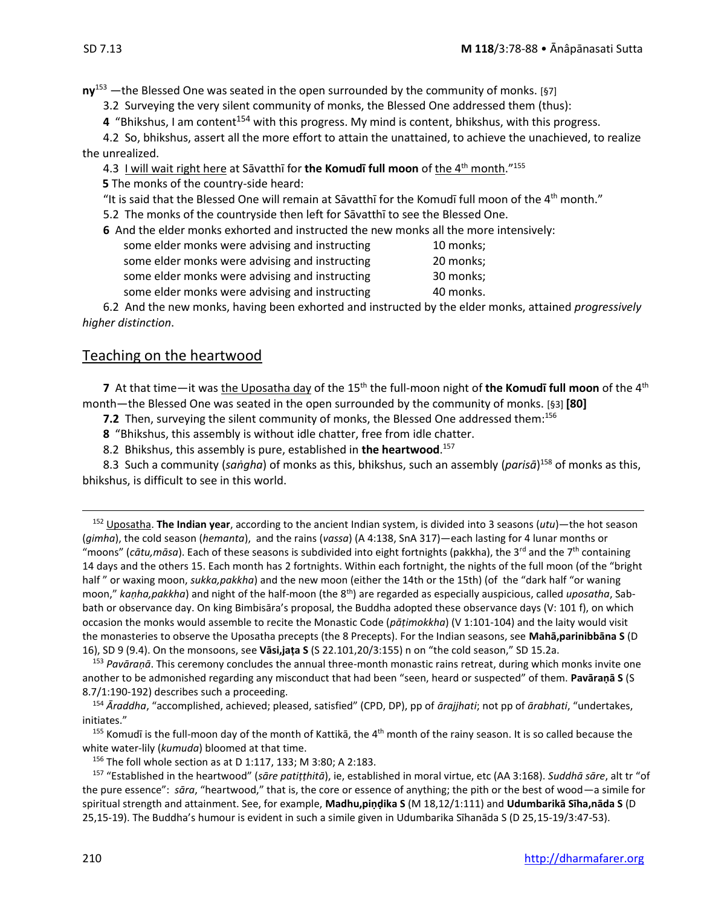**ny**[153] —the Blessed One was seated in the open surrounded by the community of monks. [§7]

3.2 Surveying the very silent community of monks, the Blessed One addressed them (thus):

**4** "Bhikshus, I am content[154] with this progress. My mind is content, bhikshus, with this progress.

4.2 So, bhikshus, assert all the more effort to attain the unattained, to achieve the unachieved, to realize the unrealized.

4.3 I will wait right here at Sāvatthī for **the Komudī full moon** of the 4th month."[155]

**5** The monks of the country-side heard:

"It is said that the Blessed One will remain at Sāvatthī for the Komudī full moon of the 4th month."

5.2 The monks of the countryside then left for Sāvatthī to see the Blessed One.

**6** And the elder monks exhorted and instructed the new monks all the more intensively:

| | |
|---|---|
| some elder monks were advising and instructing | 10 monks; |
| some elder monks were advising and instructing | 20 monks; |
| some elder monks were advising and instructing | 30 monks; |
| some elder monks were advising and instructing | 40 monks. |

6.2 And the new monks, having been exhorted and instructed by the elder monks, attained *progressively higher distinction*.

## Teaching on the heartwood

**7** At that time—it was the Uposatha day of the 15th the full-moon night of **the Komudī full moon** of the 4th month—the Blessed One was seated in the open surrounded by the community of monks. [§3] **[80]**

**7.2** Then, surveying the silent community of monks, the Blessed One addressed them:[156]

**8** "Bhikshus, this assembly is without idle chatter, free from idle chatter.

8.2 Bhikshus, this assembly is pure, established in **the heartwood**.[157]

8.3 Such a community (*saṅgha*) of monks as this, bhikshus, such an assembly (*parisā*)[158] of monks as this, bhikshus, is difficult to see in this world.

---

[152] Uposatha. **The Indian year**, according to the ancient Indian system, is divided into 3 seasons (*utu*)—the hot season (*gimha*), the cold season (*hemanta*), and the rains (*vassa*) (A 4:138, SnA 317)—each lasting for 4 lunar months or "moons" (*cātu,māsa*). Each of these seasons is subdivided into eight fortnights (pakkha), the 3rd and the 7th containing 14 days and the others 15. Each month has 2 fortnights. Within each fortnight, the nights of the full moon (of the "bright half " or waxing moon, *sukka,pakkha*) and the new moon (either the 14th or the 15th) (of the "dark half "or waning moon," *kaṇha,pakkha*) and night of the half-moon (the 8th) are regarded as especially auspicious, called *uposatha*, Sabbath or observance day. On king Bimbisāra's proposal, the Buddha adopted these observance days (V: 101 f), on which occasion the monks would assemble to recite the Monastic Code (*pāṭimokkha*) (V 1:101-104) and the laity would visit the monasteries to observe the Uposatha precepts (the 8 Precepts). For the Indian seasons, see **Mahā,parinibbāna S** (D 16), SD 9 (9.4). On the monsoons, see **Vāsi,jaṭa S** (S 22.101,20/3:155) n on "the cold season," SD 15.2a.

[153] *Pavāraṇā*. This ceremony concludes the annual three-month monastic rains retreat, during which monks invite one another to be admonished regarding any misconduct that had been "seen, heard or suspected" of them. **Pavāraṇā S** (S 8.7/1:190-192) describes such a proceeding.

[154] *Āraddha*, "accomplished, achieved; pleased, satisfied" (CPD, DP), pp of *ārajjhati*; not pp of *ārabhati*, "undertakes, initiates."

[155] Komudī is the full-moon day of the month of Kattikā, the 4th month of the rainy season. It is so called because the white water-lily (*kumuda*) bloomed at that time.

[156] The foll whole section as at D 1:117, 133; M 3:80; A 2:183.

[157] "Established in the heartwood" (*sāre patiṭṭhitā*), ie, established in moral virtue, etc (AA 3:168). *Suddhā sāre*, alt tr "of the pure essence": *sāra*, "heartwood," that is, the core or essence of anything; the pith or the best of wood—a simile for spiritual strength and attainment. See, for example, **Madhu,piṇḍika S** (M 18,12/1:111) and **Udumbarikā Sīha,nāda S** (D 25,15-19). The Buddha's humour is evident in such a simile given in Udumbarika Sīhanāda S (D 25,15-19/3:47-53).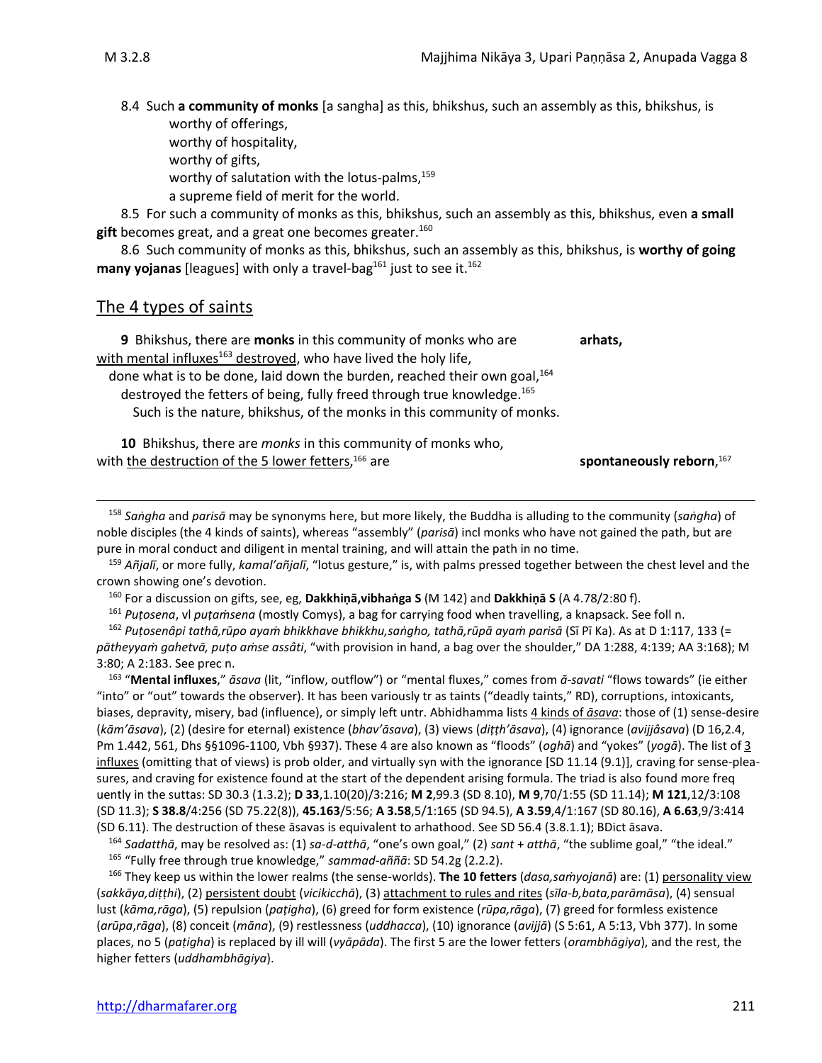8.4 Such **a community of monks** [a sangha] as this, bhikshus, such an assembly as this, bhikshus, is
worthy of offerings,
worthy of hospitality,
worthy of gifts,
worthy of salutation with the lotus-palms,[159]
a supreme field of merit for the world.

8.5 For such a community of monks as this, bhikshus, such an assembly as this, bhikshus, even **a small gift** becomes great, and a great one becomes greater.[160]

8.6 Such community of monks as this, bhikshus, such an assembly as this, bhikshus, is **worthy of going many yojanas** [leagues] with only a travel-bag[161] just to see it.[162]

## The 4 types of saints

**9** Bhikshus, there are **monks** in this community of monks who are **arhats,**
with mental influxes[163] destroyed, who have lived the holy life,
done what is to be done, laid down the burden, reached their own goal,[164]
destroyed the fetters of being, fully freed through true knowledge.[165]
Such is the nature, bhikshus, of the monks in this community of monks.

**10** Bhikshus, there are *monks* in this community of monks who,
with the destruction of the 5 lower fetters,[166] are **spontaneously reborn**,[167]

---

[158] *Saṅgha* and *parisā* may be synonyms here, but more likely, the Buddha is alluding to the community (*saṅgha*) of noble disciples (the 4 kinds of saints), whereas "assembly" (*parisā*) incl monks who have not gained the path, but are pure in moral conduct and diligent in mental training, and will attain the path in no time.

[159] *Añjalī*, or more fully, *kamal'añjalī*, "lotus gesture," is, with palms pressed together between the chest level and the crown showing one's devotion.

[160] For a discussion on gifts, see, eg, **Dakkhiṇa,vibhaṅga S** (M 142) and **Dakkhiṇā S** (A 4.78/2:80 f).

[161] *Puṭosena*, vl *puṭaṁsena* (mostly Comys), a bag for carrying food when travelling, a knapsack. See foll n.

[162] *Puṭosenâpi tathā,rūpo ayaṁ bhikkhave bhikkhu,saṅgho, tathā,rūpā ayaṁ parisā* (Sī Pī Ka). As at D 1:117, 133 (= *pātheyyaṁ gahetvā, puṭo aṁse assâti*, "with provision in hand, a bag over the shoulder," DA 1:288, 4:139; AA 3:168); M 3:80; A 2:183. See prec n.

[163] "**Mental influxes**," *āsava* (lit, "inflow, outflow") or "mental fluxes," comes from *ā-savati* "flows towards" (ie either "into" or "out" towards the observer). It has been variously tr as taints ("deadly taints," RD), corruptions, intoxicants, biases, depravity, misery, bad (influence), or simply left untr. Abhidhamma lists 4 kinds of *āsava*: those of (1) sense-desire (*kām'āsava*), (2) (desire for eternal) existence (*bhav'āsava*), (3) views (*diṭṭh'āsava*), (4) ignorance (*avijjâsava*) (D 16,2.4, Pm 1.442, 561, Dhs §§1096-1100, Vbh §937). These 4 are also known as "floods" (*oghā*) and "yokes" (*yogā*). The list of 3 influxes (omitting that of views) is prob older, and virtually syn with the ignorance [SD 11.14 (9.1)], craving for sense-pleasures, and craving for existence found at the start of the dependent arising formula. The triad is also found more frequently in the suttas: SD 30.3 (1.3.2); **D 33**,1.10(20)/3:216; **M 2**,99.3 (SD 8.10), **M 9**,70/1:55 (SD 11.14); **M 121**,12/3:108 (SD 11.3); **S 38.8**/4:256 (SD 75.22(8)), **45.163**/5:56; **A 3.58**,5/1:165 (SD 94.5), **A 3.59**,4/1:167 (SD 80.16), **A 6.63**,9/3:414 (SD 6.11). The destruction of these āsavas is equivalent to arhathood. See SD 56.4 (3.8.1.1); BDict āsava.

[164] *Sadatthā*, may be resolved as: (1) *sa-d-atthā*, "one's own goal," (2) *sant* + *atthā*, "the sublime goal," "the ideal."

[165] "Fully free through true knowledge," *sammad-aññā*: SD 54.2g (2.2.2).

[166] They keep us within the lower realms (the sense-worlds). **The 10 fetters** (*dasa,saṁyojanā*) are: (1) personality view (*sakkāya,diṭṭhi*), (2) persistent doubt (*vicikicchā*), (3) attachment to rules and rites (*sīla-b,bata,parāmāsa*), (4) sensual lust (*kāma,rāga*), (5) repulsion (*paṭigha*), (6) greed for form existence (*rūpa,rāga*), (7) greed for formless existence (*arūpa,rāga*), (8) conceit (*māna*), (9) restlessness (*uddhacca*), (10) ignorance (*avijjā*) (S 5:61, A 5:13, Vbh 377). In some places, no 5 (*paṭigha*) is replaced by ill will (*vyāpāda*). The first 5 are the lower fetters (*orambhāgiya*), and the rest, the higher fetters (*uddhambhāgiya*).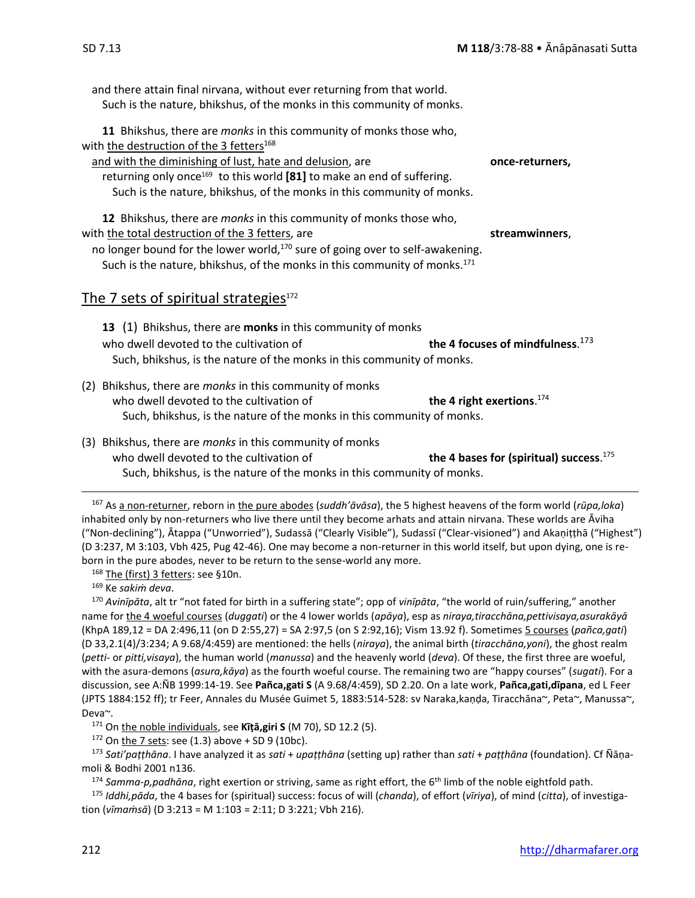and there attain final nirvana, without ever returning from that world.
Such is the nature, bhikshus, of the monks in this community of monks.

**11** Bhikshus, there are *monks* in this community of monks those who, with the destruction of the 3 fetters[168] and with the diminishing of lust, hate and delusion, are **once-returners,** returning only once[169] to this world **[81]** to make an end of suffering.
Such is the nature, bhikshus, of the monks in this community of monks.

**12** Bhikshus, there are *monks* in this community of monks those who, with the total destruction of the 3 fetters, are **streamwinners**, no longer bound for the lower world,[170] sure of going over to self-awakening.
Such is the nature, bhikshus, of the monks in this community of monks.[171]

## The 7 sets of spiritual strategies[172]

**13** (1) Bhikshus, there are **monks** in this community of monks who dwell devoted to the cultivation of **the 4 focuses of mindfulness**.[173]
Such, bhikshus, is the nature of the monks in this community of monks.

(2) Bhikshus, there are *monks* in this community of monks who dwell devoted to the cultivation of **the 4 right exertions**.[174]
Such, bhikshus, is the nature of the monks in this community of monks.

(3) Bhikshus, there are *monks* in this community of monks who dwell devoted to the cultivation of **the 4 bases for (spiritual) success**.[175]
Such, bhikshus, is the nature of the monks in this community of monks.

---

[167] As a non-returner, reborn in the pure abodes (*suddh'āvāsa*), the 5 highest heavens of the form world (*rūpa,loka*) inhabited only by non-returners who live there until they become arhats and attain nirvana. These worlds are Āviha ("Non-declining"), Ātappa ("Unworried"), Sudassā ("Clearly Visible"), Sudassī ("Clear-visioned") and Akaṇiṭṭhā ("Highest") (D 3:237, M 3:103, Vbh 425, Pug 42-46). One may become a non-returner in this world itself, but upon dying, one is reborn in the pure abodes, never to be return to the sense-world any more.

[168] The (first) 3 fetters: see §10n.

[169] Ke *sakiṁ deva*.

[170] *Avinīpāta*, alt tr "not fated for birth in a suffering state"; opp of *vinīpāta*, "the world of ruin/suffering," another name for the 4 woeful courses (*duggati*) or the 4 lower worlds (*apāya*), esp as *niraya,tiracchāna,pettivisaya,asurakāyā* (KhpA 189,12 = DA 2:496,11 (on D 2:55,27) = SA 2:97,5 (on S 2:92,16); Vism 13.92 f). Sometimes 5 courses (*pañca,gati*) (D 33,2.1(4)/3:234; A 9.68/4:459) are mentioned: the hells (*niraya*), the animal birth (*tiracchāna,yoni*), the ghost realm (*petti-* or *pitti,visaya*), the human world (*manussa*) and the heavenly world (*deva*). Of these, the first three are woeful, with the asura-demons (*asura,kāya*) as the fourth woeful course. The remaining two are "happy courses" (*sugati*). For a discussion, see A:ÑB 1999:14-19. See **Pañca,gati S** (A 9.68/4:459), SD 2.20. On a late work, **Pañca,gati,dīpana**, ed L Feer (JPTS 1884:152 ff); tr Feer, Annales du Musée Guimet 5, 1883:514-528: sv Naraka,kaṇḍa, Tiracchāna~, Peta~, Manussa~, Deva~.

[171] On the noble individuals, see **Kīṭā,giri S** (M 70), SD 12.2 (5).

[172] On the 7 sets: see (1.3) above + SD 9 (10bc).

[173] *Sati'paṭṭhāna*. I have analyzed it as *sati* + *upaṭṭhāna* (setting up) rather than *sati* + *paṭṭhāna* (foundation). Cf Ñāṇamoli & Bodhi 2001 n136.

[174] *Samma-p,padhāna*, right exertion or striving, same as right effort, the 6th limb of the noble eightfold path.

[175] *Iddhi,pāda*, the 4 bases for (spiritual) success: focus of will (*chanda*), of effort (*vīriya*), of mind (*citta*), of investigation (*vīmaṁsā*) (D 3:213 = M 1:103 = 2:11; D 3:221; Vbh 216).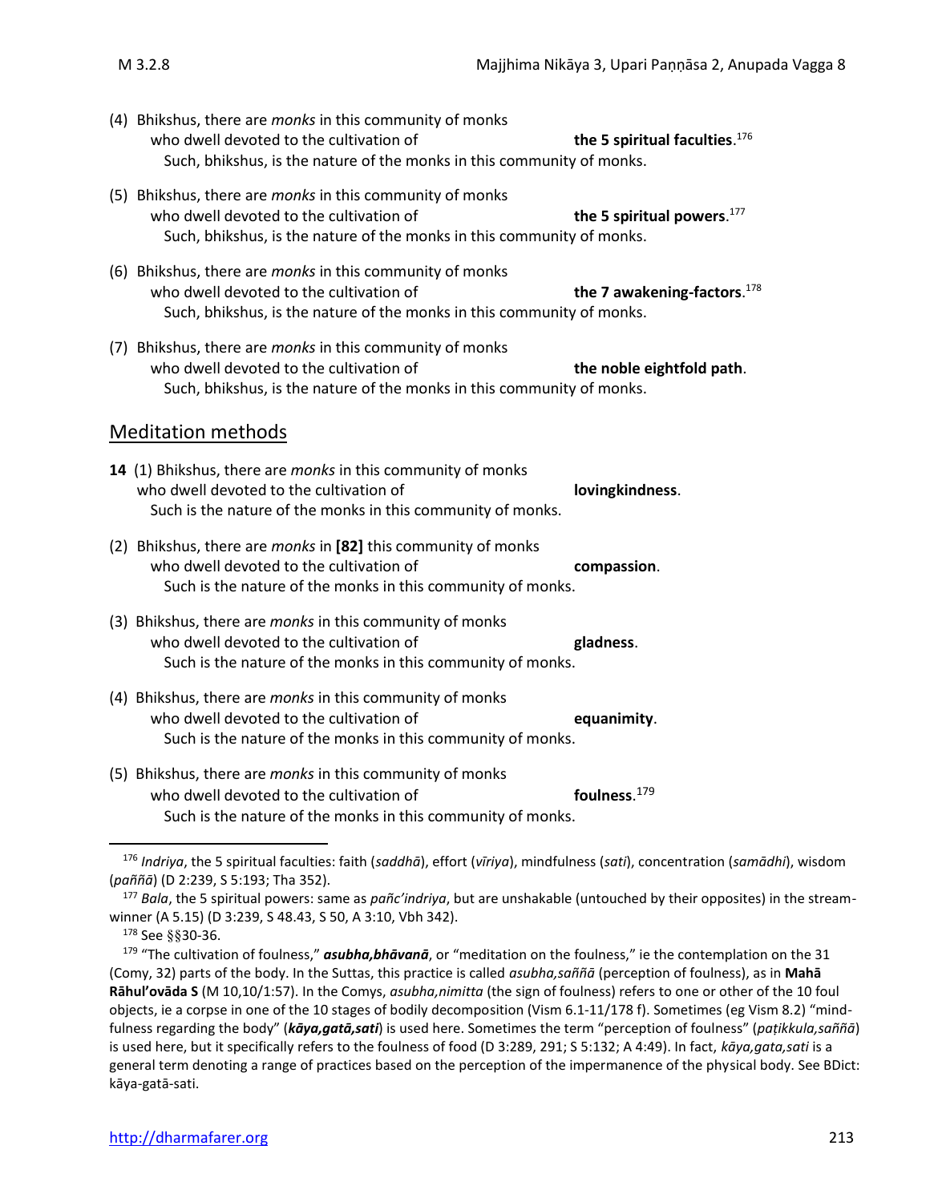(4) Bhikshus, there are *monks* in this community of monks
who dwell devoted to the cultivation of **the 5 spiritual faculties**.[176]
Such, bhikshus, is the nature of the monks in this community of monks.

(5) Bhikshus, there are *monks* in this community of monks
who dwell devoted to the cultivation of **the 5 spiritual powers**.[177]
Such, bhikshus, is the nature of the monks in this community of monks.

(6) Bhikshus, there are *monks* in this community of monks
who dwell devoted to the cultivation of **the 7 awakening-factors**.[178]
Such, bhikshus, is the nature of the monks in this community of monks.

(7) Bhikshus, there are *monks* in this community of monks
who dwell devoted to the cultivation of **the noble eightfold path**.
Such, bhikshus, is the nature of the monks in this community of monks.

## Meditation methods

**14** (1) Bhikshus, there are *monks* in this community of monks
who dwell devoted to the cultivation of **lovingkindness**.
Such is the nature of the monks in this community of monks.

(2) Bhikshus, there are *monks* in **[82]** this community of monks
who dwell devoted to the cultivation of **compassion**.
Such is the nature of the monks in this community of monks.

(3) Bhikshus, there are *monks* in this community of monks
who dwell devoted to the cultivation of **gladness**.
Such is the nature of the monks in this community of monks.

(4) Bhikshus, there are *monks* in this community of monks
who dwell devoted to the cultivation of **equanimity**.
Such is the nature of the monks in this community of monks.

(5) Bhikshus, there are *monks* in this community of monks
who dwell devoted to the cultivation of **foulness**.[179]
Such is the nature of the monks in this community of monks.

---

[176] *Indriya*, the 5 spiritual faculties: faith (*saddhā*), effort (*vīriya*), mindfulness (*sati*), concentration (*samādhi*), wisdom (*paññā*) (D 2:239, S 5:193; Tha 352).

[177] *Bala*, the 5 spiritual powers: same as *pañc'indriya*, but are unshakable (untouched by their opposites) in the stream-winner (A 5.15) (D 3:239, S 48.43, S 50, A 3:10, Vbh 342).

[178] See §§30-36.

[179] "The cultivation of foulness," ***asubha,bhāvanā***, or "meditation on the foulness," ie the contemplation on the 31 (Comy, 32) parts of the body. In the Suttas, this practice is called *asubha,saññā* (perception of foulness), as in **Mahā Rāhul'ovāda S** (M 10,10/1:57). In the Comys, *asubha,nimitta* (the sign of foulness) refers to one or other of the 10 foul objects, ie a corpse in one of the 10 stages of bodily decomposition (Vism 6.1-11/178 f). Sometimes (eg Vism 8.2) "mindfulness regarding the body" (***kāya,gatā,sati***) is used here. Sometimes the term "perception of foulness" (*paṭikkula,saññā*) is used here, but it specifically refers to the foulness of food (D 3:289, 291; S 5:132; A 4:49). In fact, *kāya,gata,sati* is a general term denoting a range of practices based on the perception of the impermanence of the physical body. See BDict: kāya-gatā-sati.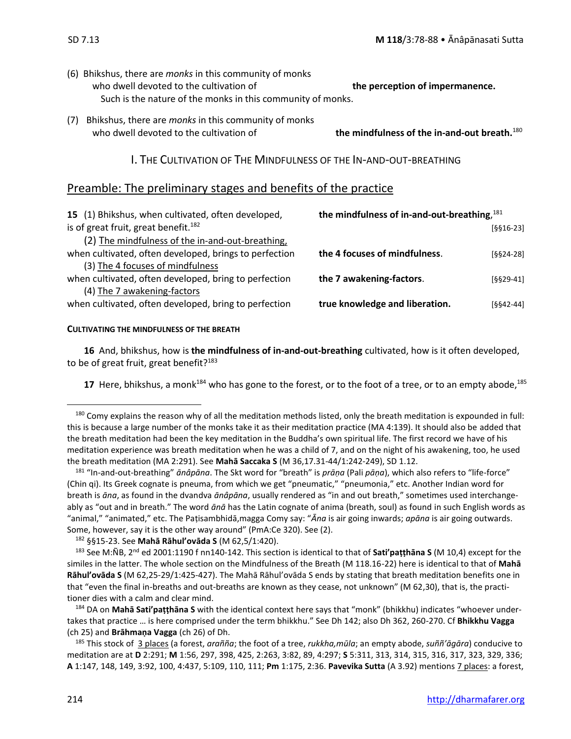(6) Bhikshus, there are *monks* in this community of monks
who dwell devoted to the cultivation of **the perception of impermanence.**
Such is the nature of the monks in this community of monks.

(7) Bhikshus, there are *monks* in this community of monks
who dwell devoted to the cultivation of **the mindfulness of the in-and-out breath.**[180]

## I. THE CULTIVATION OF THE MINDFULNESS OF THE IN-AND-OUT-BREATHING

## Preamble: The preliminary stages and benefits of the practice

**15** (1) Bhikshus, when cultivated, often developed, **the mindfulness of in-and-out-breathing,**[181]
is of great fruit, great benefit.[182] [§§16-23]

(2) The mindfulness of the in-and-out-breathing,
when cultivated, often developed, brings to perfection **the 4 focuses of mindfulness**. [§§24-28]

(3) The 4 focuses of mindfulness
when cultivated, often developed, bring to perfection **the 7 awakening-factors**. [§§29-41]

(4) The 7 awakening-factors
when cultivated, often developed, bring to perfection **true knowledge and liberation.** [§§42-44]

#### CULTIVATING THE MINDFULNESS OF THE BREATH

**16** And, bhikshus, how is **the mindfulness of in-and-out-breathing** cultivated, how is it often developed, to be of great fruit, great benefit?[183]

**17** Here, bhikshus, a monk[184] who has gone to the forest, or to the foot of a tree, or to an empty abode,[185]

---

[180] Comy explains the reason why of all the meditation methods listed, only the breath meditation is expounded in full: this is because a large number of the monks take it as their meditation practice (MA 4:139). It should also be added that the breath meditation had been the key meditation in the Buddha's own spiritual life. The first record we have of his meditation experience was breath meditation when he was a child of 7, and on the night of his awakening, too, he used the breath meditation (MA 2:291). See **Mahā Saccaka S** (M 36,17.31-44/1:242-249), SD 1.12.

[181] "In-and-out-breathing" *ānâpāna*. The Skt word for "breath" is *prāṇa* (Pali *pāṇa*), which also refers to "life-force" (Chin qi). Its Greek cognate is pneuma, from which we get "pneumatic," "pneumonia," etc. Another Indian word for breath is *āna*, as found in the dvandva *ānâpāna*, usually rendered as "in and out breath," sometimes used interchangeably as "out and in breath." The word *ānā* has the Latin cognate of anima (breath, soul) as found in such English words as "animal," "animated," etc. The Paṭisambhidā,magga Comy say: "*Āna* is air going inwards; *apāna* is air going outwards. Some, however, say it is the other way around" (PmA:Ce 320). See (2).

[182] §§15-23. See **Mahā Rāhul'ovāda S** (M 62,5/1:420).

[183] See M:ÑB, 2nd ed 2001:1190 f nn140-142. This section is identical to that of **Sati'paṭṭhāna S** (M 10,4) except for the similes in the latter. The whole section on the Mindfulness of the Breath (M 118.16-22) here is identical to that of **Mahā Rāhul'ovāda S** (M 62,25-29/1:425-427). The Mahā Rāhul'ovāda S ends by stating that breath meditation benefits one in that "even the final in-breaths and out-breaths are known as they cease, not unknown" (M 62,30), that is, the practitioner dies with a calm and clear mind.

[184] DA on **Mahā Sati'paṭṭhāna S** with the identical context here says that "monk" (bhikkhu) indicates "whoever undertakes that practice … is here comprised under the term bhikkhu." See Dh 142; also Dh 362, 260-270. Cf **Bhikkhu Vagga** (ch 25) and **Brāhmaṇa Vagga** (ch 26) of Dh.

[185] This stock of 3 places (a forest, *araññа*; the foot of a tree, *rukkha,mūla*; an empty abode, *suññ'āgāra*) conducive to meditation are at **D** 2:291; **M** 1:56, 297, 398, 425, 2:263, 3:82, 89, 4:297; **S** 5:311, 313, 314, 315, 316, 317, 323, 329, 336; **A** 1:147, 148, 149, 3:92, 100, 4:437, 5:109, 110, 111; **Pm** 1:175, 2:36. **Pavevika Sutta** (A 3.92) mentions 7 places: a forest,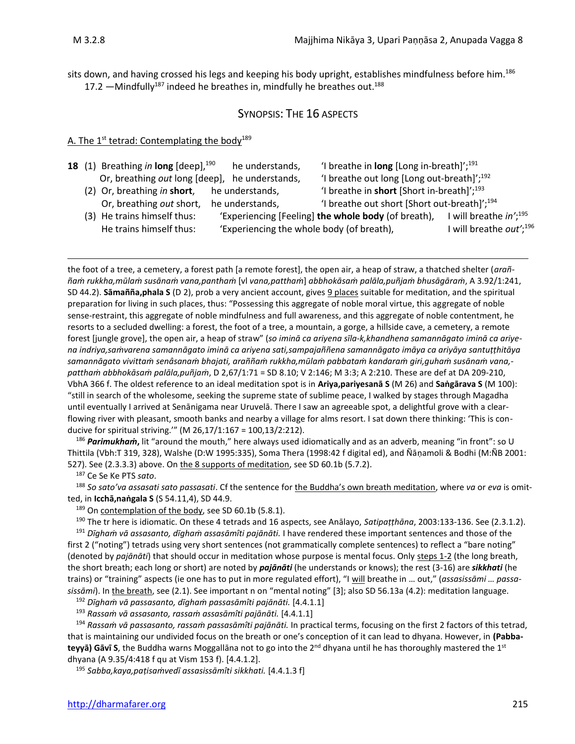sits down, and having crossed his legs and keeping his body upright, establishes mindfulness before him.[186]

17.2 —Mindfully[187] indeed he breathes in, mindfully he breathes out.[188]

## SYNOPSIS: THE 16 ASPECTS

A. The 1st tetrad: Contemplating the body[189]

**18** (1) Breathing *in* **long** [deep],[190] he understands, 'I breathe in **long** [Long in-breath]';[191]
Or, breathing *out* long [deep], he understands, 'I breathe out long [Long out-breath]';[192]
(2) Or, breathing *in* **short**, he understands, 'I breathe in **short** [Short in-breath]';[193]
Or, breathing *out* short, he understands, 'I breathe out short [Short out-breath]';[194]
(3) He trains himself thus: 'Experiencing [Feeling] **the whole body** (of breath), I will breathe *in'*;[195]
He trains himself thus: 'Experiencing the whole body (of breath), I will breathe *out'*;[196]

---

the foot of a tree, a cemetery, a forest path [a remote forest], the open air, a heap of straw, a thatched shelter (*araññaṁ rukkha,mūlaṁ susānaṁ vana,panthaṁ* [vl *vana,patthaṁ*] *abbhokāsaṁ palāla,puñjaṁ bhusāgāraṁ*, A 3.92/1:241, SD 44.2). **Sāmañña,phala S** (D 2), prob a very ancient account, gives 9 places suitable for meditation, and the spiritual preparation for living in such places, thus: "Possessing this aggregate of noble moral virtue, this aggregate of noble sense-restraint, this aggregate of noble mindfulness and full awareness, and this aggregate of noble contentment, he resorts to a secluded dwelling: a forest, the foot of a tree, a mountain, a gorge, a hillside cave, a cemetery, a remote forest [jungle grove], the open air, a heap of straw" (*so iminā ca ariyena sīla-k,khandhena samannāgato iminā ca ariyena indriya,saṁvarena samannāgato iminā ca ariyena sati,sampajaññena samannāgato imāya ca ariyāya santuṭṭhitāya samannāgato vivittaṁ senâsanaṁ bhajati, araññaṁ rukkha,mūlaṁ pabbataṁ kandaraṁ giri,guhaṁ susānaṁ vana,-patthaṁ abbhokāsaṁ palāla,puñjaṁ*, D 2,67/1:71 = SD 8.10; V 2:146; M 3:3; A 2:210. These are def at DA 209-210, VbhA 366 f. The oldest reference to an ideal meditation spot is in **Ariya,pariyesanā S** (M 26) and **Saṅgārava S** (M 100): "still in search of the wholesome, seeking the supreme state of sublime peace, I walked by stages through Magadha until eventually I arrived at Senānigama near Uruvelā. There I saw an agreeable spot, a delightful grove with a clear-flowing river with pleasant, smooth banks and nearby a village for alms resort. I sat down there thinking: 'This is conducive for spiritual striving.'" (M 26,17/1:167 = 100,13/2:212).

[186] ***Parimukhaṁ***, lit "around the mouth," here always used idiomatically and as an adverb, meaning "in front": so U Thittila (Vbh:T 319, 328), Walshe (D:W 1995:335), Soma Thera (1998:42 f digital ed), and Ñāṇamoli & Bodhi (M:ÑB 2001: 527). See (2.3.3.3) above. On the 8 supports of meditation, see SD 60.1b (5.7.2).

[187] Ce Se Ke PTS *sato*.

[188] *So sato'va assasati sato passasati*. Cf the sentence for the Buddha's own breath meditation, where *va* or *eva* is omitted, in **Icchā,naṅgala S** (S 54.11,4), SD 44.9.

[189] On contemplation of the body, see SD 60.1b (5.8.1).

[190] The tr here is idiomatic. On these 4 tetrads and 16 aspects, see Anālayo, *Satipaṭṭhāna*, 2003:133-136. See (2.3.1.2).

[191] *Dīghaṁ vā assasanto, dīghaṁ assasāmîti pajānāti.* I have rendered these important sentences and those of the first 2 ("noting") tetrads using very short sentences (not grammatically complete sentences) to reflect a "bare noting" (denoted by *pajānāti*) that should occur in meditation whose purpose is mental focus. Only steps 1-2 (the long breath, the short breath; each long or short) are noted by ***pajānāti*** (he understands or knows); the rest (3-16) are ***sikkhati*** (he trains) or "training" aspects (ie one has to put in more regulated effort), "I will breathe in … out," (*assasissāmi … passasissāmi*). In the breath, see (2.1). See important n on "mental noting" [3]; also SD 56.13a (4.2): meditation language.

[192] *Dīghaṁ vā passasanto, dīghaṁ passasāmîti pajānāti.* [4.4.1.1]

[193] *Rassaṁ vā assasanto, rassaṁ assasāmîti pajānāti.* [4.4.1.1]

[194] *Rassaṁ vā passasanto, rassaṁ passasāmîti pajānāti.* In practical terms, focusing on the first 2 factors of this tetrad, that is maintaining our undivided focus on the breath or one's conception of it can lead to dhyana. However, in **(Pabbateyyā) Gāvī S**, the Buddha warns Moggallāna not to go into the 2nd dhyana until he has thoroughly mastered the 1st dhyana (A 9.35/4:418 f qu at Vism 153 f). [4.4.1.2].

[195] *Sabba,kaya,paṭisaṁvedī assasissāmîti sikkhati.* [4.4.1.3 f]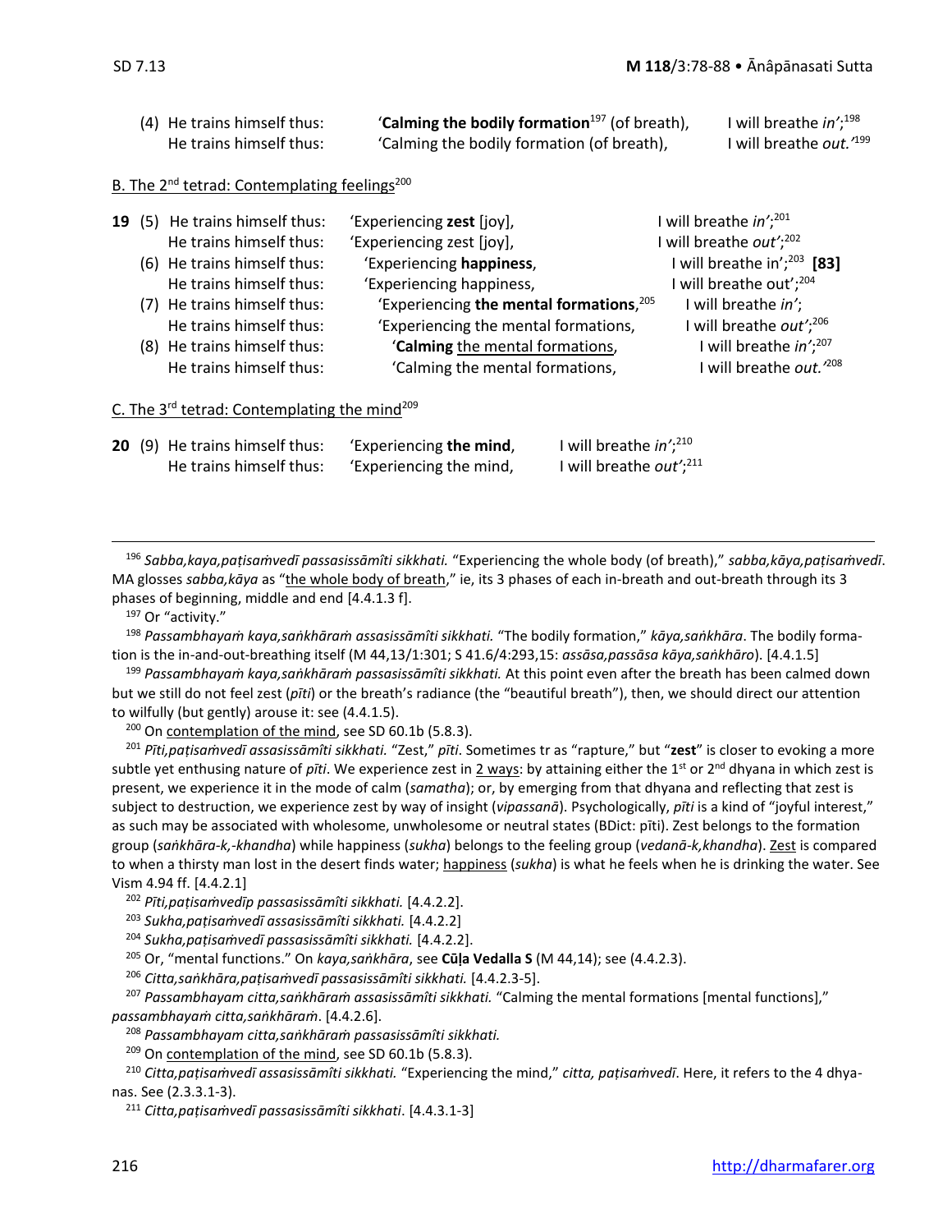(4) He trains himself thus: '**Calming the bodily formation**[197] (of breath), I will breathe *in*';[198]
He trains himself thus: 'Calming the bodily formation (of breath), I will breathe *out*.'[199]

B. The 2nd tetrad: Contemplating feelings[200]

**19** (5) He trains himself thus: 'Experiencing **zest** [joy], I will breathe *in*';[201]
He trains himself thus: 'Experiencing zest [joy], I will breathe *out*';[202]
(6) He trains himself thus: 'Experiencing **happiness**, I will breathe in';[203] **[83]**
He trains himself thus: 'Experiencing happiness, I will breathe out';[204]
(7) He trains himself thus: 'Experiencing **the mental formations**,[205] I will breathe *in*';
He trains himself thus: 'Experiencing the mental formations, I will breathe *out*';[206]
(8) He trains himself thus: '**Calming** the mental formations, I will breathe *in*';[207]
He trains himself thus: 'Calming the mental formations, I will breathe *out*.'[208]

C. The 3rd tetrad: Contemplating the mind[209]

**20** (9) He trains himself thus: 'Experiencing **the mind**, I will breathe *in*';[210]
He trains himself thus: 'Experiencing the mind, I will breathe *out*';[211]

---

[196] *Sabba,kaya,paṭisaṁvedī passasissāmîti sikkhati.* "Experiencing the whole body (of breath)," *sabba,kāya,paṭisaṁvedī.* MA glosses *sabba,kāya* as "the whole body of breath," ie, its 3 phases of each in-breath and out-breath through its 3 phases of beginning, middle and end [4.4.1.3 f].

[197] Or "activity."

[198] *Passambhayaṁ kaya,saṅkhāraṁ assasissāmîti sikkhati.* "The bodily formation," *kāya,saṅkhāra*. The bodily formation is the in-and-out-breathing itself (M 44,13/1:301; S 41.6/4:293,15: *assāsa,passāsa kāya,saṅkhāro*). [4.4.1.5]

[199] *Passambhayaṁ kaya,saṅkhāraṁ passasissāmîti sikkhati.* At this point even after the breath has been calmed down but we still do not feel zest (*pīti*) or the breath's radiance (the "beautiful breath"), then, we should direct our attention to wilfully (but gently) arouse it: see (4.4.1.5).

[200] On contemplation of the mind, see SD 60.1b (5.8.3).

[201] *Pīti,paṭisaṁvedī assasissāmîti sikkhati.* "Zest," *pīti*. Sometimes tr as "rapture," but "**zest**" is closer to evoking a more subtle yet enthusing nature of *pīti*. We experience zest in 2 ways: by attaining either the 1st or 2nd dhyana in which zest is present, we experience it in the mode of calm (*samatha*); or, by emerging from that dhyana and reflecting that zest is subject to destruction, we experience zest by way of insight (*vipassanā*). Psychologically, *pīti* is a kind of "joyful interest," as such may be associated with wholesome, unwholesome or neutral states (BDict: pīti). Zest belongs to the formation group (*saṅkhāra-k,-khandha*) while happiness (*sukha*) belongs to the feeling group (*vedanā-k,khandha*). Zest is compared to when a thirsty man lost in the desert finds water; happiness (*sukha*) is what he feels when he is drinking the water. See Vism 4.94 ff. [4.4.2.1]

[202] *Pīti,paṭisaṁvedīp passasissāmîti sikkhati.* [4.4.2.2].

[203] *Sukha,paṭisaṁvedī assasissāmîti sikkhati.* [4.4.2.2]

[204] *Sukha,paṭisaṁvedī passasissāmîti sikkhati.* [4.4.2.2].

[205] Or, "mental functions." On *kaya,saṅkhāra*, see **Cūḷa Vedalla S** (M 44,14); see (4.4.2.3).

[206] *Citta,saṅkhāra,paṭisaṁvedī passasissāmîti sikkhati.* [4.4.2.3-5].

[207] *Passambhayam citta,saṅkhāraṁ assasissāmîti sikkhati.* "Calming the mental formations [mental functions]," *passambhayaṁ citta,saṅkhāraṁ*. [4.4.2.6].

[208] *Passambhayam citta,saṅkhāraṁ passasissāmîti sikkhati.*

[209] On contemplation of the mind, see SD 60.1b (5.8.3).

[210] *Citta,paṭisaṁvedī assasissāmîti sikkhati.* "Experiencing the mind," *citta, paṭisaṁvedī*. Here, it refers to the 4 dhyanas. See (2.3.3.1-3).

[211] *Citta,paṭisaṁvedī passasissāmîti sikkhati*. [4.4.3.1-3]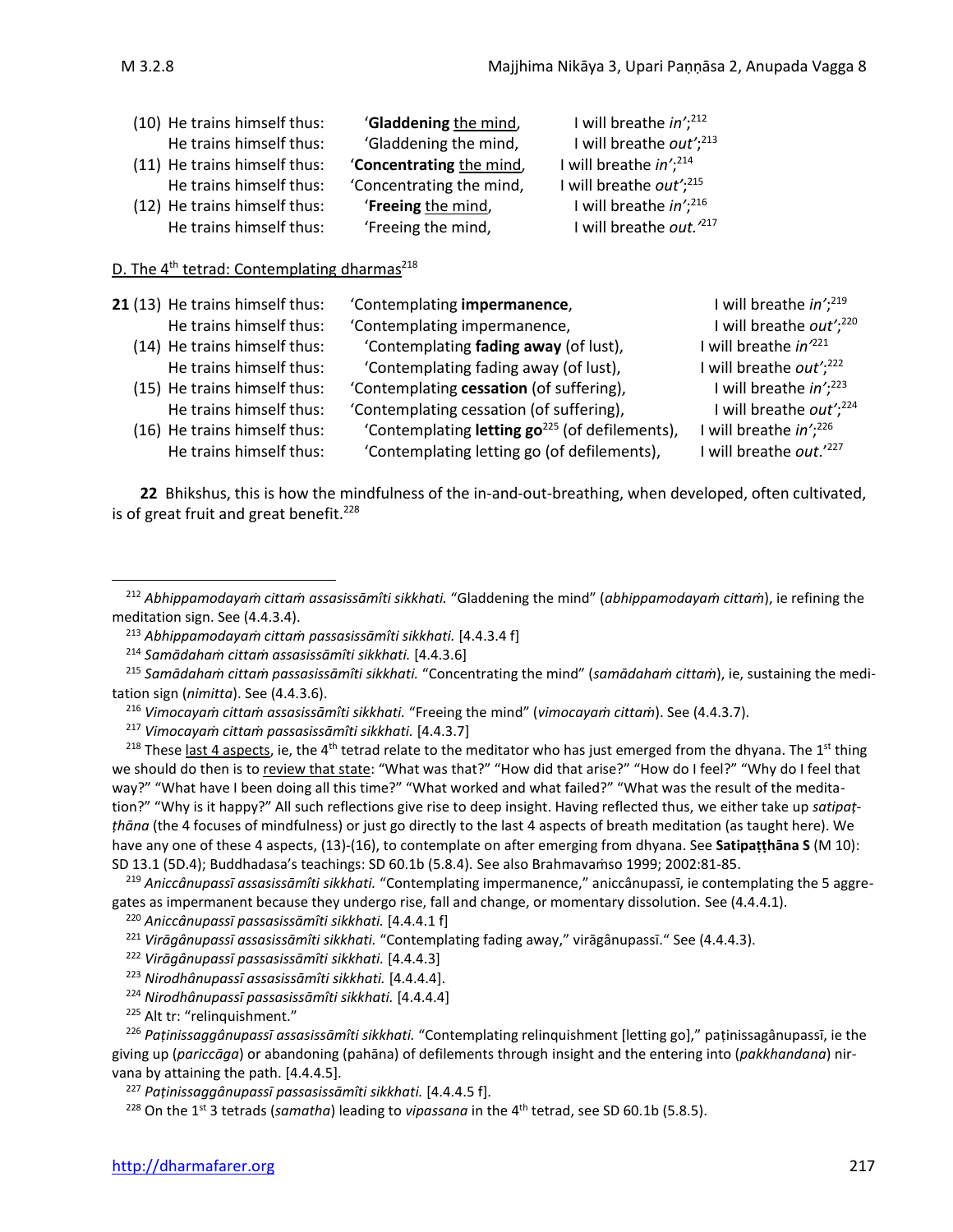(10) He trains himself thus: '**Gladdening** the mind, I will breathe *in*';[212]
He trains himself thus: 'Gladdening the mind, I will breathe *out*';[213]
(11) He trains himself thus: '**Concentrating** the mind, I will breathe *in*';[214]
He trains himself thus: 'Concentrating the mind, I will breathe *out*';[215]
(12) He trains himself thus: '**Freeing** the mind, I will breathe *in*';[216]
He trains himself thus: 'Freeing the mind, I will breathe *out*.'[217]

D. The 4th tetrad: Contemplating dharmas[218]

**21** (13) He trains himself thus: 'Contemplating **impermanence**, I will breathe *in*';[219]
He trains himself thus: 'Contemplating impermanence, I will breathe *out*';[220]
(14) He trains himself thus: 'Contemplating **fading away** (of lust), I will breathe *in*'[221]
He trains himself thus: 'Contemplating fading away (of lust), I will breathe *out*';[222]
(15) He trains himself thus: 'Contemplating **cessation** (of suffering), I will breathe *in*';[223]
He trains himself thus: 'Contemplating cessation (of suffering), I will breathe *out*';[224]
(16) He trains himself thus: 'Contemplating **letting go**[225] (of defilements), I will breathe *in*';[226]
He trains himself thus: 'Contemplating letting go (of defilements), I will breathe *out*.'[227]

**22** Bhikshus, this is how the mindfulness of the in-and-out-breathing, when developed, often cultivated, is of great fruit and great benefit.[228]

---

[212] *Abhippamodayaṁ cittaṁ assasissāmîti sikkhati.* "Gladdening the mind" (*abhippamodayaṁ cittaṁ*), ie refining the meditation sign. See (4.4.3.4).

[213] *Abhippamodayaṁ cittaṁ passasissāmîti sikkhati.* [4.4.3.4 f]

[214] *Samādahaṁ cittaṁ assasissāmîti sikkhati.* [4.4.3.6]

[215] *Samādahaṁ cittaṁ passasissāmîti sikkhati.* "Concentrating the mind" (*samādahaṁ cittaṁ*), ie, sustaining the meditation sign (*nimitta*). See (4.4.3.6).

[216] *Vimocayaṁ cittaṁ assasissāmîti sikkhati.* "Freeing the mind" (*vimocayaṁ cittaṁ*). See (4.4.3.7).

[217] *Vimocayaṁ cittaṁ passasissāmîti sikkhati.* [4.4.3.7]

[218] These last 4 aspects, ie, the 4th tetrad relate to the meditator who has just emerged from the dhyana. The 1st thing we should do then is to review that state: "What was that?" "How did that arise?" "How do I feel?" "Why do I feel that way?" "What have I been doing all this time?" "What worked and what failed?" "What was the result of the meditation?" "Why is it happy?" All such reflections give rise to deep insight. Having reflected thus, we either take up *satipaṭṭhāna* (the 4 focuses of mindfulness) or just go directly to the last 4 aspects of breath meditation (as taught here). We have any one of these 4 aspects, (13)-(16), to contemplate on after emerging from dhyana. See **Satipaṭṭhāna S** (M 10): SD 13.1 (5D.4); Buddhadasa's teachings: SD 60.1b (5.8.4). See also Brahmavaṁso 1999; 2002:81-85.

[219] *Aniccânupassī assasissāmîti sikkhati.* "Contemplating impermanence," aniccânupassī, ie contemplating the 5 aggregates as impermanent because they undergo rise, fall and change, or momentary dissolution. See (4.4.4.1).

[220] *Aniccânupassī passasissāmîti sikkhati.* [4.4.4.1 f]

[221] *Virāgânupassī assasissāmîti sikkhati.* "Contemplating fading away," virāgânupassī." See (4.4.4.3).

[222] *Virāgânupassī passasissāmîti sikkhati.* [4.4.4.3]

[223] *Nirodhânupassī assasissāmîti sikkhati.* [4.4.4.4].

[224] *Nirodhânupassī passasissāmîti sikkhati.* [4.4.4.4]

[225] Alt tr: "relinquishment."

[226] *Paṭinissaggânupassī assasissāmîti sikkhati.* "Contemplating relinquishment [letting go]," paṭinissagânupassī, ie the giving up (*pariccāga*) or abandoning (pahāna) of defilements through insight and the entering into (*pakkhandana*) nirvana by attaining the path. [4.4.4.5].

[227] *Paṭinissaggânupassī passasissāmîti sikkhati.* [4.4.4.5 f].

[228] On the 1st 3 tetrads (*samatha*) leading to *vipassana* in the 4th tetrad, see SD 60.1b (5.8.5).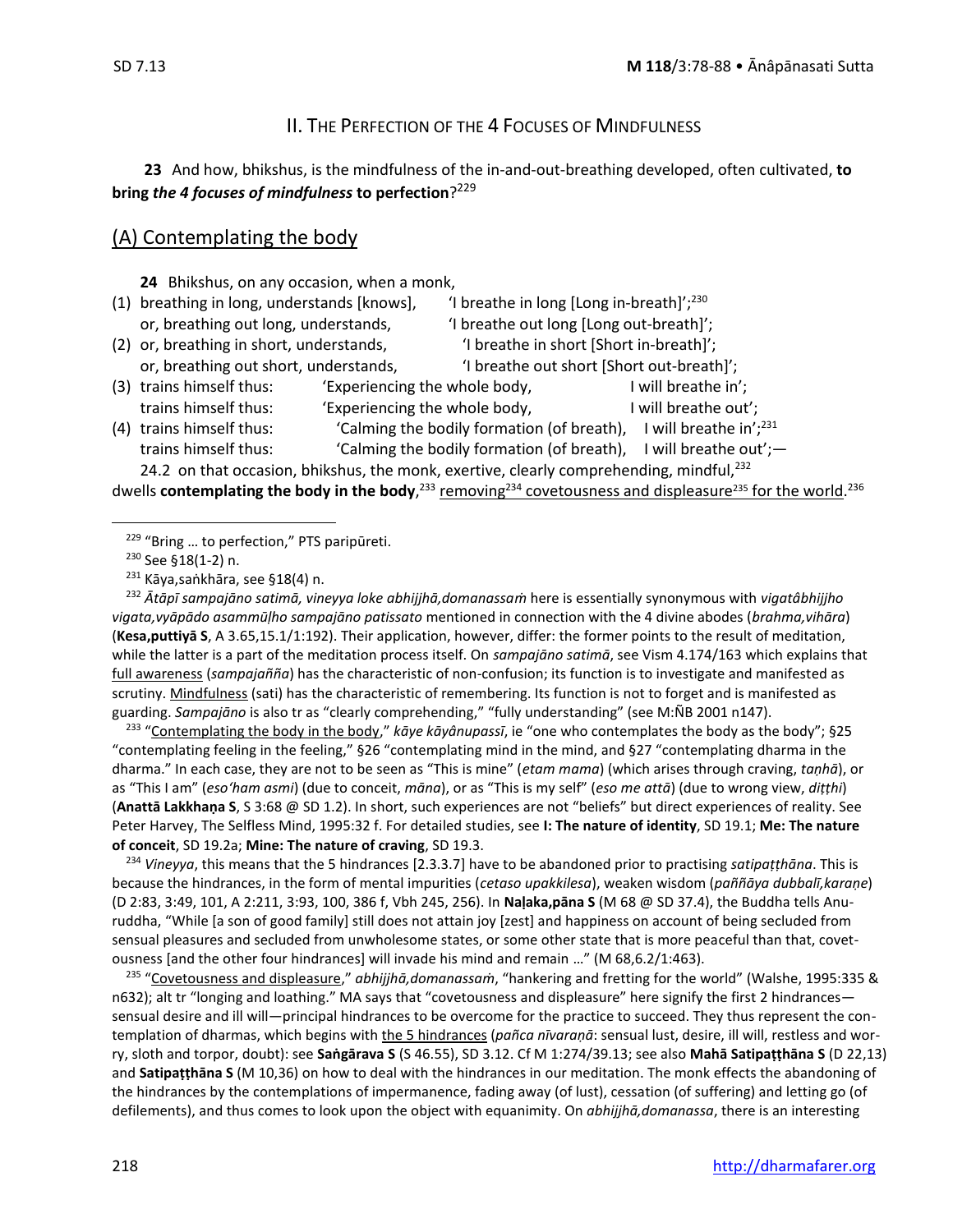## II. THE PERFECTION OF THE 4 FOCUSES OF MINDFULNESS

**23** And how, bhikshus, is the mindfulness of the in-and-out-breathing developed, often cultivated, **to bring *the 4 focuses of mindfulness* to perfection**?[229]

## (A) Contemplating the body

**24** Bhikshus, on any occasion, when a monk,

(1) breathing in long, understands [knows], 'I breathe in long [Long in-breath]';[230]
or, breathing out long, understands, 'I breathe out long [Long out-breath]';

(2) or, breathing in short, understands, 'I breathe in short [Short in-breath]';
or, breathing out short, understands, 'I breathe out short [Short out-breath]';

(3) trains himself thus: 'Experiencing the whole body, I will breathe in';
trains himself thus: 'Experiencing the whole body, I will breathe out';

(4) trains himself thus: 'Calming the bodily formation (of breath), I will breathe in';[231]
trains himself thus: 'Calming the bodily formation (of breath), I will breathe out';—

24.2 on that occasion, bhikshus, the monk, exertive, clearly comprehending, mindful,[232] dwells **contemplating the body in the body**,[233] removing[234] covetousness and displeasure[235] for the world.[236]

---

[229] "Bring … to perfection," PTS paripūreti.

[230] See §18(1-2) n.

[231] Kāya,saṅkhāra, see §18(4) n.

[232] *Ātāpī sampajāno satimā, vineyya loke abhijjhā,domanassaṁ* here is essentially synonymous with *vigatâbhijjho vigata,vyāpādo asammūḷho sampajāno patissato* mentioned in connection with the 4 divine abodes (*brahma,vihāra*) (**Kesa,puttiyā S**, A 3.65,15.1/1:192). Their application, however, differ: the former points to the result of meditation, while the latter is a part of the meditation process itself. On *sampajāno satimā*, see Vism 4.174/163 which explains that full awareness (*sampajañña*) has the characteristic of non-confusion; its function is to investigate and manifested as scrutiny. Mindfulness (sati) has the characteristic of remembering. Its function is not to forget and is manifested as guarding. *Sampajāno* is also tr as "clearly comprehending," "fully understanding" (see M:ÑB 2001 n147).

[233] "Contemplating the body in the body," *kāye kāyânupassī*, ie "one who contemplates the body as the body"; §25 "contemplating feeling in the feeling," §26 "contemplating mind in the mind, and §27 "contemplating dharma in the dharma." In each case, they are not to be seen as "This is mine" (*etam mama*) (which arises through craving, *taṇhā*), or as "This I am" (*eso'ham asmi*) (due to conceit, *māna*), or as "This is my self" (*eso me attā*) (due to wrong view, *diṭṭhi*) (**Anattā Lakkhaṇa S**, S 3:68 @ SD 1.2). In short, such experiences are not "beliefs" but direct experiences of reality. See Peter Harvey, The Selfless Mind, 1995:32 f. For detailed studies, see **I: The nature of identity**, SD 19.1; **Me: The nature of conceit**, SD 19.2a; **Mine: The nature of craving**, SD 19.3.

[234] *Vineyya*, this means that the 5 hindrances [2.3.3.7] have to be abandoned prior to practising *satipaṭṭhāna*. This is because the hindrances, in the form of mental impurities (*cetaso upakkilesa*), weaken wisdom (*paññāya dubbalī,karaṇe*) (D 2:83, 3:49, 101, A 2:211, 3:93, 100, 386 f, Vbh 245, 256). In **Naḷaka,pāna S** (M 68 @ SD 37.4), the Buddha tells Anuruddha, "While [a son of good family] still does not attain joy [zest] and happiness on account of being secluded from sensual pleasures and secluded from unwholesome states, or some other state that is more peaceful than that, covetousness [and the other four hindrances] will invade his mind and remain …" (M 68,6.2/1:463).

[235] "Covetousness and displeasure," *abhijjhā,domanassaṁ*, "hankering and fretting for the world" (Walshe, 1995:335 & n632); alt tr "longing and loathing." MA says that "covetousness and displeasure" here signify the first 2 hindrances—sensual desire and ill will—principal hindrances to be overcome for the practice to succeed. They thus represent the contemplation of dharmas, which begins with the 5 hindrances (*pañca nīvaraṇā*: sensual lust, desire, ill will, restless and worry, sloth and torpor, doubt): see **Saṅgārava S** (S 46.55), SD 3.12. Cf M 1:274/39.13; see also **Mahā Satipaṭṭhāna S** (D 22,13) and **Satipaṭṭhāna S** (M 10,36) on how to deal with the hindrances in our meditation. The monk effects the abandoning of the hindrances by the contemplations of impermanence, fading away (of lust), cessation (of suffering) and letting go (of defilements), and thus comes to look upon the object with equanimity. On *abhijjhā,domanassa*, there is an interesting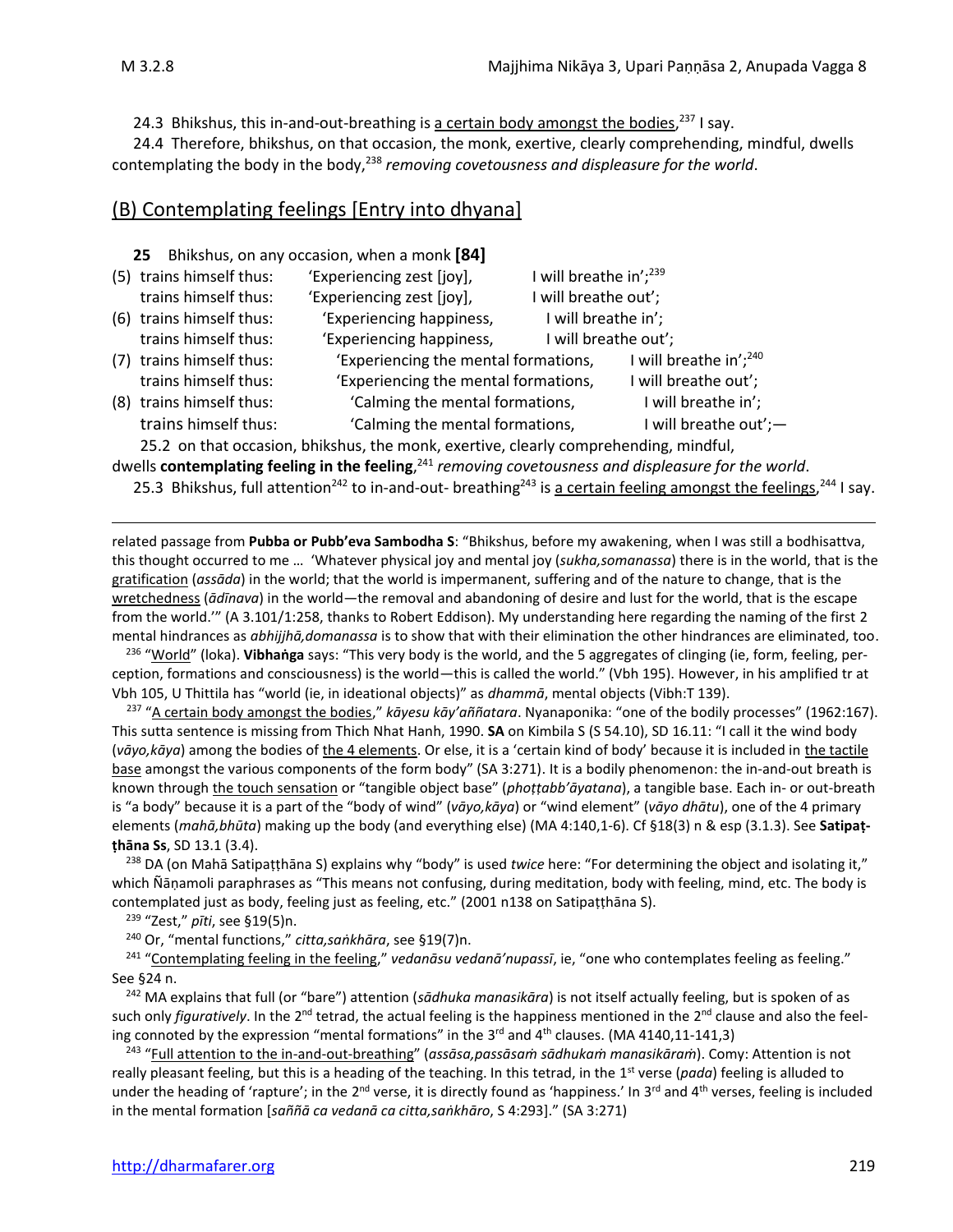24.3 Bhikshus, this in-and-out-breathing is a certain body amongst the bodies,[237] I say.

24.4 Therefore, bhikshus, on that occasion, the monk, exertive, clearly comprehending, mindful, dwells contemplating the body in the body,[238] *removing covetousness and displeasure for the world*.

## (B) Contemplating feelings [Entry into dhyana]

**25** Bhikshus, on any occasion, when a monk **[84]**

| | | | |
|---|---|---|---|
| (5) | trains himself thus: | 'Experiencing zest [joy], | I will breathe in';[239] |
| | trains himself thus: | 'Experiencing zest [joy], | I will breathe out'; |
| (6) | trains himself thus: | 'Experiencing happiness, | I will breathe in'; |
| | trains himself thus: | 'Experiencing happiness, | I will breathe out'; |
| (7) | trains himself thus: | 'Experiencing the mental formations, | I will breathe in';[240] |
| | trains himself thus: | 'Experiencing the mental formations, | I will breathe out'; |
| (8) | trains himself thus: | 'Calming the mental formations, | I will breathe in'; |
| | trains himself thus: | 'Calming the mental formations, | I will breathe out';— |

25.2 on that occasion, bhikshus, the monk, exertive, clearly comprehending, mindful, dwells **contemplating feeling in the feeling**,[241] *removing covetousness and displeasure for the world*.

25.3 Bhikshus, full attention[242] to in-and-out- breathing[243] is a certain feeling amongst the feelings,[244] I say.

---

related passage from **Pubba or Pubb'eva Sambodha S**: "Bhikshus, before my awakening, when I was still a bodhisattva, this thought occurred to me … 'Whatever physical joy and mental joy (*sukha,somanassa*) there is in the world, that is the gratification (*assāda*) in the world; that the world is impermanent, suffering and of the nature to change, that is the wretchedness (*ādīnava*) in the world—the removal and abandoning of desire and lust for the world, that is the escape from the world.'" (A 3.101/1:258, thanks to Robert Eddison). My understanding here regarding the naming of the first 2 mental hindrances as *abhijjhā,domanassa* is to show that with their elimination the other hindrances are eliminated, too.

[236] "World" (loka). **Vibhaṅga** says: "This very body is the world, and the 5 aggregates of clinging (ie, form, feeling, perception, formations and consciousness) is the world—this is called the world." (Vbh 195). However, in his amplified tr at Vbh 105, U Thittila has "world (ie, in ideational objects)" as *dhammā*, mental objects (Vibh:T 139).

[237] "A certain body amongst the bodies," *kāyesu kāy'aññatara*. Nyanaponika: "one of the bodily processes" (1962:167). This sutta sentence is missing from Thich Nhat Hanh, 1990. **SA** on Kimbila S (S 54.10), SD 16.11: "I call it the wind body (*vāyo,kāya*) among the bodies of the 4 elements. Or else, it is a 'certain kind of body' because it is included in the tactile base amongst the various components of the form body" (SA 3:271). It is a bodily phenomenon: the in-and-out breath is known through the touch sensation or "tangible object base" (*phoṭṭabb'āyatana*), a tangible base. Each in- or out-breath is "a body" because it is a part of the "body of wind" (*vāyo,kāya*) or "wind element" (*vāyo dhātu*), one of the 4 primary elements (*mahā,bhūta*) making up the body (and everything else) (MA 4:140,1-6). Cf §18(3) n & esp (3.1.3). See **Satipaṭṭhāna Ss**, SD 13.1 (3.4).

[238] DA (on Mahā Satipaṭṭhāna S) explains why "body" is used *twice* here: "For determining the object and isolating it," which Ñāṇamoli paraphrases as "This means not confusing, during meditation, body with feeling, mind, etc. The body is contemplated just as body, feeling just as feeling, etc." (2001 n138 on Satipaṭṭhāna S).

[239] "Zest," *pīti*, see §19(5)n.

[240] Or, "mental functions," *citta,saṅkhāra*, see §19(7)n.

[241] "Contemplating feeling in the feeling," *vedanāsu vedanā'nupassī*, ie, "one who contemplates feeling as feeling." See §24 n.

[242] MA explains that full (or "bare") attention (*sādhuka manasikāra*) is not itself actually feeling, but is spoken of as such only *figuratively*. In the 2nd tetrad, the actual feeling is the happiness mentioned in the 2nd clause and also the feeling connoted by the expression "mental formations" in the 3rd and 4th clauses. (MA 4140,11-141,3)

[243] "Full attention to the in-and-out-breathing" (*assāsa,passāsaṁ sādhukaṁ manasikāraṁ*). Comy: Attention is not really pleasant feeling, but this is a heading of the teaching. In this tetrad, in the 1st verse (*pada*) feeling is alluded to under the heading of 'rapture'; in the 2nd verse, it is directly found as 'happiness.' In 3rd and 4th verses, feeling is included in the mental formation [*saññā ca vedanā ca citta,saṅkhāro*, S 4:293]." (SA 3:271)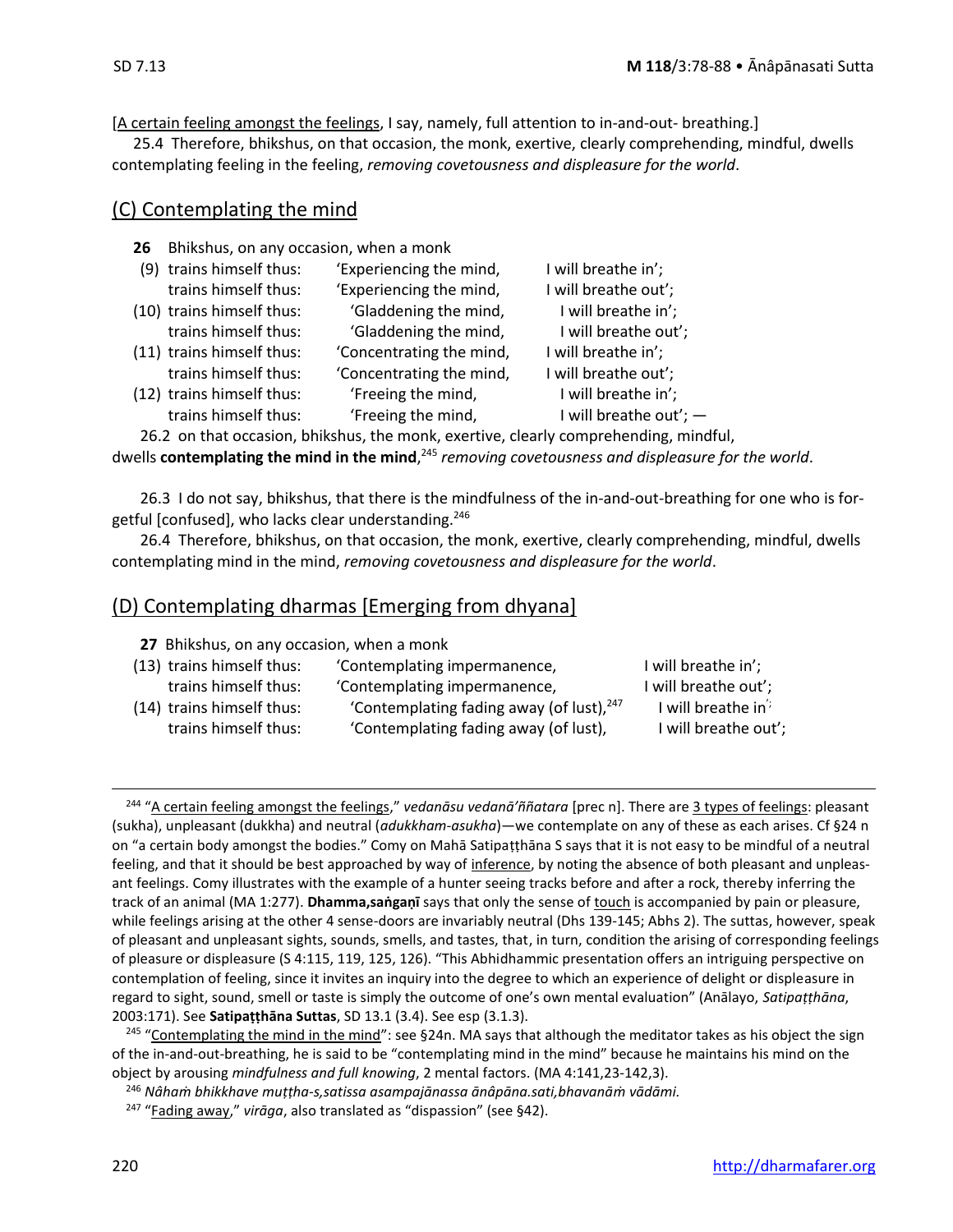[A certain feeling amongst the feelings, I say, namely, full attention to in-and-out- breathing.]

25.4 Therefore, bhikshus, on that occasion, the monk, exertive, clearly comprehending, mindful, dwells contemplating feeling in the feeling, *removing covetousness and displeasure for the world*.

## (C) Contemplating the mind

**26** Bhikshus, on any occasion, when a monk

| | | |
|---|---|---|
| (9) trains himself thus: | 'Experiencing the mind, | I will breathe in'; |
| trains himself thus: | 'Experiencing the mind, | I will breathe out'; |
| (10) trains himself thus: | 'Gladdening the mind, | I will breathe in'; |
| trains himself thus: | 'Gladdening the mind, | I will breathe out'; |
| (11) trains himself thus: | 'Concentrating the mind, | I will breathe in'; |
| trains himself thus: | 'Concentrating the mind, | I will breathe out'; |
| (12) trains himself thus: | 'Freeing the mind, | I will breathe in'; |
| trains himself thus: | 'Freeing the mind, | I will breathe out'; — |

26.2 on that occasion, bhikshus, the monk, exertive, clearly comprehending, mindful, dwells **contemplating the mind in the mind**,[245] *removing covetousness and displeasure for the world*.

26.3 I do not say, bhikshus, that there is the mindfulness of the in-and-out-breathing for one who is forgetful [confused], who lacks clear understanding.[246]

26.4 Therefore, bhikshus, on that occasion, the monk, exertive, clearly comprehending, mindful, dwells contemplating mind in the mind, *removing covetousness and displeasure for the world*.

## (D) Contemplating dharmas [Emerging from dhyana]

**27** Bhikshus, on any occasion, when a monk

| | | |
|---|---|---|
| (13) trains himself thus: | 'Contemplating impermanence, | I will breathe in'; |
| trains himself thus: | 'Contemplating impermanence, | I will breathe out'; |
| (14) trains himself thus: | 'Contemplating fading away (of lust),[247] | I will breathe in'; |
| trains himself thus: | 'Contemplating fading away (of lust), | I will breathe out'; |

---

[244] "A certain feeling amongst the feelings," *vedanāsu vedanā'ññatara* [prec n]. There are 3 types of feelings: pleasant (sukha), unpleasant (dukkha) and neutral (*adukkham-asukha*)—we contemplate on any of these as each arises. Cf §24 n on "a certain body amongst the bodies." Comy on Mahā Satipaṭṭhāna S says that it is not easy to be mindful of a neutral feeling, and that it should be best approached by way of inference, by noting the absence of both pleasant and unpleasant feelings. Comy illustrates with the example of a hunter seeing tracks before and after a rock, thereby inferring the track of an animal (MA 1:277). **Dhamma,saṅgaṇī** says that only the sense of touch is accompanied by pain or pleasure, while feelings arising at the other 4 sense-doors are invariably neutral (Dhs 139-145; Abhs 2). The suttas, however, speak of pleasant and unpleasant sights, sounds, smells, and tastes, that, in turn, condition the arising of corresponding feelings of pleasure or displeasure (S 4:115, 119, 125, 126). "This Abhidhammic presentation offers an intriguing perspective on contemplation of feeling, since it invites an inquiry into the degree to which an experience of delight or displeasure in regard to sight, sound, smell or taste is simply the outcome of one's own mental evaluation" (Anālayo, *Satipaṭṭhāna*, 2003:171). See **Satipaṭṭhāna Suttas**, SD 13.1 (3.4). See esp (3.1.3).

[245] "Contemplating the mind in the mind": see §24n. MA says that although the meditator takes as his object the sign of the in-and-out-breathing, he is said to be "contemplating mind in the mind" because he maintains his mind on the object by arousing *mindfulness and full knowing*, 2 mental factors. (MA 4:141,23-142,3).

[246] *Nâhaṁ bhikkhave muṭṭha-s,satissa asampajānassa ānâpāna.sati,bhavanāṁ vādāmi.*

[247] "Fading away," *virāga*, also translated as "dispassion" (see §42).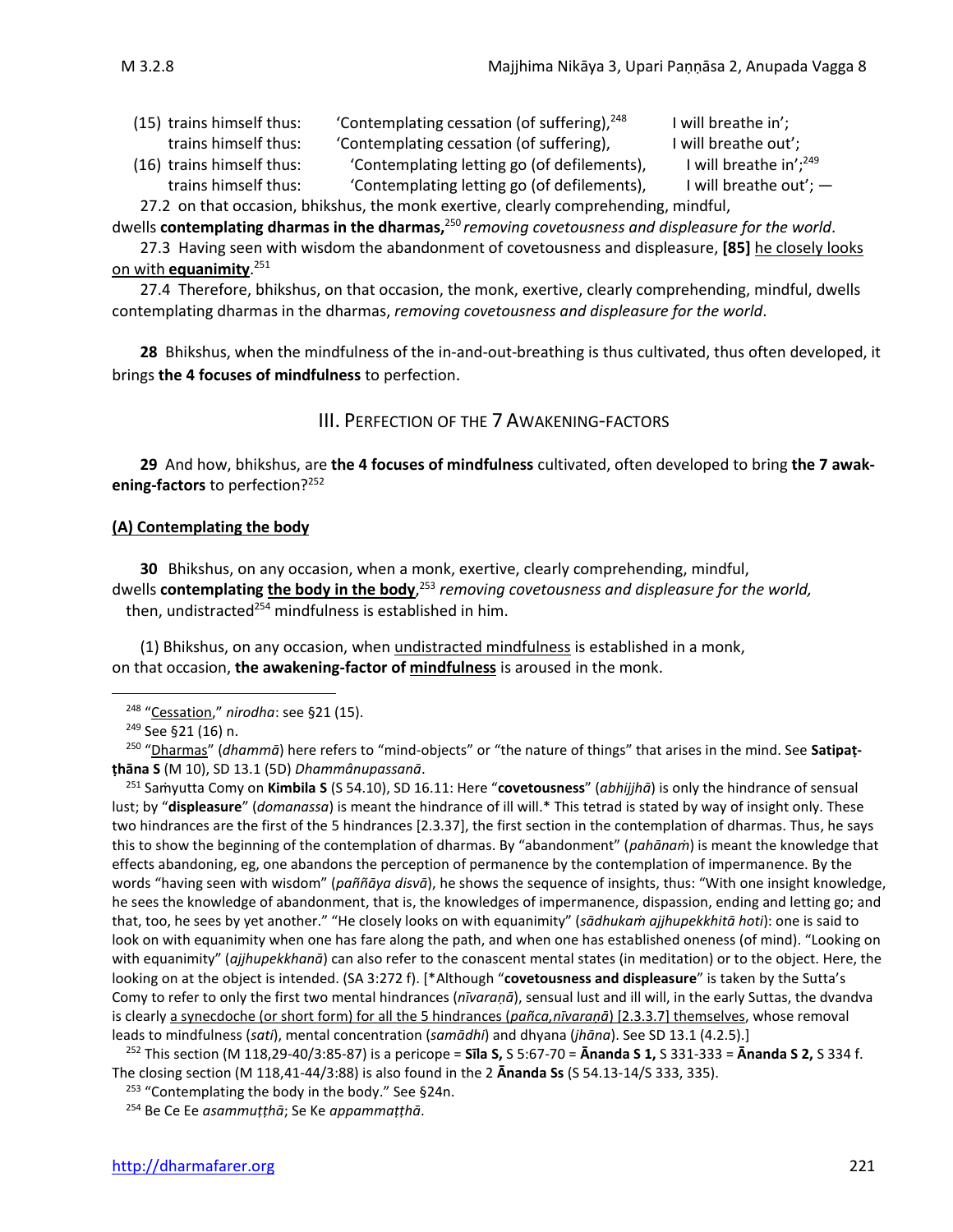(15) trains himself thus: 'Contemplating cessation (of suffering),[248] I will breathe in';
trains himself thus: 'Contemplating cessation (of suffering), I will breathe out';
(16) trains himself thus: 'Contemplating letting go (of defilements), I will breathe in';[249]
trains himself thus: 'Contemplating letting go (of defilements), I will breathe out'; —

27.2 on that occasion, bhikshus, the monk exertive, clearly comprehending, mindful,
dwells **contemplating dharmas in the dharmas,**[250] *removing covetousness and displeasure for the world*.

27.3 Having seen with wisdom the abandonment of covetousness and displeasure, **[85]** he closely looks on with **equanimity**.[251]

27.4 Therefore, bhikshus, on that occasion, the monk, exertive, clearly comprehending, mindful, dwells contemplating dharmas in the dharmas, *removing covetousness and displeasure for the world*.

**28** Bhikshus, when the mindfulness of the in-and-out-breathing is thus cultivated, thus often developed, it brings **the 4 focuses of mindfulness** to perfection.

## III. Perfection of the 7 Awakening-Factors

**29** And how, bhikshus, are **the 4 focuses of mindfulness** cultivated, often developed to bring **the 7 awakening-factors** to perfection?[252]

### (A) Contemplating the body

**30** Bhikshus, on any occasion, when a monk, exertive, clearly comprehending, mindful,
dwells **contemplating the body in the body**,[253] *removing covetousness and displeasure for the world,*
then, undistracted[254] mindfulness is established in him.

(1) Bhikshus, on any occasion, when undistracted mindfulness is established in a monk,
on that occasion, **the awakening-factor of mindfulness** is aroused in the monk.

---

[248] "Cessation," *nirodha*: see §21 (15).

[249] See §21 (16) n.

[250] "Dharmas" (*dhammā*) here refers to "mind-objects" or "the nature of things" that arises in the mind. See **Satipaṭṭhāna S** (M 10), SD 13.1 (5D) *Dhammânupassanā*.

[251] Saṁyutta Comy on **Kimbila S** (S 54.10), SD 16.11: Here "**covetousness**" (*abhijjhā*) is only the hindrance of sensual lust; by "**displeasure**" (*domanassa*) is meant the hindrance of ill will.* This tetrad is stated by way of insight only. These two hindrances are the first of the 5 hindrances [2.3.37], the first section in the contemplation of dharmas. Thus, he says this to show the beginning of the contemplation of dharmas. By "abandonment" (*pahānaṁ*) is meant the knowledge that effects abandoning, eg, one abandons the perception of permanence by the contemplation of impermanence. By the words "having seen with wisdom" (*paññāya disvā*), he shows the sequence of insights, thus: "With one insight knowledge, he sees the knowledge of abandonment, that is, the knowledges of impermanence, dispassion, ending and letting go; and that, too, he sees by yet another." "He closely looks on with equanimity" (*sādhukaṁ ajjhupekkhitā hoti*): one is said to look on with equanimity when one has fare along the path, and when one has established oneness (of mind). "Looking on with equanimity" (*ajjhupekkhanā*) can also refer to the conascent mental states (in meditation) or to the object. Here, the looking on at the object is intended. (SA 3:272 f). [*Although "**covetousness and displeasure**" is taken by the Sutta's Comy to refer to only the first two mental hindrances (*nīvaraṇā*), sensual lust and ill will, in the early Suttas, the dvandva is clearly a synecdoche (or short form) for all the 5 hindrances (*pañca,nīvaraṇā*) [2.3.3.7] themselves, whose removal leads to mindfulness (*sati*), mental concentration (*samādhi*) and dhyana (*jhāna*). See SD 13.1 (4.2.5).]

[252] This section (M 118,29-40/3:85-87) is a pericope = **Sīla S,** S 5:67-70 = **Ānanda S 1,** S 331-333 = **Ānanda S 2,** S 334 f. The closing section (M 118,41-44/3:88) is also found in the 2 **Ānanda Ss** (S 54.13-14/S 333, 335).

[253] "Contemplating the body in the body." See §24n.

[254] Be Ce Ee *asammuṭṭhā*; Se Ke *appammaṭṭhā*.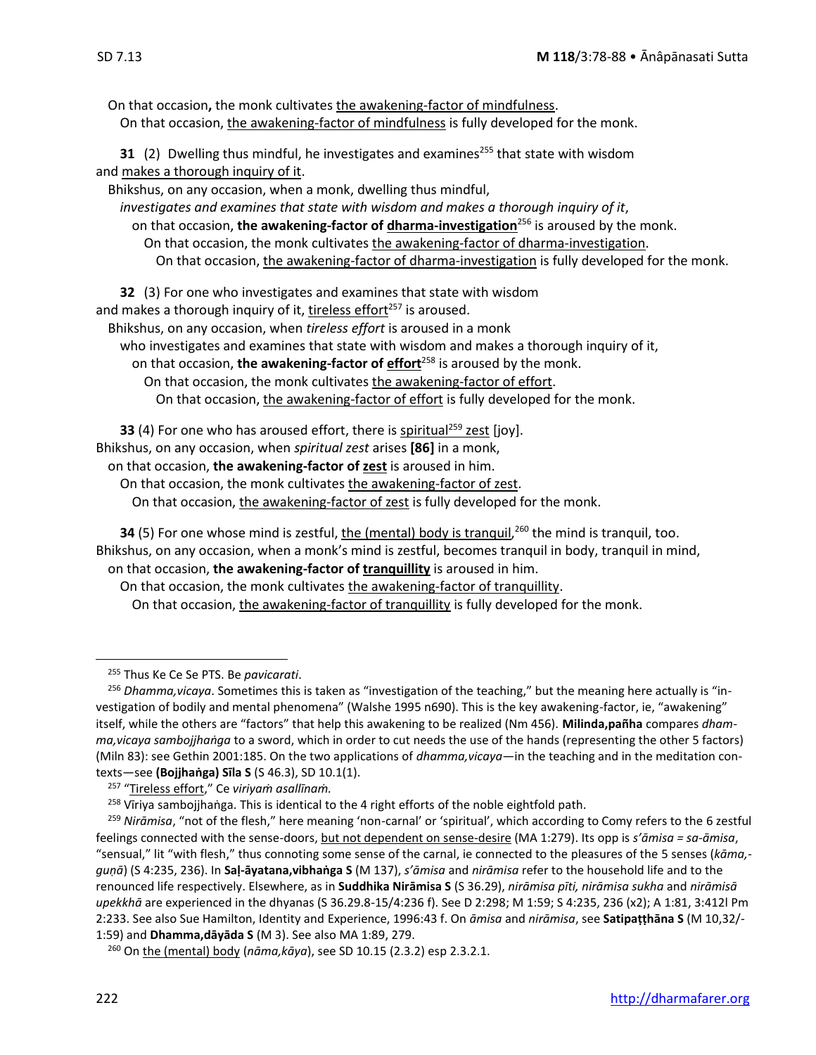On that occasion**,** the monk cultivates the awakening-factor of mindfulness.

On that occasion, the awakening-factor of mindfulness is fully developed for the monk.

**31** (2) Dwelling thus mindful, he investigates and examines[255] that state with wisdom and makes a thorough inquiry of it.

Bhikshus, on any occasion, when a monk, dwelling thus mindful,

*investigates and examines that state with wisdom and makes a thorough inquiry of it*,

on that occasion, **the awakening-factor of dharma-investigation**[256] is aroused by the monk.

On that occasion, the monk cultivates the awakening-factor of dharma-investigation.

On that occasion, the awakening-factor of dharma-investigation is fully developed for the monk.

**32** (3) For one who investigates and examines that state with wisdom and makes a thorough inquiry of it, tireless effort[257] is aroused.

Bhikshus, on any occasion, when *tireless effort* is aroused in a monk

who investigates and examines that state with wisdom and makes a thorough inquiry of it,

on that occasion, **the awakening-factor of effort**[258] is aroused by the monk.

On that occasion, the monk cultivates the awakening-factor of effort.

On that occasion, the awakening-factor of effort is fully developed for the monk.

**33** (4) For one who has aroused effort, there is spiritual[259] zest [joy].

Bhikshus, on any occasion, when *spiritual zest* arises **[86]** in a monk,

on that occasion, **the awakening-factor of zest** is aroused in him.

On that occasion, the monk cultivates the awakening-factor of zest.

On that occasion, the awakening-factor of zest is fully developed for the monk.

**34** (5) For one whose mind is zestful, the (mental) body is tranquil,[260] the mind is tranquil, too.

Bhikshus, on any occasion, when a monk's mind is zestful, becomes tranquil in body, tranquil in mind,

on that occasion, **the awakening-factor of tranquillity** is aroused in him.

On that occasion, the monk cultivates the awakening-factor of tranquillity.

On that occasion, the awakening-factor of tranquillity is fully developed for the monk.

---

[255] Thus Ke Ce Se PTS. Be *pavicarati*.

[256] *Dhamma,vicaya*. Sometimes this is taken as "investigation of the teaching," but the meaning here actually is "investigation of bodily and mental phenomena" (Walshe 1995 n690). This is the key awakening-factor, ie, "awakening" itself, while the others are "factors" that help this awakening to be realized (Nm 456). **Milinda,pañha** compares *dhamma,vicaya sambojjhaṅga* to a sword, which in order to cut needs the use of the hands (representing the other 5 factors) (Miln 83): see Gethin 2001:185. On the two applications of *dhamma,vicaya*—in the teaching and in the meditation contexts—see **(Bojjhaṅga) Sīla S** (S 46.3), SD 10.1(1).

[257] "Tireless effort," Ce *viriyaṁ asallīnaṁ.*

[258] Vīriya sambojjhaṅga. This is identical to the 4 right efforts of the noble eightfold path.

[259] *Nirāmisa*, "not of the flesh," here meaning 'non-carnal' or 'spiritual', which according to Comy refers to the 6 zestful feelings connected with the sense-doors, but not dependent on sense-desire (MA 1:279). Its opp is *s'āmisa = sa-āmisa*, "sensual," lit "with flesh," thus connoting some sense of the carnal, ie connected to the pleasures of the 5 senses (*kāma,guṇā*) (S 4:235, 236). In **Saḷ-āyatana,vibhaṅga S** (M 137), *s'āmisa* and *nirāmisa* refer to the household life and to the renounced life respectively. Elsewhere, as in **Suddhika Nirāmisa S** (S 36.29), *nirāmisa pīti, nirāmisa sukha* and *nirāmisā upekkhā* are experienced in the dhyanas (S 36.29.8-15/4:236 f). See D 2:298; M 1:59; S 4:235, 236 (x2); A 1:81, 3:412l Pm 2:233. See also Sue Hamilton, Identity and Experience, 1996:43 f. On *āmisa* and *nirāmisa*, see **Satipaṭṭhāna S** (M 10,32/-1:59) and **Dhamma,dāyāda S** (M 3). See also MA 1:89, 279.

[260] On the (mental) body (*nāma,kāya*), see SD 10.15 (2.3.2) esp 2.3.2.1.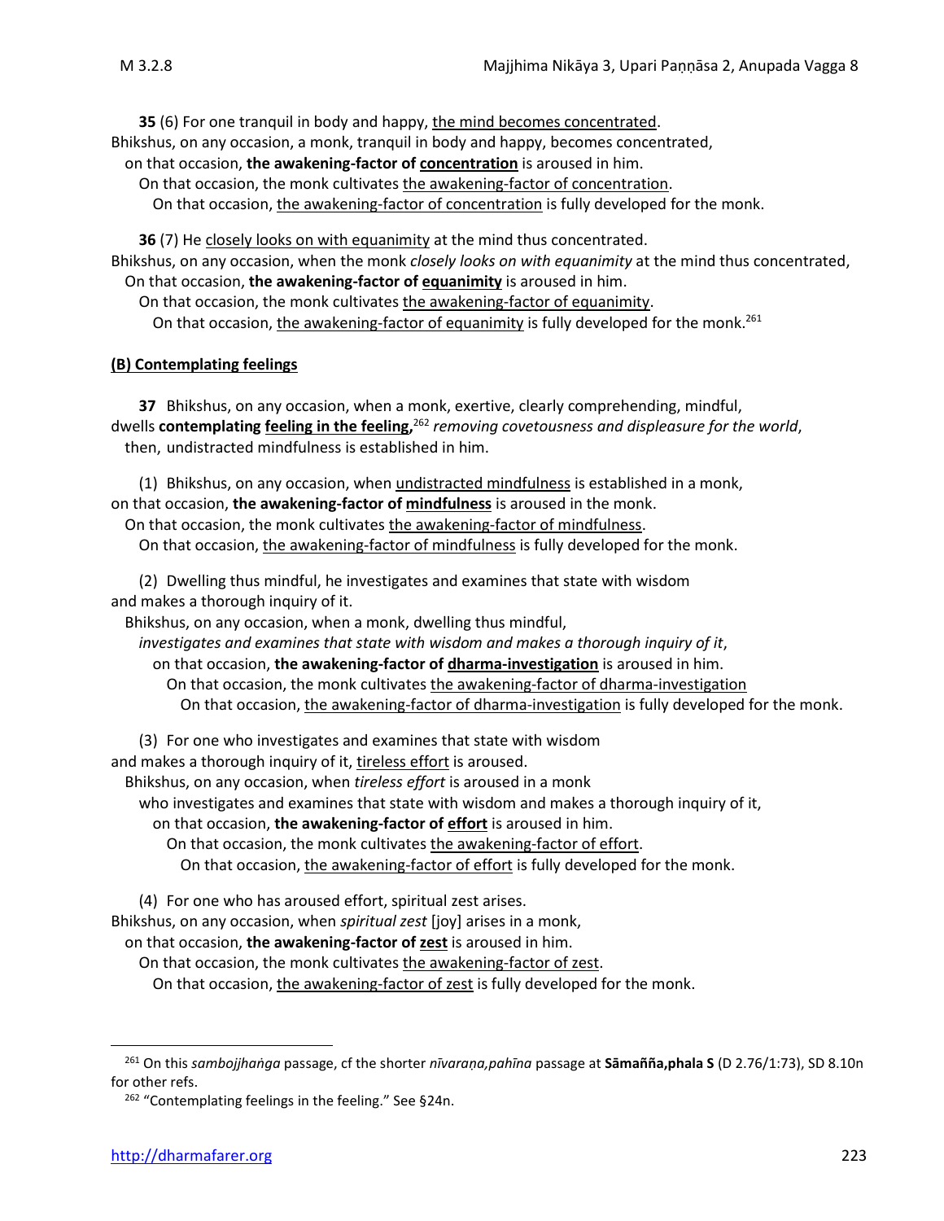**35** (6) For one tranquil in body and happy, the mind becomes concentrated.
Bhikshus, on any occasion, a monk, tranquil in body and happy, becomes concentrated,
on that occasion, **the awakening-factor of concentration** is aroused in him.
On that occasion, the monk cultivates the awakening-factor of concentration.
On that occasion, the awakening-factor of concentration is fully developed for the monk.

**36** (7) He closely looks on with equanimity at the mind thus concentrated.
Bhikshus, on any occasion, when the monk *closely looks on with equanimity* at the mind thus concentrated,
On that occasion, **the awakening-factor of equanimity** is aroused in him.
On that occasion, the monk cultivates the awakening-factor of equanimity.
On that occasion, the awakening-factor of equanimity is fully developed for the monk.[261]

### (B) Contemplating feelings

**37** Bhikshus, on any occasion, when a monk, exertive, clearly comprehending, mindful,
dwells **contemplating feeling in the feeling,**[262] *removing covetousness and displeasure for the world*,
then, undistracted mindfulness is established in him.

(1) Bhikshus, on any occasion, when undistracted mindfulness is established in a monk,
on that occasion, **the awakening-factor of mindfulness** is aroused in the monk.
On that occasion, the monk cultivates the awakening-factor of mindfulness.
On that occasion, the awakening-factor of mindfulness is fully developed for the monk.

(2) Dwelling thus mindful, he investigates and examines that state with wisdom
and makes a thorough inquiry of it.
Bhikshus, on any occasion, when a monk, dwelling thus mindful,
*investigates and examines that state with wisdom and makes a thorough inquiry of it*,
on that occasion, **the awakening-factor of dharma-investigation** is aroused in him.
On that occasion, the monk cultivates the awakening-factor of dharma-investigation
On that occasion, the awakening-factor of dharma-investigation is fully developed for the monk.

(3) For one who investigates and examines that state with wisdom
and makes a thorough inquiry of it, tireless effort is aroused.
Bhikshus, on any occasion, when *tireless effort* is aroused in a monk
who investigates and examines that state with wisdom and makes a thorough inquiry of it,
on that occasion, **the awakening-factor of effort** is aroused in him.
On that occasion, the monk cultivates the awakening-factor of effort.
On that occasion, the awakening-factor of effort is fully developed for the monk.

(4) For one who has aroused effort, spiritual zest arises.
Bhikshus, on any occasion, when *spiritual zest* [joy] arises in a monk,
on that occasion, **the awakening-factor of zest** is aroused in him.
On that occasion, the monk cultivates the awakening-factor of zest.
On that occasion, the awakening-factor of zest is fully developed for the monk.

---

[261] On this *sambojjhaṅga* passage, cf the shorter *nīvaraṇa,pahīna* passage at **Sāmañña,phala S** (D 2.76/1:73), SD 8.10n for other refs.

[262] "Contemplating feelings in the feeling." See §24n.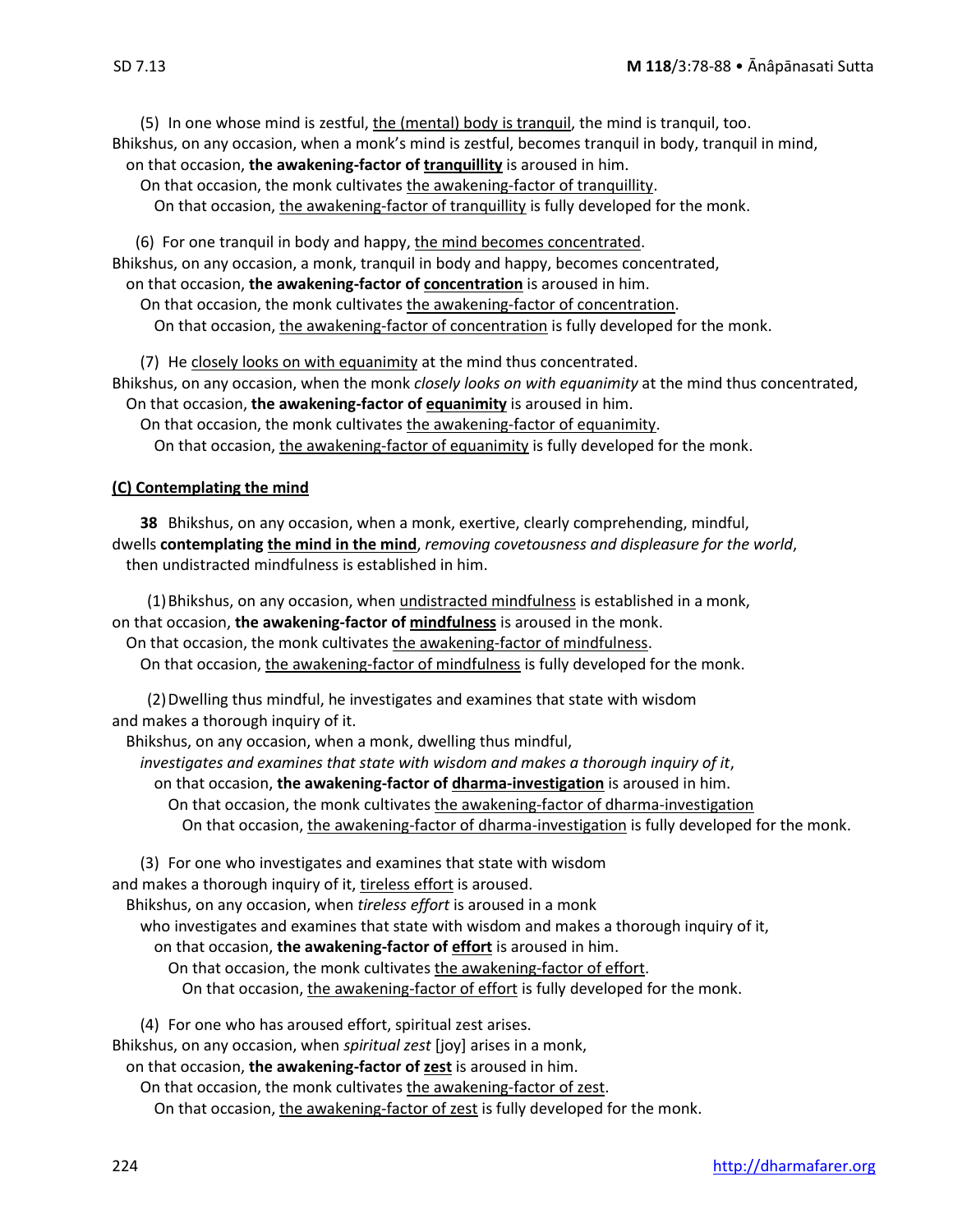(5) In one whose mind is zestful, <u>the (mental) body is tranquil</u>, the mind is tranquil, too.
Bhikshus, on any occasion, when a monk's mind is zestful, becomes tranquil in body, tranquil in mind,
on that occasion, **the awakening-factor of <u>tranquillity</u>** is aroused in him.
On that occasion, the monk cultivates <u>the awakening-factor of tranquillity</u>.
On that occasion, <u>the awakening-factor of tranquillity</u> is fully developed for the monk.

(6) For one tranquil in body and happy, <u>the mind becomes concentrated</u>.
Bhikshus, on any occasion, a monk, tranquil in body and happy, becomes concentrated,
on that occasion, **the awakening-factor of <u>concentration</u>** is aroused in him.
On that occasion, the monk cultivates <u>the awakening-factor of concentration</u>.
On that occasion, <u>the awakening-factor of concentration</u> is fully developed for the monk.

(7) He <u>closely looks on with equanimity</u> at the mind thus concentrated.
Bhikshus, on any occasion, when the monk *closely looks on with equanimity* at the mind thus concentrated,
On that occasion, **the awakening-factor of <u>equanimity</u>** is aroused in him.
On that occasion, the monk cultivates <u>the awakening-factor of equanimity</u>.
On that occasion, <u>the awakening-factor of equanimity</u> is fully developed for the monk.

### <u>(C) Contemplating the mind</u>

**38** Bhikshus, on any occasion, when a monk, exertive, clearly comprehending, mindful,
dwells **contemplating <u>the mind in the mind</u>**, *removing covetousness and displeasure for the world*,
then undistracted mindfulness is established in him.

(1) Bhikshus, on any occasion, when <u>undistracted mindfulness</u> is established in a monk,
on that occasion, **the awakening-factor of <u>mindfulness</u>** is aroused in the monk.
On that occasion, the monk cultivates <u>the awakening-factor of mindfulness</u>.
On that occasion, <u>the awakening-factor of mindfulness</u> is fully developed for the monk.

(2) Dwelling thus mindful, he investigates and examines that state with wisdom
and makes a thorough inquiry of it.
Bhikshus, on any occasion, when a monk, dwelling thus mindful,
*investigates and examines that state with wisdom and makes a thorough inquiry of it*,
on that occasion, **the awakening-factor of <u>dharma-investigation</u>** is aroused in him.
On that occasion, the monk cultivates <u>the awakening-factor of dharma-investigation</u>
On that occasion, <u>the awakening-factor of dharma-investigation</u> is fully developed for the monk.

(3) For one who investigates and examines that state with wisdom
and makes a thorough inquiry of it, <u>tireless effort</u> is aroused.
Bhikshus, on any occasion, when *tireless effort* is aroused in a monk
who investigates and examines that state with wisdom and makes a thorough inquiry of it,
on that occasion, **the awakening-factor of <u>effort</u>** is aroused in him.
On that occasion, the monk cultivates <u>the awakening-factor of effort</u>.
On that occasion, <u>the awakening-factor of effort</u> is fully developed for the monk.

(4) For one who has aroused effort, spiritual zest arises.
Bhikshus, on any occasion, when *spiritual zest* [joy] arises in a monk,
on that occasion, **the awakening-factor of <u>zest</u>** is aroused in him.
On that occasion, the monk cultivates <u>the awakening-factor of zest</u>.
On that occasion, <u>the awakening-factor of zest</u> is fully developed for the monk.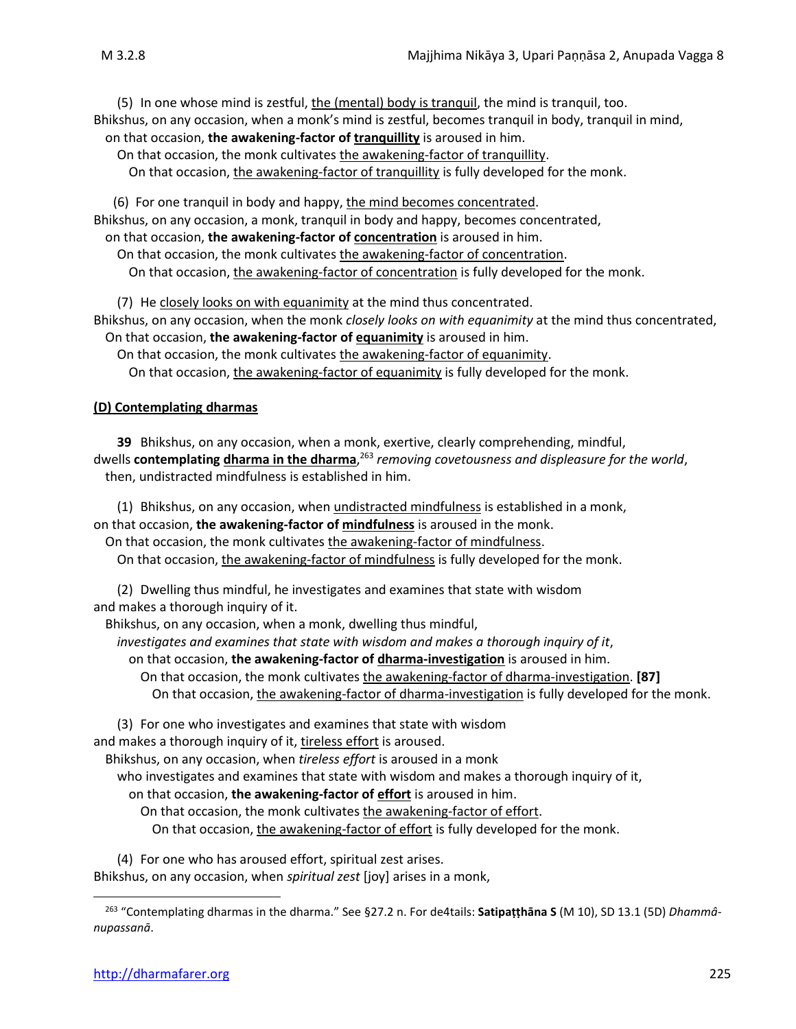(5) In one whose mind is zestful, <u>the (mental) body is tranquil</u>, the mind is tranquil, too.
Bhikshus, on any occasion, when a monk's mind is zestful, becomes tranquil in body, tranquil in mind,
on that occasion, **the awakening-factor of <u>tranquillity</u>** is aroused in him.
On that occasion, the monk cultivates <u>the awakening-factor of tranquillity</u>.
On that occasion, <u>the awakening-factor of tranquillity</u> is fully developed for the monk.

(6) For one tranquil in body and happy, <u>the mind becomes concentrated</u>.
Bhikshus, on any occasion, a monk, tranquil in body and happy, becomes concentrated,
on that occasion, **the awakening-factor of <u>concentration</u>** is aroused in him.
On that occasion, the monk cultivates <u>the awakening-factor of concentration</u>.
On that occasion, <u>the awakening-factor of concentration</u> is fully developed for the monk.

(7) He <u>closely looks on with equanimity</u> at the mind thus concentrated.
Bhikshus, on any occasion, when the monk *closely looks on with equanimity* at the mind thus concentrated,
On that occasion, **the awakening-factor of <u>equanimity</u>** is aroused in him.
On that occasion, the monk cultivates <u>the awakening-factor of equanimity</u>.
On that occasion, <u>the awakening-factor of equanimity</u> is fully developed for the monk.

**<u>(D) Contemplating dharmas</u>**

**39** Bhikshus, on any occasion, when a monk, exertive, clearly comprehending, mindful,
dwells **contemplating <u>dharma in the dharma</u>**,[263] *removing covetousness and displeasure for the world*,
then, undistracted mindfulness is established in him.

(1) Bhikshus, on any occasion, when <u>undistracted mindfulness</u> is established in a monk,
on that occasion, **the awakening-factor of <u>mindfulness</u>** is aroused in the monk.
On that occasion, the monk cultivates <u>the awakening-factor of mindfulness</u>.
On that occasion, <u>the awakening-factor of mindfulness</u> is fully developed for the monk.

(2) Dwelling thus mindful, he investigates and examines that state with wisdom
and makes a thorough inquiry of it.
Bhikshus, on any occasion, when a monk, dwelling thus mindful,
*investigates and examines that state with wisdom and makes a thorough inquiry of it*,
on that occasion, **the awakening-factor of <u>dharma-investigation</u>** is aroused in him.
On that occasion, the monk cultivates <u>the awakening-factor of dharma-investigation</u>. **[87]**
On that occasion, <u>the awakening-factor of dharma-investigation</u> is fully developed for the monk.

(3) For one who investigates and examines that state with wisdom
and makes a thorough inquiry of it, <u>tireless effort</u> is aroused.
Bhikshus, on any occasion, when *tireless effort* is aroused in a monk
who investigates and examines that state with wisdom and makes a thorough inquiry of it,
on that occasion, **the awakening-factor of <u>effort</u>** is aroused in him.
On that occasion, the monk cultivates <u>the awakening-factor of effort</u>.
On that occasion, <u>the awakening-factor of effort</u> is fully developed for the monk.

(4) For one who has aroused effort, spiritual zest arises.
Bhikshus, on any occasion, when *spiritual zest* [joy] arises in a monk,

---

[263] "Contemplating dharmas in the dharma." See §27.2 n. For de4tails: **Satipaṭṭhāna S** (M 10), SD 13.1 (5D) *Dhammânupassanā*.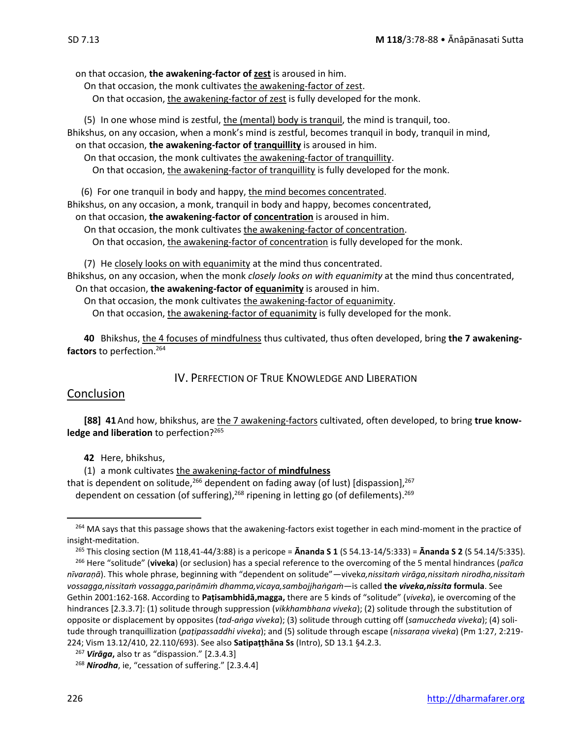on that occasion, **the awakening-factor of zest** is aroused in him.
On that occasion, the monk cultivates the awakening-factor of zest.
On that occasion, the awakening-factor of zest is fully developed for the monk.

(5) In one whose mind is zestful, the (mental) body is tranquil, the mind is tranquil, too.
Bhikshus, on any occasion, when a monk's mind is zestful, becomes tranquil in body, tranquil in mind,
on that occasion, **the awakening-factor of tranquillity** is aroused in him.
On that occasion, the monk cultivates the awakening-factor of tranquillity.
On that occasion, the awakening-factor of tranquillity is fully developed for the monk.

(6) For one tranquil in body and happy, the mind becomes concentrated.
Bhikshus, on any occasion, a monk, tranquil in body and happy, becomes concentrated,
on that occasion, **the awakening-factor of concentration** is aroused in him.
On that occasion, the monk cultivates the awakening-factor of concentration.
On that occasion, the awakening-factor of concentration is fully developed for the monk.

(7) He closely looks on with equanimity at the mind thus concentrated.
Bhikshus, on any occasion, when the monk *closely looks on with equanimity* at the mind thus concentrated,
On that occasion, **the awakening-factor of equanimity** is aroused in him.
On that occasion, the monk cultivates the awakening-factor of equanimity.
On that occasion, the awakening-factor of equanimity is fully developed for the monk.

**40** Bhikshus, the 4 focuses of mindfulness thus cultivated, thus often developed, bring **the 7 awakening-factors** to perfection.[264]

## IV. Perfection of True Knowledge and Liberation

### Conclusion

**[88] 41** And how, bhikshus, are the 7 awakening-factors cultivated, often developed, to bring **true knowledge and liberation** to perfection?[265]

**42** Here, bhikshus,

(1) a monk cultivates the awakening-factor of **mindfulness**
that is dependent on solitude,[266] dependent on fading away (of lust) [dispassion],[267]
dependent on cessation (of suffering),[268] ripening in letting go (of defilements).[269]

---

[264] MA says that this passage shows that the awakening-factors exist together in each mind-moment in the practice of insight-meditation.

[265] This closing section (M 118,41-44/3:88) is a pericope = **Ānanda S 1** (S 54.13-14/5:333) = **Ānanda S 2** (S 54.14/5:335).

[266] Here "solitude" (**viveka**) (or seclusion) has a special reference to the overcoming of the 5 mental hindrances (*pañca nīvaraṇā*). This whole phrase, beginning with "dependent on solitude"—*viveka,nissitaṁ virāga,nissitaṁ nirodha,nissitaṁ vossagga,nissitaṁ vossagga,pariṇāmiṁ dhamma,vicaya,sambojjhaṅgaṁ*—is called **the *viveka,nissita* formula**. See Gethin 2001:162-168. According to **Paṭisambhidā,magga,** there are 5 kinds of "solitude" (*viveka*), ie overcoming of the hindrances [2.3.3.7]: (1) solitude through suppression (*vikkhambhana viveka*); (2) solitude through the substitution of opposite or displacement by opposites (*tad-aṅga viveka*); (3) solitude through cutting off (*samuccheda viveka*); (4) solitude through tranquillization (*paṭipassaddhi viveka*); and (5) solitude through escape (*nissaraṇa viveka*) (Pm 1:27, 2:219-224; Vism 13.12/410, 22.110/693). See also **Satipaṭṭhāna Ss** (Intro), SD 13.1 §4.2.3.

[267] ***Virāga*,** also tr as "dispassion." [2.3.4.3]

[268] ***Nirodha***, ie, "cessation of suffering." [2.3.4.4]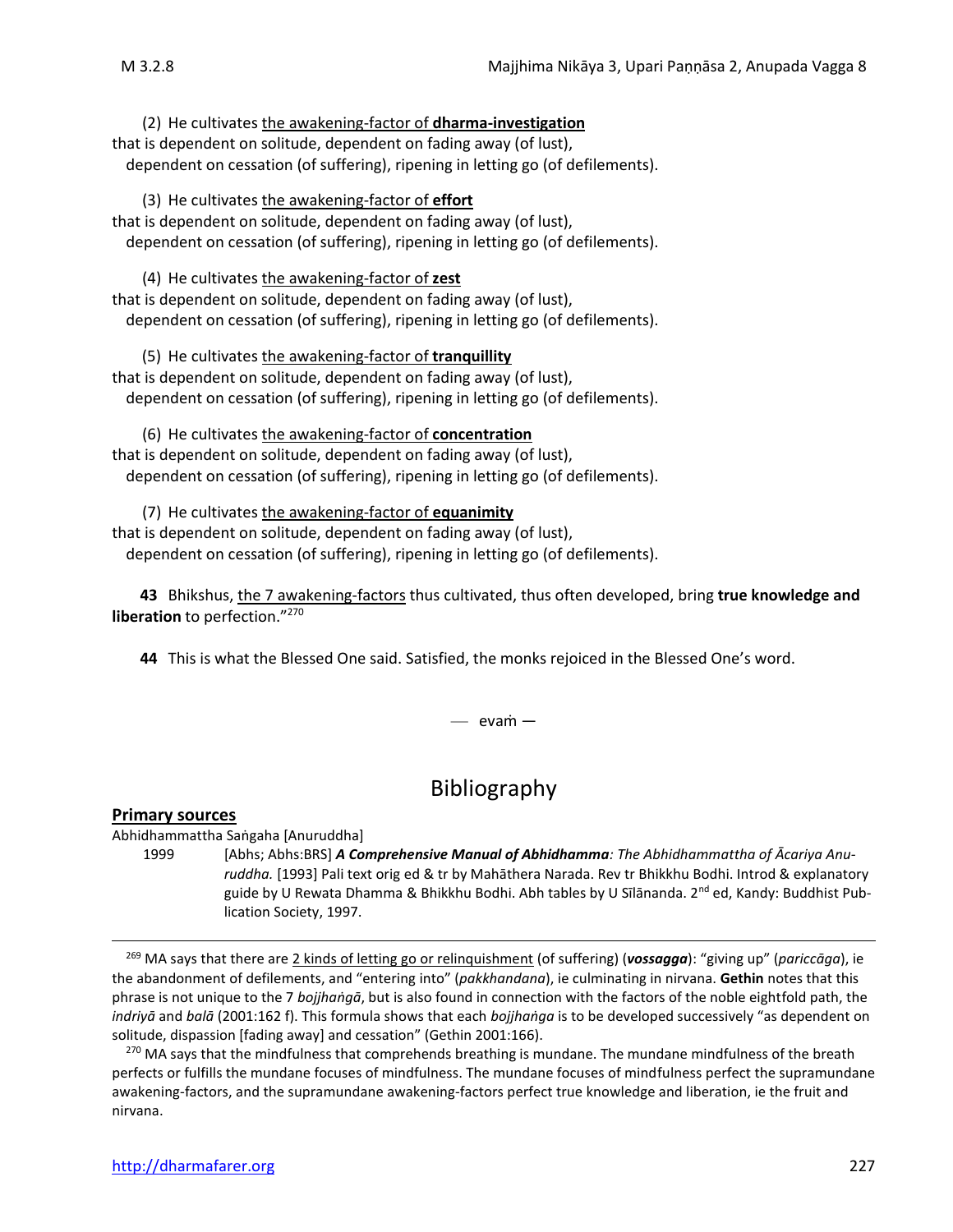(2) He cultivates <u>the awakening-factor of **dharma-investigation**</u>
that is dependent on solitude, dependent on fading away (of lust),
dependent on cessation (of suffering), ripening in letting go (of defilements).

(3) He cultivates <u>the awakening-factor of **effort**</u>
that is dependent on solitude, dependent on fading away (of lust),
dependent on cessation (of suffering), ripening in letting go (of defilements).

(4) He cultivates <u>the awakening-factor of **zest**</u>
that is dependent on solitude, dependent on fading away (of lust),
dependent on cessation (of suffering), ripening in letting go (of defilements).

(5) He cultivates <u>the awakening-factor of **tranquillity**</u>
that is dependent on solitude, dependent on fading away (of lust),
dependent on cessation (of suffering), ripening in letting go (of defilements).

(6) He cultivates <u>the awakening-factor of **concentration**</u>
that is dependent on solitude, dependent on fading away (of lust),
dependent on cessation (of suffering), ripening in letting go (of defilements).

(7) He cultivates <u>the awakening-factor of **equanimity**</u>
that is dependent on solitude, dependent on fading away (of lust),
dependent on cessation (of suffering), ripening in letting go (of defilements).

**43** Bhikshus, <u>the 7 awakening-factors</u> thus cultivated, thus often developed, bring **true knowledge and liberation** to perfection."[270]

**44** This is what the Blessed One said. Satisfied, the monks rejoiced in the Blessed One's word.

— evaṁ —

# Bibliography

## Primary sources

Abhidhammattha Saṅgaha [Anuruddha]

1999 [Abhs; Abhs:BRS] ***A Comprehensive Manual of Abhidhamma**: The Abhidhammattha of Ācariya Anuruddha.* [1993] Pali text orig ed & tr by Mahāthera Narada. Rev tr Bhikkhu Bodhi. Introd & explanatory guide by U Rewata Dhamma & Bhikkhu Bodhi. Abh tables by U Sīlānanda. 2nd ed, Kandy: Buddhist Publication Society, 1997.

---

[269] MA says that there are <u>2 kinds of letting go or relinquishment</u> (of suffering) (***vossagga***): "giving up" (*pariccāga*), ie the abandonment of defilements, and "entering into" (*pakkhandana*), ie culminating in nirvana. **Gethin** notes that this phrase is not unique to the 7 *bojjhaṅgā*, but is also found in connection with the factors of the noble eightfold path, the *indriyā* and *balā* (2001:162 f). This formula shows that each *bojjhaṅga* is to be developed successively "as dependent on solitude, dispassion [fading away] and cessation" (Gethin 2001:166).

[270] MA says that the mindfulness that comprehends breathing is mundane. The mundane mindfulness of the breath perfects or fulfills the mundane focuses of mindfulness. The mundane focuses of mindfulness perfect the supramundane awakening-factors, and the supramundane awakening-factors perfect true knowledge and liberation, ie the fruit and nirvana.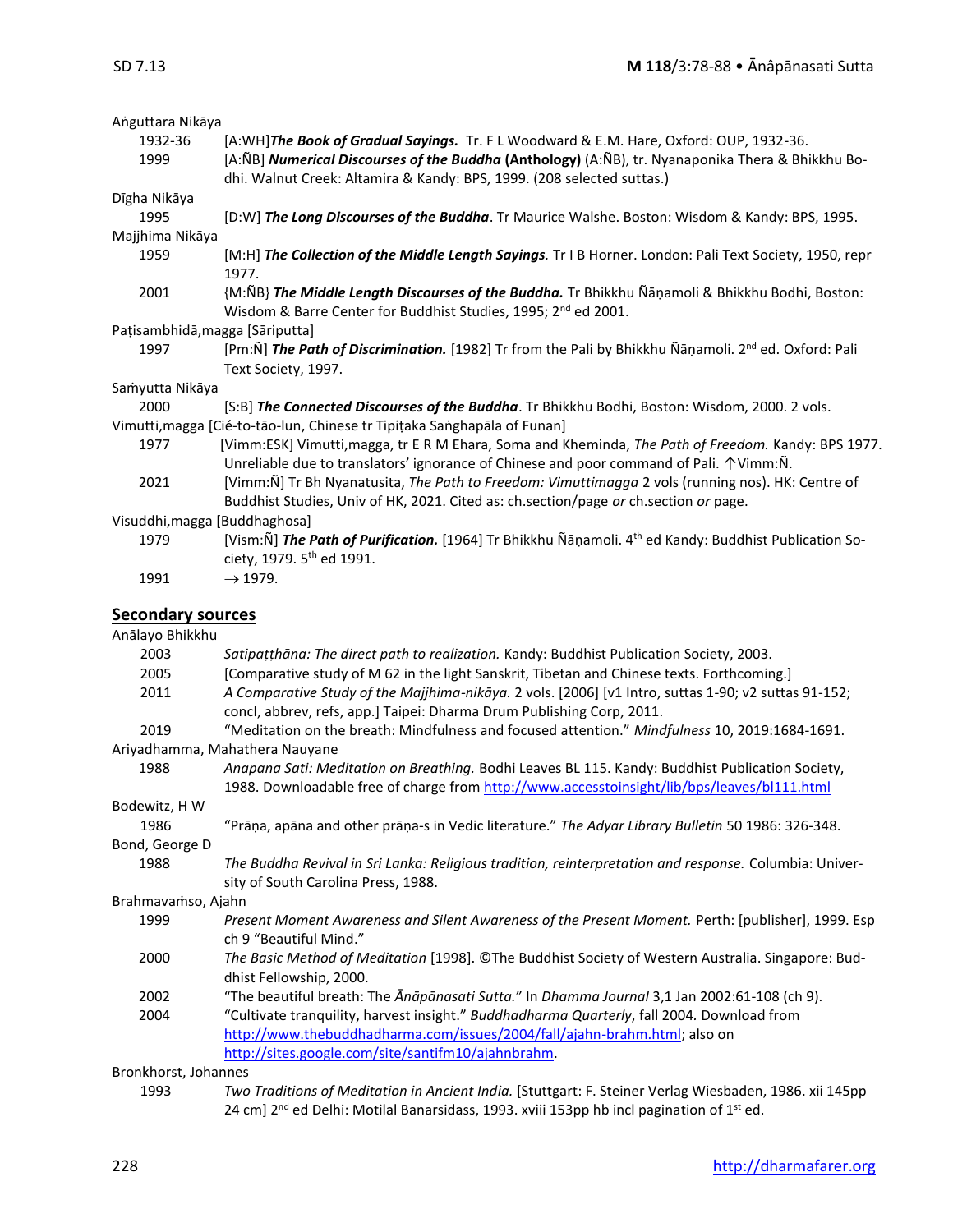Aṅguttara Nikāya

1932-36 [A:WH]***The Book of Gradual Sayings.*** Tr. F L Woodward & E.M. Hare, Oxford: OUP, 1932-36.

1999 [A:ÑB] ***Numerical Discourses of the Buddha* (Anthology)** (A:ÑB), tr. Nyanaponika Thera & Bhikkhu Bodhi. Walnut Creek: Altamira & Kandy: BPS, 1999. (208 selected suttas.)

Dīgha Nikāya

1995 [D:W] ***The Long Discourses of the Buddha***. Tr Maurice Walshe. Boston: Wisdom & Kandy: BPS, 1995.

Majjhima Nikāya

1959 [M:H] ***The Collection of the Middle Length Sayings.*** Tr I B Horner. London: Pali Text Society, 1950, repr 1977.

2001 {M:ÑB} ***The Middle Length Discourses of the Buddha.*** Tr Bhikkhu Ñāṇamoli & Bhikkhu Bodhi, Boston: Wisdom & Barre Center for Buddhist Studies, 1995; 2nd ed 2001.

Paṭisambhidā,magga [Sāriputta]

1997 [Pm:Ñ] ***The Path of Discrimination.*** [1982] Tr from the Pali by Bhikkhu Ñāṇamoli. 2nd ed. Oxford: Pali Text Society, 1997.

Saṁyutta Nikāya

2000 [S:B] ***The Connected Discourses of the Buddha***. Tr Bhikkhu Bodhi, Boston: Wisdom, 2000. 2 vols.

Vimutti,magga [Cié-to-tāo-lun, Chinese tr Tipiṭaka Saṅghapāla of Funan]

1977 [Vimm:ESK] Vimutti,magga, tr E R M Ehara, Soma and Kheminda, *The Path of Freedom.* Kandy: BPS 1977. Unreliable due to translators' ignorance of Chinese and poor command of Pali. ↑Vimm:Ñ.

2021 [Vimm:Ñ] Tr Bh Nyanatusita, *The Path to Freedom: Vimuttimagga* 2 vols (running nos). HK: Centre of Buddhist Studies, Univ of HK, 2021. Cited as: ch.section/page *or* ch.section *or* page.

Visuddhi,magga [Buddhaghosa]

1979 [Vism:Ñ] ***The Path of Purification.*** [1964] Tr Bhikkhu Ñāṇamoli. 4th ed Kandy: Buddhist Publication Society, 1979. 5th ed 1991.

1991 → 1979.

## Secondary sources

Anālayo Bhikkhu

2003 *Satipaṭṭhāna: The direct path to realization.* Kandy: Buddhist Publication Society, 2003.

2005 [Comparative study of M 62 in the light Sanskrit, Tibetan and Chinese texts. Forthcoming.]

2011 *A Comparative Study of the Majjhima-nikāya.* 2 vols. [2006] [v1 Intro, suttas 1-90; v2 suttas 91-152; concl, abbrev, refs, app.] Taipei: Dharma Drum Publishing Corp, 2011.

2019 "Meditation on the breath: Mindfulness and focused attention." *Mindfulness* 10, 2019:1684-1691.

Ariyadhamma, Mahathera Nauyane

1988 *Anapana Sati: Meditation on Breathing.* Bodhi Leaves BL 115. Kandy: Buddhist Publication Society, 1988. Downloadable free of charge from http://www.accesstoinsight.org/lib/bps/leaves/bl111.html

Bodewitz, H W

1986 "Prāṇa, apāna and other prāṇa-s in Vedic literature." *The Adyar Library Bulletin* 50 1986: 326-348.

Bond, George D

1988 *The Buddha Revival in Sri Lanka: Religious tradition, reinterpretation and response.* Columbia: University of South Carolina Press, 1988.

Brahmavaṁso, Ajahn

1999 *Present Moment Awareness and Silent Awareness of the Present Moment.* Perth: [publisher], 1999. Esp ch 9 "Beautiful Mind."

2000 *The Basic Method of Meditation* [1998]. ©The Buddhist Society of Western Australia. Singapore: Buddhist Fellowship, 2000.

2002 "The beautiful breath: The *Ānāpānasati Sutta.*" In *Dhamma Journal* 3,1 Jan 2002:61-108 (ch 9).

2004 "Cultivate tranquility, harvest insight." *Buddhadharma Quarterly*, fall 2004. Download from http://www.thebuddhadharma.com/issues/2004/fall/ajahn-brahm.html; also on http://sites.google.com/site/santifm10/ajahnbrahm.

Bronkhorst, Johannes

1993 *Two Traditions of Meditation in Ancient India.* [Stuttgart: F. Steiner Verlag Wiesbaden, 1986. xii 145pp 24 cm] 2nd ed Delhi: Motilal Banarsidass, 1993. xviii 153pp hb incl pagination of 1st ed.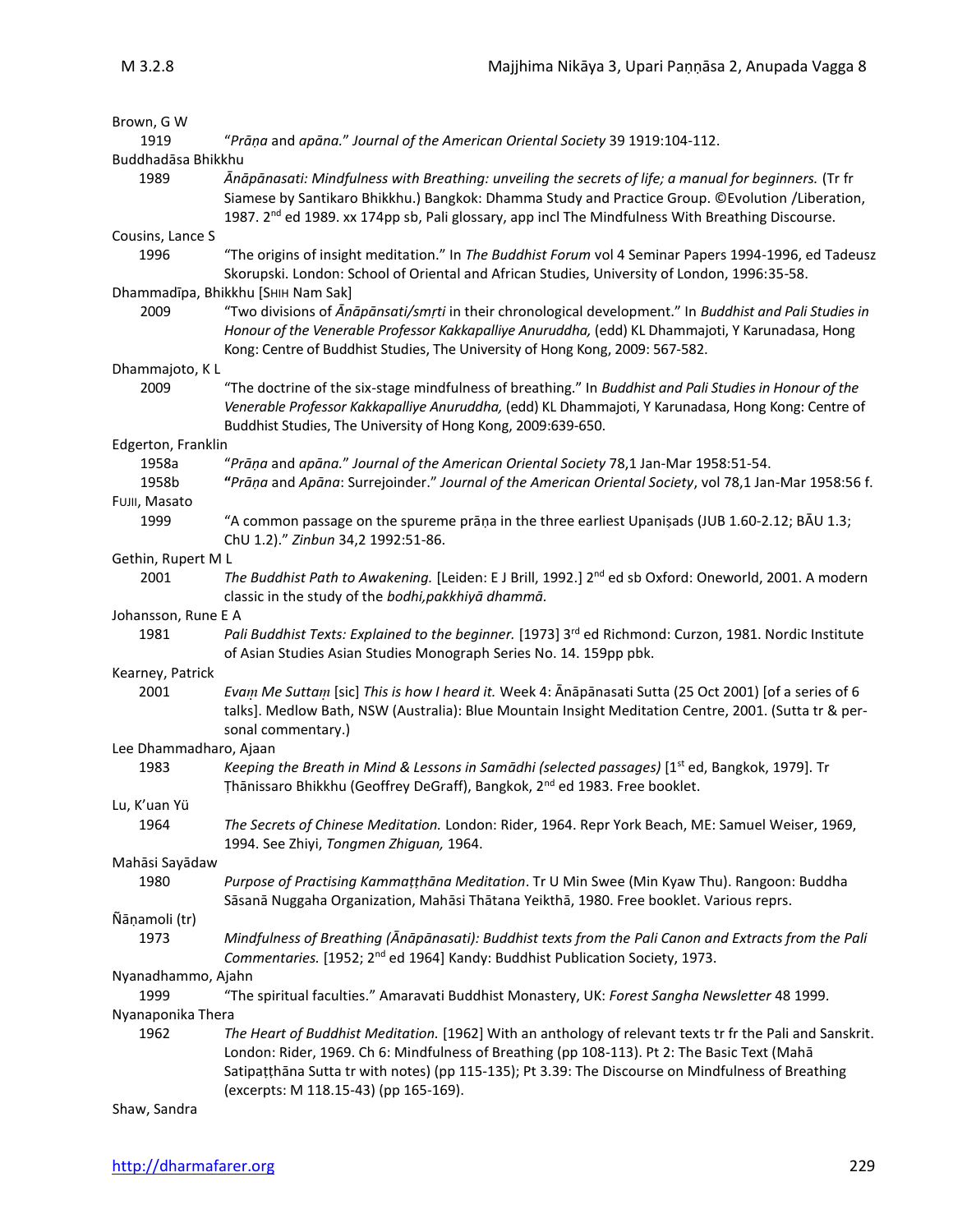Brown, G W

1919 "*Prāṇa* and *apāna*." *Journal of the American Oriental Society* 39 1919:104-112.

Buddhadāsa Bhikkhu

1989 *Ānāpānasati: Mindfulness with Breathing: unveiling the secrets of life; a manual for beginners.* (Tr fr Siamese by Santikaro Bhikkhu.) Bangkok: Dhamma Study and Practice Group. ©Evolution /Liberation, 1987. 2nd ed 1989. xx 174pp sb, Pali glossary, app incl The Mindfulness With Breathing Discourse.

Cousins, Lance S

1996 "The origins of insight meditation." In *The Buddhist Forum* vol 4 Seminar Papers 1994-1996, ed Tadeusz Skorupski. London: School of Oriental and African Studies, University of London, 1996:35-58.

Dhammadīpa, Bhikkhu [SHIH Nam Sak]

2009 "Two divisions of *Ānāpānsati/smṛti* in their chronological development." In *Buddhist and Pali Studies in Honour of the Venerable Professor Kakkapalliye Anuruddha,* (edd) KL Dhammajoti, Y Karunadasa, Hong Kong: Centre of Buddhist Studies, The University of Hong Kong, 2009: 567-582.

Dhammajoto, K L

2009 "The doctrine of the six-stage mindfulness of breathing." In *Buddhist and Pali Studies in Honour of the Venerable Professor Kakkapalliye Anuruddha,* (edd) KL Dhammajoti, Y Karunadasa, Hong Kong: Centre of Buddhist Studies, The University of Hong Kong, 2009:639-650.

Edgerton, Franklin

1958a "*Prāṇa* and *apāna*." *Journal of the American Oriental Society* 78,1 Jan-Mar 1958:51-54.

1958b **"***Prāṇa* and *Apāna*: Surrejoinder." *Journal of the American Oriental Society*, vol 78,1 Jan-Mar 1958:56 f.

FUJII, Masato

1999 "A common passage on the spureme prāṇa in the three earliest Upaniṣads (JUB 1.60-2.12; BĀU 1.3; ChU 1.2)." *Zinbun* 34,2 1992:51-86.

Gethin, Rupert M L

2001 *The Buddhist Path to Awakening.* [Leiden: E J Brill, 1992.] 2nd ed sb Oxford: Oneworld, 2001. A modern classic in the study of the *bodhi,pakkhiyā dhammā.*

Johansson, Rune E A

1981 *Pali Buddhist Texts: Explained to the beginner.* [1973] 3rd ed Richmond: Curzon, 1981. Nordic Institute of Asian Studies Asian Studies Monograph Series No. 14. 159pp pbk.

Kearney, Patrick

2001 *Evaṃ Me Suttaṃ* [sic] *This is how I heard it.* Week 4: Ānāpānasati Sutta (25 Oct 2001) [of a series of 6 talks]. Medlow Bath, NSW (Australia): Blue Mountain Insight Meditation Centre, 2001. (Sutta tr & personal commentary.)

Lee Dhammadharo, Ajaan

1983 *Keeping the Breath in Mind & Lessons in Samādhi (selected passages)* [1st ed, Bangkok, 1979]. Tr Ṭhānissaro Bhikkhu (Geoffrey DeGraff), Bangkok, 2nd ed 1983. Free booklet.

Lu, K'uan Yü

1964 *The Secrets of Chinese Meditation.* London: Rider, 1964. Repr York Beach, ME: Samuel Weiser, 1969, 1994. See Zhiyi, *Tongmen Zhiguan,* 1964.

Mahāsi Sayādaw

1980 *Purpose of Practising Kammaṭṭhāna Meditation*. Tr U Min Swee (Min Kyaw Thu). Rangoon: Buddha Sāsanā Nuggaha Organization, Mahāsi Thātana Yeikthā, 1980. Free booklet. Various reprs.

Ñāṇamoli (tr)

1973 *Mindfulness of Breathing (Ānāpānasati): Buddhist texts from the Pali Canon and Extracts from the Pali Commentaries.* [1952; 2nd ed 1964] Kandy: Buddhist Publication Society, 1973.

Nyanadhammo, Ajahn

1999 "The spiritual faculties." Amaravati Buddhist Monastery, UK: *Forest Sangha Newsletter* 48 1999.

Nyanaponika Thera

1962 *The Heart of Buddhist Meditation.* [1962] With an anthology of relevant texts tr fr the Pali and Sanskrit. London: Rider, 1969. Ch 6: Mindfulness of Breathing (pp 108-113). Pt 2: The Basic Text (Mahā Satipaṭṭhāna Sutta tr with notes) (pp 115-135); Pt 3.39: The Discourse on Mindfulness of Breathing (excerpts: M 118.15-43) (pp 165-169).

Shaw, Sandra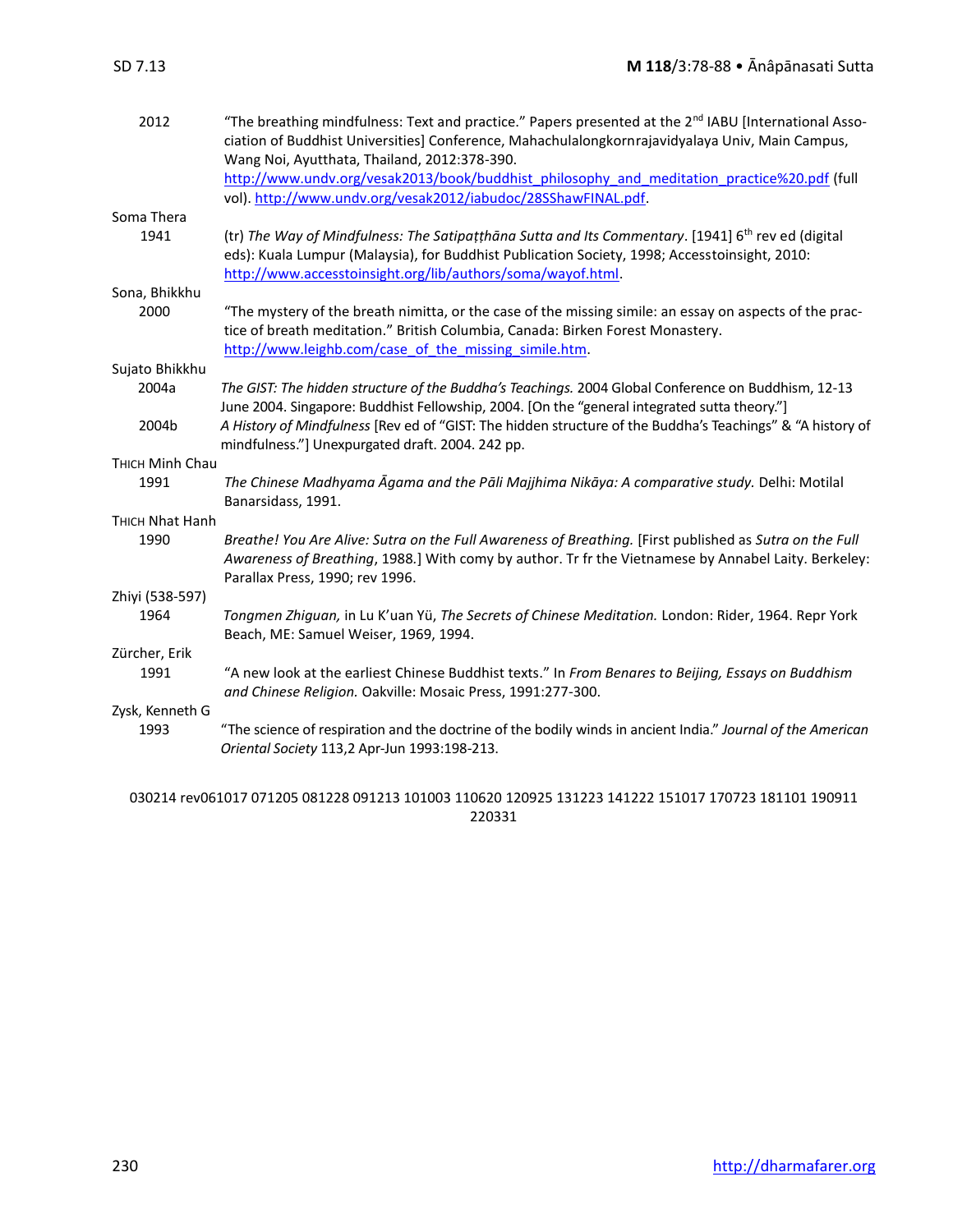2012 “The breathing mindfulness: Text and practice.” Papers presented at the 2nd IABU [International Association of Buddhist Universities] Conference, Mahachulalongkornrajavidyalaya Univ, Main Campus, Wang Noi, Ayutthata, Thailand, 2012:378-390. http://www.undv.org/vesak2013/book/buddhist_philosophy_and_meditation_practice%20.pdf (full vol). http://www.undv.org/vesak2012/iabudoc/28SShawFINAL.pdf.

Soma Thera

1941 (tr) *The Way of Mindfulness: The Satipaṭṭhāna Sutta and Its Commentary*. [1941] 6th rev ed (digital eds): Kuala Lumpur (Malaysia), for Buddhist Publication Society, 1998; Accesstoinsight, 2010: http://www.accesstoinsight.org/lib/authors/soma/wayof.html.

Sona, Bhikkhu

2000 “The mystery of the breath nimitta, or the case of the missing simile: an essay on aspects of the practice of breath meditation.” British Columbia, Canada: Birken Forest Monastery. http://www.leighb.com/case_of_the_missing_simile.htm.

Sujato Bhikkhu

2004a *The GIST: The hidden structure of the Buddha's Teachings.* 2004 Global Conference on Buddhism, 12-13 June 2004. Singapore: Buddhist Fellowship, 2004. [On the “general integrated sutta theory.”]

2004b *A History of Mindfulness* [Rev ed of “GIST: The hidden structure of the Buddha's Teachings” & “A history of mindfulness.”] Unexpurgated draft. 2004. 242 pp.

THICH Minh Chau

1991 *The Chinese Madhyama Āgama and the Pāli Majjhima Nikāya: A comparative study.* Delhi: Motilal Banarsidass, 1991.

THICH Nhat Hanh

1990 *Breathe! You Are Alive: Sutra on the Full Awareness of Breathing.* [First published as *Sutra on the Full Awareness of Breathing*, 1988.] With comy by author. Tr fr the Vietnamese by Annabel Laity. Berkeley: Parallax Press, 1990; rev 1996.

Zhiyi (538-597)

1964 *Tongmen Zhiguan,* in Lu K'uan Yü, *The Secrets of Chinese Meditation.* London: Rider, 1964. Repr York Beach, ME: Samuel Weiser, 1969, 1994.

Zürcher, Erik

1991 “A new look at the earliest Chinese Buddhist texts.” In *From Benares to Beijing, Essays on Buddhism and Chinese Religion.* Oakville: Mosaic Press, 1991:277-300.

Zysk, Kenneth G

1993 “The science of respiration and the doctrine of the bodily winds in ancient India.” *Journal of the American Oriental Society* 113,2 Apr-Jun 1993:198-213.

030214 rev061017 071205 081228 091213 101003 110620 120925 131223 141222 151017 170723 181101 190911 220331